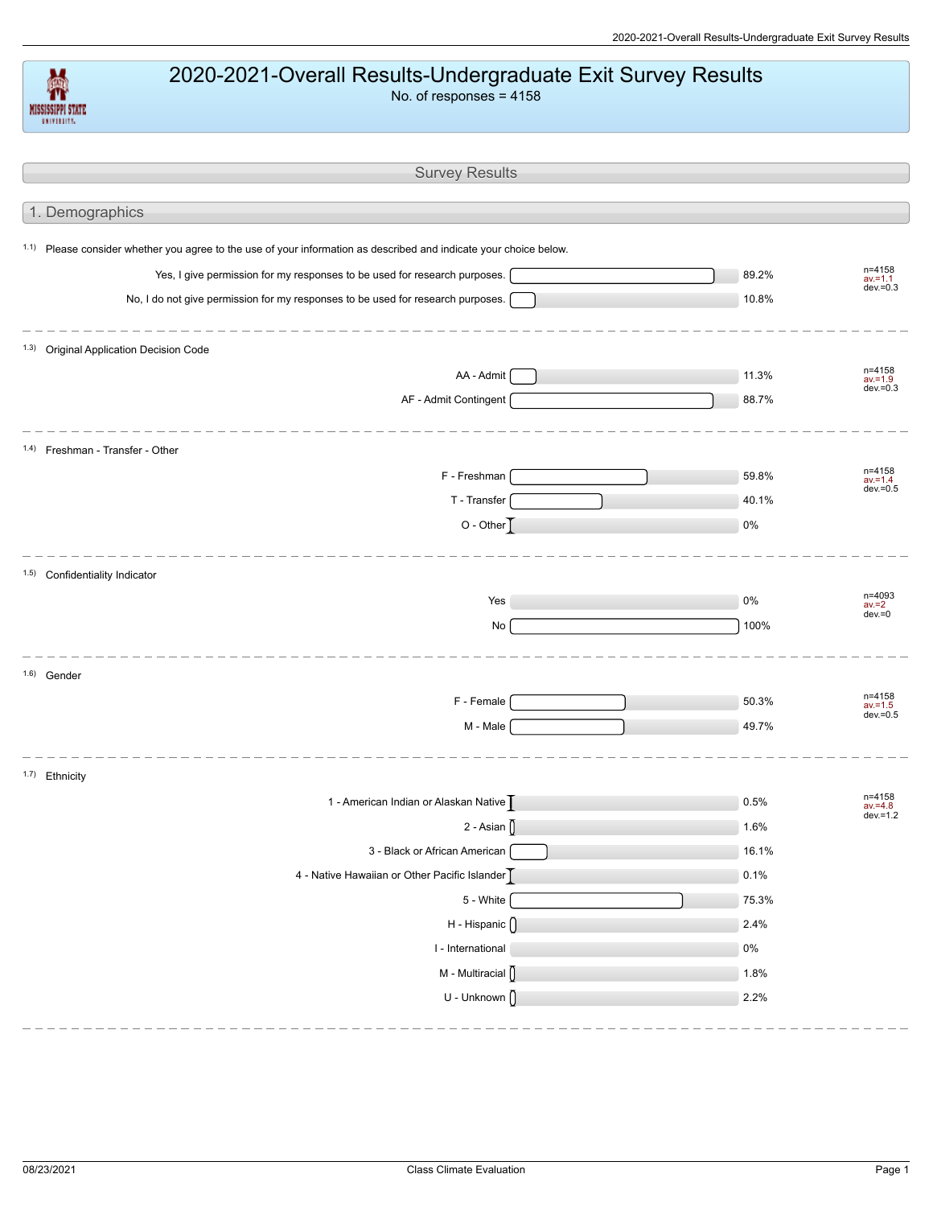# 2020-2021-Overall Results-Undergraduate Exit Survey Results

No. of responses = 4158

## Survey Results

### 1. Demographics

1.1) Please consider whether you agree to the use of your information as described and indicate your choice below.

| Response | Percent |
|---|---|
| Yes, I give permission for my responses to be used for research purposes. | 89.2% |
| No, I do not give permission for my responses to be used for research purposes. | 10.8% |

n=4158
av.=1.1
dev.=0.3

---

1.3) Original Application Decision Code

| Response | Percent |
|---|---|
| AA - Admit | 11.3% |
| AF - Admit Contingent | 88.7% |

n=4158
av.=1.9
dev.=0.3

---

1.4) Freshman - Transfer - Other

| Response | Percent |
|---|---|
| F - Freshman | 59.8% |
| T - Transfer | 40.1% |
| O - Other | 0% |

n=4158
av.=1.4
dev.=0.5

---

1.5) Confidentiality Indicator

| Response | Percent |
|---|---|
| Yes | 0% |
| No | 100% |

n=4093
av.=2
dev.=0

---

1.6) Gender

| Response | Percent |
|---|---|
| F - Female | 50.3% |
| M - Male | 49.7% |

n=4158
av.=1.5
dev.=0.5

---

1.7) Ethnicity

| Response | Percent |
|---|---|
| 1 - American Indian or Alaskan Native | 0.5% |
| 2 - Asian | 1.6% |
| 3 - Black or African American | 16.1% |
| 4 - Native Hawaiian or Other Pacific Islander | 0.1% |
| 5 - White | 75.3% |
| H - Hispanic | 2.4% |
| I - International | 0% |
| M - Multiracial | 1.8% |
| U - Unknown | 2.2% |

n=4158
av.=4.8
dev.=1.2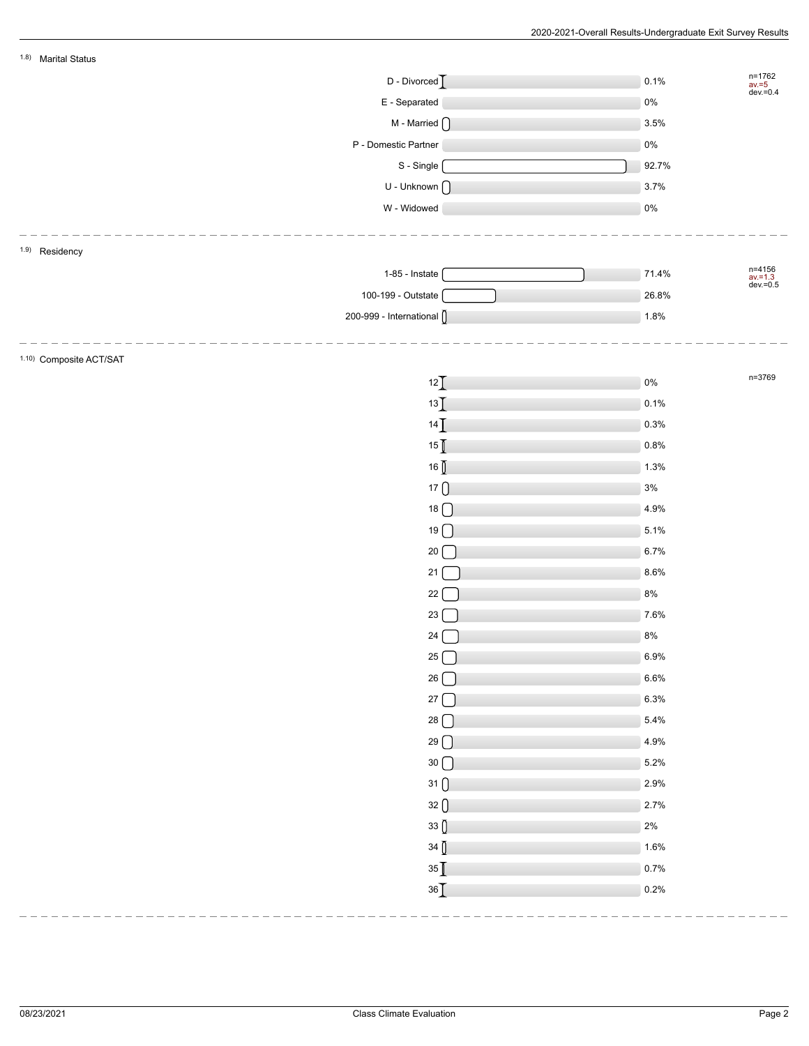### 1.8) Marital Status

| Response | Percentage |
| --- | --- |
| D - Divorced | 0.1% |
| E - Separated | 0% |
| M - Married | 3.5% |
| P - Domestic Partner | 0% |
| S - Single | 92.7% |
| U - Unknown | 3.7% |
| W - Widowed | 0% |

n=1762
av.=5
dev.=0.4

### 1.9) Residency

| Response | Percentage |
| --- | --- |
| 1-85 - Instate | 71.4% |
| 100-199 - Outstate | 26.8% |
| 200-999 - International | 1.8% |

n=4156
av.=1.3
dev.=0.5

### 1.10) Composite ACT/SAT

| Response | Percentage |
| --- | --- |
| 12 | 0% |
| 13 | 0.1% |
| 14 | 0.3% |
| 15 | 0.8% |
| 16 | 1.3% |
| 17 | 3% |
| 18 | 4.9% |
| 19 | 5.1% |
| 20 | 6.7% |
| 21 | 8.6% |
| 22 | 8% |
| 23 | 7.6% |
| 24 | 8% |
| 25 | 6.9% |
| 26 | 6.6% |
| 27 | 6.3% |
| 28 | 5.4% |
| 29 | 4.9% |
| 30 | 5.2% |
| 31 | 2.9% |
| 32 | 2.7% |
| 33 | 2% |
| 34 | 1.6% |
| 35 | 0.7% |
| 36 | 0.2% |

n=3769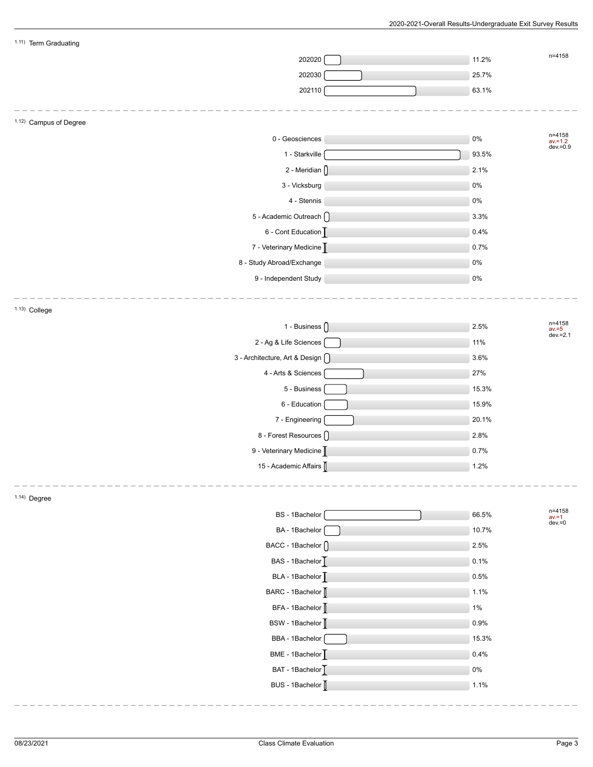### 1.11) Term Graduating

n=4158

| Term | Percent |
|---|---|
| 202020 | 11.2% |
| 202030 | 25.7% |
| 202110 | 63.1% |

### 1.12) Campus of Degree

n=4158
av.=1.2
dev.=0.9

| Campus | Percent |
|---|---|
| 0 - Geosciences | 0% |
| 1 - Starkville | 93.5% |
| 2 - Meridian | 2.1% |
| 3 - Vicksburg | 0% |
| 4 - Stennis | 0% |
| 5 - Academic Outreach | 3.3% |
| 6 - Cont Education | 0.4% |
| 7 - Veterinary Medicine | 0.7% |
| 8 - Study Abroad/Exchange | 0% |
| 9 - Independent Study | 0% |

### 1.13) College

n=4158
av.=5
dev.=2.1

| College | Percent |
|---|---|
| 1 - Business | 2.5% |
| 2 - Ag & Life Sciences | 11% |
| 3 - Architecture, Art & Design | 3.6% |
| 4 - Arts & Sciences | 27% |
| 5 - Business | 15.3% |
| 6 - Education | 15.9% |
| 7 - Engineering | 20.1% |
| 8 - Forest Resources | 2.8% |
| 9 - Veterinary Medicine | 0.7% |
| 15 - Academic Affairs | 1.2% |

### 1.14) Degree

n=4158
av.=1
dev.=0

| Degree | Percent |
|---|---|
| BS - 1Bachelor | 66.5% |
| BA - 1Bachelor | 10.7% |
| BACC - 1Bachelor | 2.5% |
| BAS - 1Bachelor | 0.1% |
| BLA - 1Bachelor | 0.5% |
| BARC - 1Bachelor | 1.1% |
| BFA - 1Bachelor | 1% |
| BSW - 1Bachelor | 0.9% |
| BBA - 1Bachelor | 15.3% |
| BME - 1Bachelor | 0.4% |
| BAT - 1Bachelor | 0% |
| BUS - 1Bachelor | 1.1% |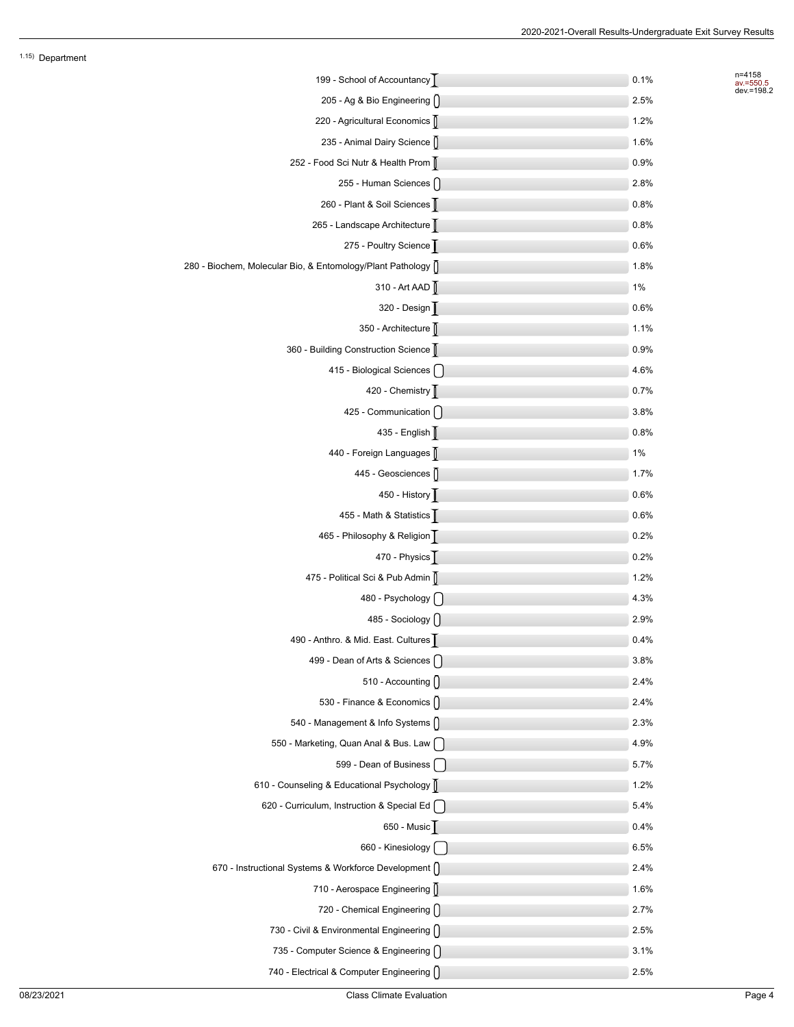1.15) Department

n=4158
av.=550.5
dev.=198.2

| Department | Percent |
|---|---|
| 199 - School of Accountancy | 0.1% |
| 205 - Ag & Bio Engineering | 2.5% |
| 220 - Agricultural Economics | 1.2% |
| 235 - Animal Dairy Science | 1.6% |
| 252 - Food Sci Nutr & Health Prom | 0.9% |
| 255 - Human Sciences | 2.8% |
| 260 - Plant & Soil Sciences | 0.8% |
| 265 - Landscape Architecture | 0.8% |
| 275 - Poultry Science | 0.6% |
| 280 - Biochem, Molecular Bio, & Entomology/Plant Pathology | 1.8% |
| 310 - Art AAD | 1% |
| 320 - Design | 0.6% |
| 350 - Architecture | 1.1% |
| 360 - Building Construction Science | 0.9% |
| 415 - Biological Sciences | 4.6% |
| 420 - Chemistry | 0.7% |
| 425 - Communication | 3.8% |
| 435 - English | 0.8% |
| 440 - Foreign Languages | 1% |
| 445 - Geosciences | 1.7% |
| 450 - History | 0.6% |
| 455 - Math & Statistics | 0.6% |
| 465 - Philosophy & Religion | 0.2% |
| 470 - Physics | 0.2% |
| 475 - Political Sci & Pub Admin | 1.2% |
| 480 - Psychology | 4.3% |
| 485 - Sociology | 2.9% |
| 490 - Anthro. & Mid. East. Cultures | 0.4% |
| 499 - Dean of Arts & Sciences | 3.8% |
| 510 - Accounting | 2.4% |
| 530 - Finance & Economics | 2.4% |
| 540 - Management & Info Systems | 2.3% |
| 550 - Marketing, Quan Anal & Bus. Law | 4.9% |
| 599 - Dean of Business | 5.7% |
| 610 - Counseling & Educational Psychology | 1.2% |
| 620 - Curriculum, Instruction & Special Ed | 5.4% |
| 650 - Music | 0.4% |
| 660 - Kinesiology | 6.5% |
| 670 - Instructional Systems & Workforce Development | 2.4% |
| 710 - Aerospace Engineering | 1.6% |
| 720 - Chemical Engineering | 2.7% |
| 730 - Civil & Environmental Engineering | 2.5% |
| 735 - Computer Science & Engineering | 3.1% |
| 740 - Electrical & Computer Engineering | 2.5% |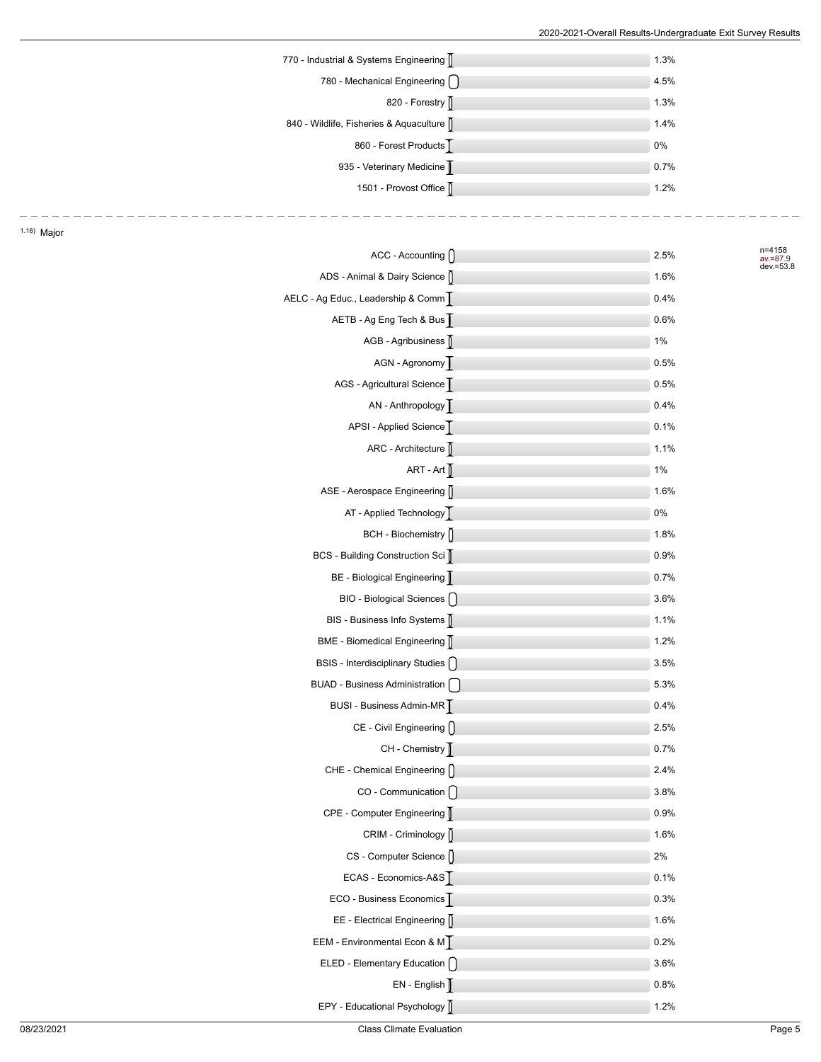| Item | Percentage |
|---|---|
| 770 - Industrial & Systems Engineering | 1.3% |
| 780 - Mechanical Engineering | 4.5% |
| 820 - Forestry | 1.3% |
| 840 - Wildlife, Fisheries & Aquaculture | 1.4% |
| 860 - Forest Products | 0% |
| 935 - Veterinary Medicine | 0.7% |
| 1501 - Provost Office | 1.2% |

1.16) Major

n=4158
av.=87.9
dev.=53.8

| Major | Percentage |
|---|---|
| ACC - Accounting | 2.5% |
| ADS - Animal & Dairy Science | 1.6% |
| AELC - Ag Educ., Leadership & Comm | 0.4% |
| AETB - Ag Eng Tech & Bus | 0.6% |
| AGB - Agribusiness | 1% |
| AGN - Agronomy | 0.5% |
| AGS - Agricultural Science | 0.5% |
| AN - Anthropology | 0.4% |
| APSI - Applied Science | 0.1% |
| ARC - Architecture | 1.1% |
| ART - Art | 1% |
| ASE - Aerospace Engineering | 1.6% |
| AT - Applied Technology | 0% |
| BCH - Biochemistry | 1.8% |
| BCS - Building Construction Sci | 0.9% |
| BE - Biological Engineering | 0.7% |
| BIO - Biological Sciences | 3.6% |
| BIS - Business Info Systems | 1.1% |
| BME - Biomedical Engineering | 1.2% |
| BSIS - Interdisciplinary Studies | 3.5% |
| BUAD - Business Administration | 5.3% |
| BUSI - Business Admin-MR | 0.4% |
| CE - Civil Engineering | 2.5% |
| CH - Chemistry | 0.7% |
| CHE - Chemical Engineering | 2.4% |
| CO - Communication | 3.8% |
| CPE - Computer Engineering | 0.9% |
| CRIM - Criminology | 1.6% |
| CS - Computer Science | 2% |
| ECAS - Economics-A&S | 0.1% |
| ECO - Business Economics | 0.3% |
| EE - Electrical Engineering | 1.6% |
| EEM - Environmental Econ & M | 0.2% |
| ELED - Elementary Education | 3.6% |
| EN - English | 0.8% |
| EPY - Educational Psychology | 1.2% |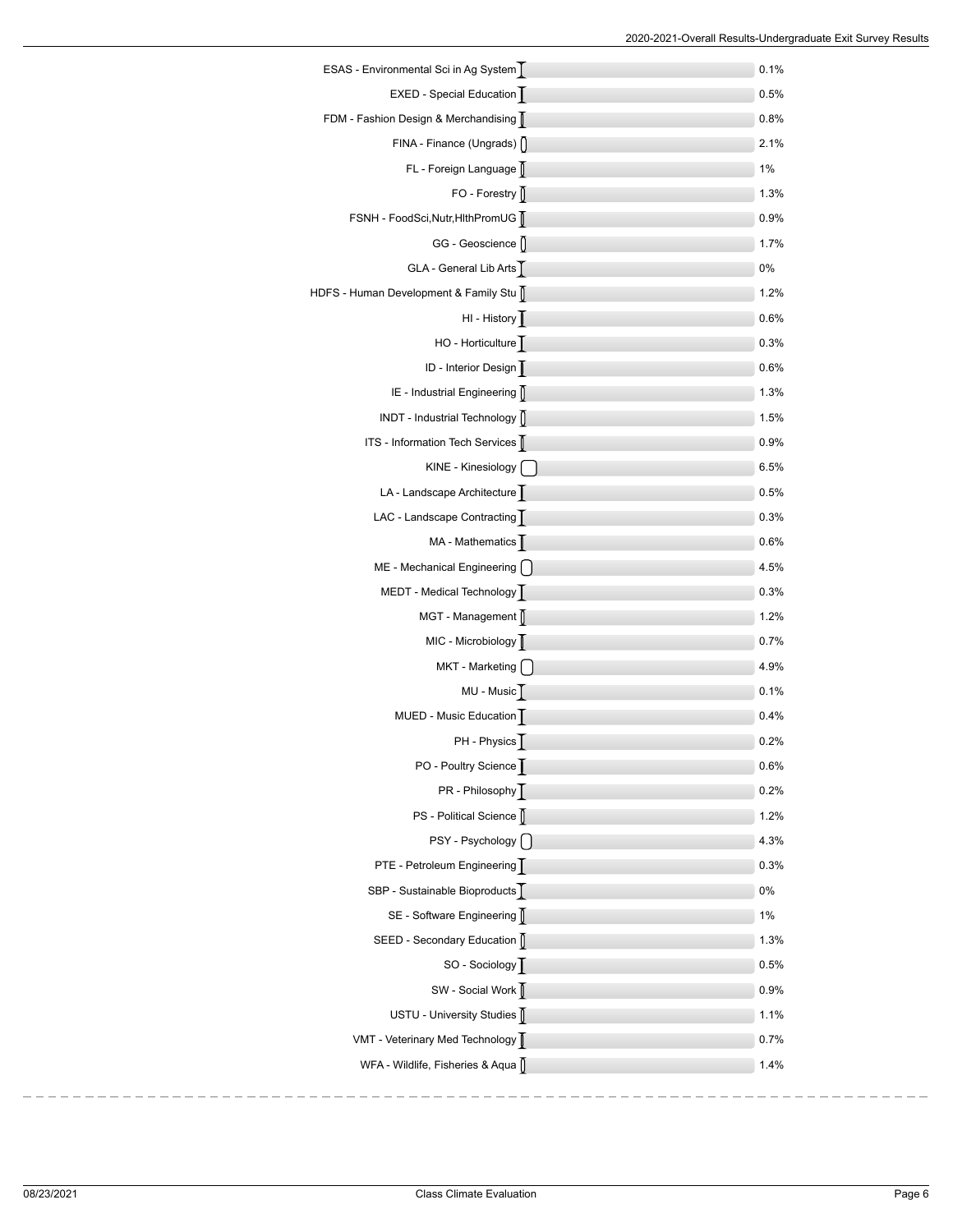| Major | Percent |
|---|---|
| ESAS - Environmental Sci in Ag System | 0.1% |
| EXED - Special Education | 0.5% |
| FDM - Fashion Design & Merchandising | 0.8% |
| FINA - Finance (Ungrads) | 2.1% |
| FL - Foreign Language | 1% |
| FO - Forestry | 1.3% |
| FSNH - FoodSci,Nutr,HlthPromUG | 0.9% |
| GG - Geoscience | 1.7% |
| GLA - General Lib Arts | 0% |
| HDFS - Human Development & Family Stu | 1.2% |
| HI - History | 0.6% |
| HO - Horticulture | 0.3% |
| ID - Interior Design | 0.6% |
| IE - Industrial Engineering | 1.3% |
| INDT - Industrial Technology | 1.5% |
| ITS - Information Tech Services | 0.9% |
| KINE - Kinesiology | 6.5% |
| LA - Landscape Architecture | 0.5% |
| LAC - Landscape Contracting | 0.3% |
| MA - Mathematics | 0.6% |
| ME - Mechanical Engineering | 4.5% |
| MEDT - Medical Technology | 0.3% |
| MGT - Management | 1.2% |
| MIC - Microbiology | 0.7% |
| MKT - Marketing | 4.9% |
| MU - Music | 0.1% |
| MUED - Music Education | 0.4% |
| PH - Physics | 0.2% |
| PO - Poultry Science | 0.6% |
| PR - Philosophy | 0.2% |
| PS - Political Science | 1.2% |
| PSY - Psychology | 4.3% |
| PTE - Petroleum Engineering | 0.3% |
| SBP - Sustainable Bioproducts | 0% |
| SE - Software Engineering | 1% |
| SEED - Secondary Education | 1.3% |
| SO - Sociology | 0.5% |
| SW - Social Work | 0.9% |
| USTU - University Studies | 1.1% |
| VMT - Veterinary Med Technology | 0.7% |
| WFA - Wildlife, Fisheries & Aqua | 1.4% |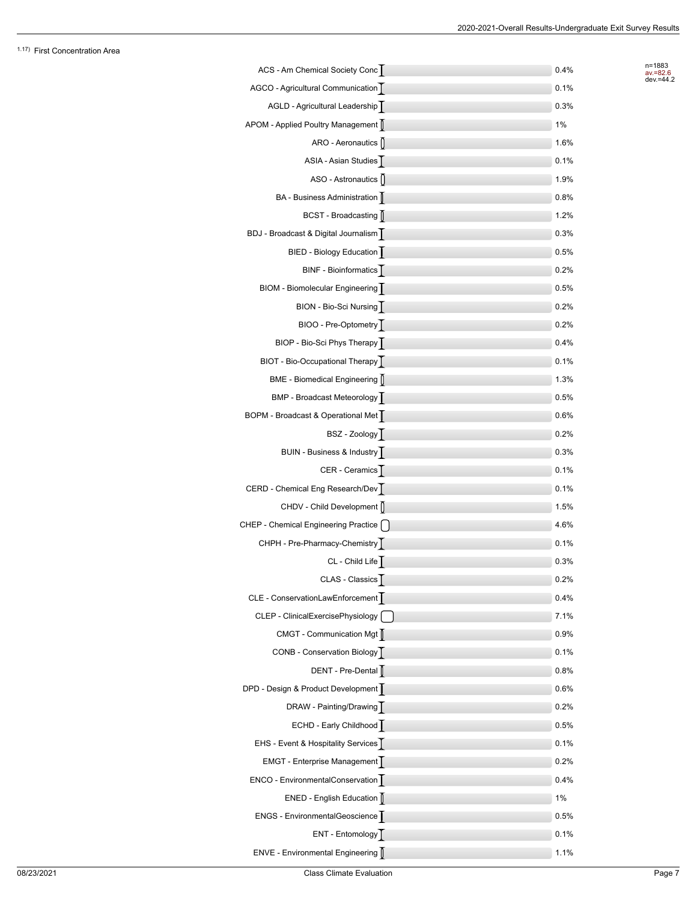1.17) First Concentration Area

n=1883
av.=82.6
dev.=44.2

| Concentration | Percentage |
| --- | --- |
| ACS - Am Chemical Society Conc | 0.4% |
| AGCO - Agricultural Communication | 0.1% |
| AGLD - Agricultural Leadership | 0.3% |
| APOM - Applied Poultry Management | 1% |
| ARO - Aeronautics | 1.6% |
| ASIA - Asian Studies | 0.1% |
| ASO - Astronautics | 1.9% |
| BA - Business Administration | 0.8% |
| BCST - Broadcasting | 1.2% |
| BDJ - Broadcast & Digital Journalism | 0.3% |
| BIED - Biology Education | 0.5% |
| BINF - Bioinformatics | 0.2% |
| BIOM - Biomolecular Engineering | 0.5% |
| BION - Bio-Sci Nursing | 0.2% |
| BIOO - Pre-Optometry | 0.2% |
| BIOP - Bio-Sci Phys Therapy | 0.4% |
| BIOT - Bio-Occupational Therapy | 0.1% |
| BME - Biomedical Engineering | 1.3% |
| BMP - Broadcast Meteorology | 0.5% |
| BOPM - Broadcast & Operational Met | 0.6% |
| BSZ - Zoology | 0.2% |
| BUIN - Business & Industry | 0.3% |
| CER - Ceramics | 0.1% |
| CERD - Chemical Eng Research/Dev | 0.1% |
| CHDV - Child Development | 1.5% |
| CHEP - Chemical Engineering Practice | 4.6% |
| CHPH - Pre-Pharmacy-Chemistry | 0.1% |
| CL - Child Life | 0.3% |
| CLAS - Classics | 0.2% |
| CLE - ConservationLawEnforcement | 0.4% |
| CLEP - ClinicalExercisePhysiology | 7.1% |
| CMGT - Communication Mgt | 0.9% |
| CONB - Conservation Biology | 0.1% |
| DENT - Pre-Dental | 0.8% |
| DPD - Design & Product Development | 0.6% |
| DRAW - Painting/Drawing | 0.2% |
| ECHD - Early Childhood | 0.5% |
| EHS - Event & Hospitality Services | 0.1% |
| EMGT - Enterprise Management | 0.2% |
| ENCO - EnvironmentalConservation | 0.4% |
| ENED - English Education | 1% |
| ENGS - EnvironmentalGeoscience | 0.5% |
| ENT - Entomology | 0.1% |
| ENVE - Environmental Engineering | 1.1% |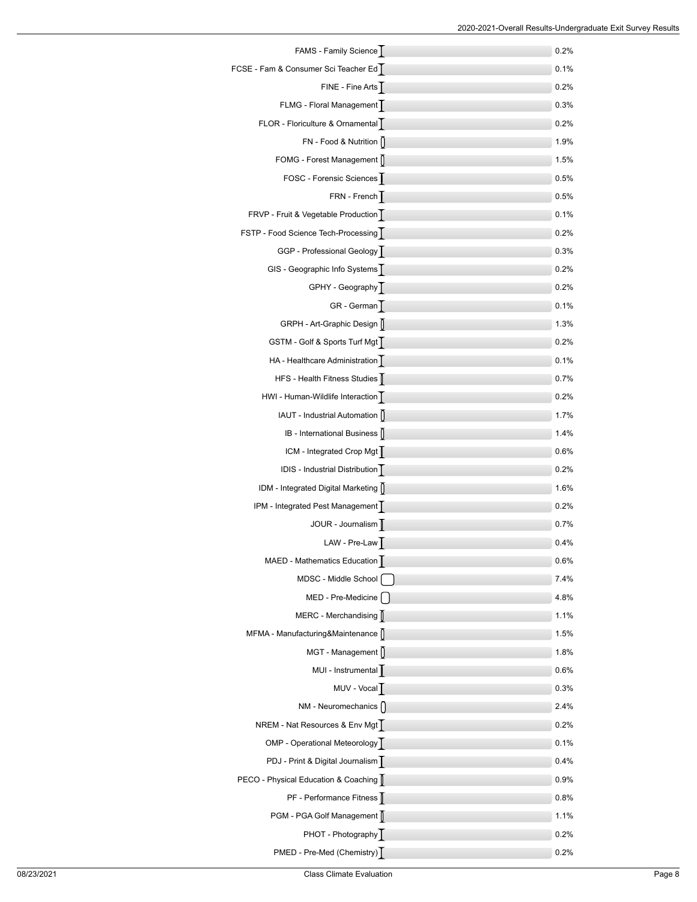| Major | Percent |
|---|---|
| FAMS - Family Science | 0.2% |
| FCSE - Fam & Consumer Sci Teacher Ed | 0.1% |
| FINE - Fine Arts | 0.2% |
| FLMG - Floral Management | 0.3% |
| FLOR - Floriculture & Ornamental | 0.2% |
| FN - Food & Nutrition | 1.9% |
| FOMG - Forest Management | 1.5% |
| FOSC - Forensic Sciences | 0.5% |
| FRN - French | 0.5% |
| FRVP - Fruit & Vegetable Production | 0.1% |
| FSTP - Food Science Tech-Processing | 0.2% |
| GGP - Professional Geology | 0.3% |
| GIS - Geographic Info Systems | 0.2% |
| GPHY - Geography | 0.2% |
| GR - German | 0.1% |
| GRPH - Art-Graphic Design | 1.3% |
| GSTM - Golf & Sports Turf Mgt | 0.2% |
| HA - Healthcare Administration | 0.1% |
| HFS - Health Fitness Studies | 0.7% |
| HWI - Human-Wildlife Interaction | 0.2% |
| IAUT - Industrial Automation | 1.7% |
| IB - International Business | 1.4% |
| ICM - Integrated Crop Mgt | 0.6% |
| IDIS - Industrial Distribution | 0.2% |
| IDM - Integrated Digital Marketing | 1.6% |
| IPM - Integrated Pest Management | 0.2% |
| JOUR - Journalism | 0.7% |
| LAW - Pre-Law | 0.4% |
| MAED - Mathematics Education | 0.6% |
| MDSC - Middle School | 7.4% |
| MED - Pre-Medicine | 4.8% |
| MERC - Merchandising | 1.1% |
| MFMA - Manufacturing&Maintenance | 1.5% |
| MGT - Management | 1.8% |
| MUI - Instrumental | 0.6% |
| MUV - Vocal | 0.3% |
| NM - Neuromechanics | 2.4% |
| NREM - Nat Resources & Env Mgt | 0.2% |
| OMP - Operational Meteorology | 0.1% |
| PDJ - Print & Digital Journalism | 0.4% |
| PECO - Physical Education & Coaching | 0.9% |
| PF - Performance Fitness | 0.8% |
| PGM - PGA Golf Management | 1.1% |
| PHOT - Photography | 0.2% |
| PMED - Pre-Med (Chemistry) | 0.2% |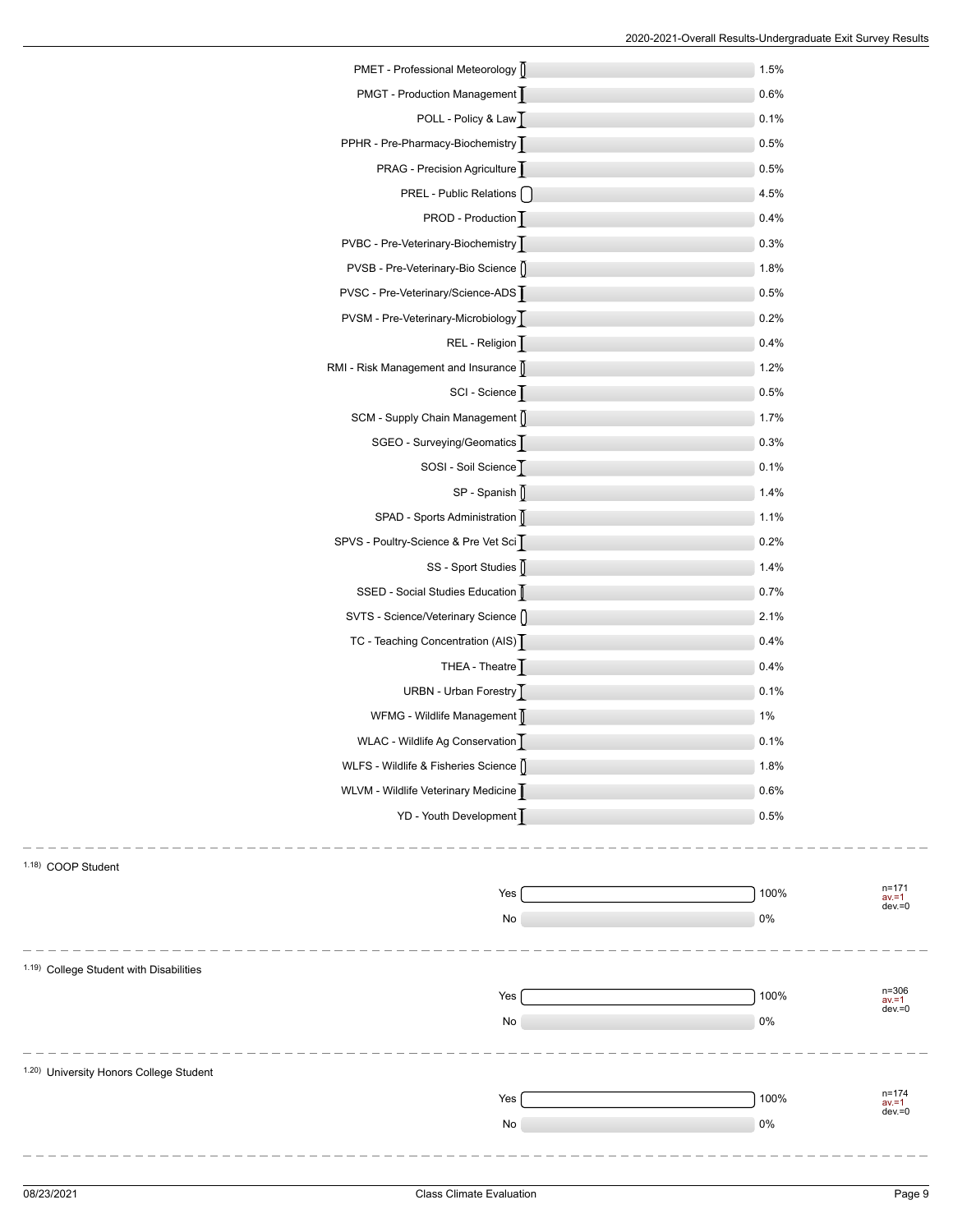| Major | Percentage |
|---|---|
| PMET - Professional Meteorology | 1.5% |
| PMGT - Production Management | 0.6% |
| POLL - Policy & Law | 0.1% |
| PPHR - Pre-Pharmacy-Biochemistry | 0.5% |
| PRAG - Precision Agriculture | 0.5% |
| PREL - Public Relations | 4.5% |
| PROD - Production | 0.4% |
| PVBC - Pre-Veterinary-Biochemistry | 0.3% |
| PVSB - Pre-Veterinary-Bio Science | 1.8% |
| PVSC - Pre-Veterinary/Science-ADS | 0.5% |
| PVSM - Pre-Veterinary-Microbiology | 0.2% |
| REL - Religion | 0.4% |
| RMI - Risk Management and Insurance | 1.2% |
| SCI - Science | 0.5% |
| SCM - Supply Chain Management | 1.7% |
| SGEO - Surveying/Geomatics | 0.3% |
| SOSI - Soil Science | 0.1% |
| SP - Spanish | 1.4% |
| SPAD - Sports Administration | 1.1% |
| SPVS - Poultry-Science & Pre Vet Sci | 0.2% |
| SS - Sport Studies | 1.4% |
| SSED - Social Studies Education | 0.7% |
| SVTS - Science/Veterinary Science | 2.1% |
| TC - Teaching Concentration (AIS) | 0.4% |
| THEA - Theatre | 0.4% |
| URBN - Urban Forestry | 0.1% |
| WFMG - Wildlife Management | 1% |
| WLAC - Wildlife Ag Conservation | 0.1% |
| WLFS - Wildlife & Fisheries Science | 1.8% |
| WLVM - Wildlife Veterinary Medicine | 0.6% |
| YD - Youth Development | 0.5% |

### 1.18) COOP Student

| Response | Percentage |
|---|---|
| Yes | 100% |
| No | 0% |

n=171, av.=1, dev.=0

### 1.19) College Student with Disabilities

| Response | Percentage |
|---|---|
| Yes | 100% |
| No | 0% |

n=306, av.=1, dev.=0

### 1.20) University Honors College Student

| Response | Percentage |
|---|---|
| Yes | 100% |
| No | 0% |

n=174, av.=1, dev.=0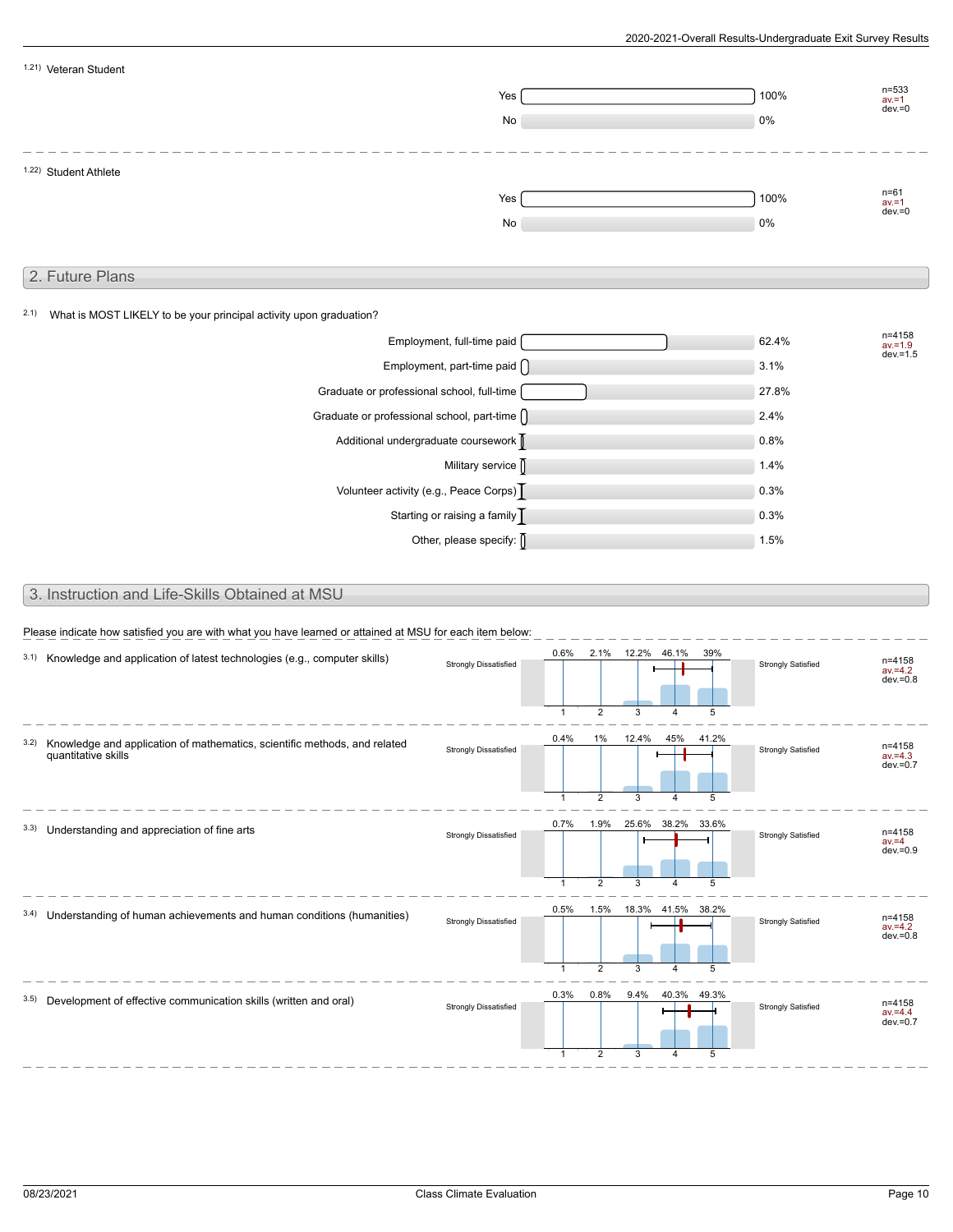1.21) Veteran Student

| Response | Percent |
|---|---|
| Yes | 100% |
| No | 0% |

n=533, av.=1, dev.=0

1.22) Student Athlete

| Response | Percent |
|---|---|
| Yes | 100% |
| No | 0% |

n=61, av.=1, dev.=0

## 2. Future Plans

2.1) What is MOST LIKELY to be your principal activity upon graduation?

| Response | Percent |
|---|---|
| Employment, full-time paid | 62.4% |
| Employment, part-time paid | 3.1% |
| Graduate or professional school, full-time | 27.8% |
| Graduate or professional school, part-time | 2.4% |
| Additional undergraduate coursework | 0.8% |
| Military service | 1.4% |
| Volunteer activity (e.g., Peace Corps) | 0.3% |
| Starting or raising a family | 0.3% |
| Other, please specify: | 1.5% |

n=4158, av.=1.9, dev.=1.5

## 3. Instruction and Life-Skills Obtained at MSU

Please indicate how satisfied you are with what you have learned or attained at MSU for each item below:

Scale: 1 = Strongly Dissatisfied, 5 = Strongly Satisfied

| Item | 1 | 2 | 3 | 4 | 5 | n | av. | dev. |
|---|---|---|---|---|---|---|---|---|
| 3.1) Knowledge and application of latest technologies (e.g., computer skills) | 0.6% | 2.1% | 12.2% | 46.1% | 39% | 4158 | 4.2 | 0.8 |
| 3.2) Knowledge and application of mathematics, scientific methods, and related quantitative skills | 0.4% | 1% | 12.4% | 45% | 41.2% | 4158 | 4.3 | 0.7 |
| 3.3) Understanding and appreciation of fine arts | 0.7% | 1.9% | 25.6% | 38.2% | 33.6% | 4158 | 4 | 0.9 |
| 3.4) Understanding of human achievements and human conditions (humanities) | 0.5% | 1.5% | 18.3% | 41.5% | 38.2% | 4158 | 4.2 | 0.8 |
| 3.5) Development of effective communication skills (written and oral) | 0.3% | 0.8% | 9.4% | 40.3% | 49.3% | 4158 | 4.4 | 0.7 |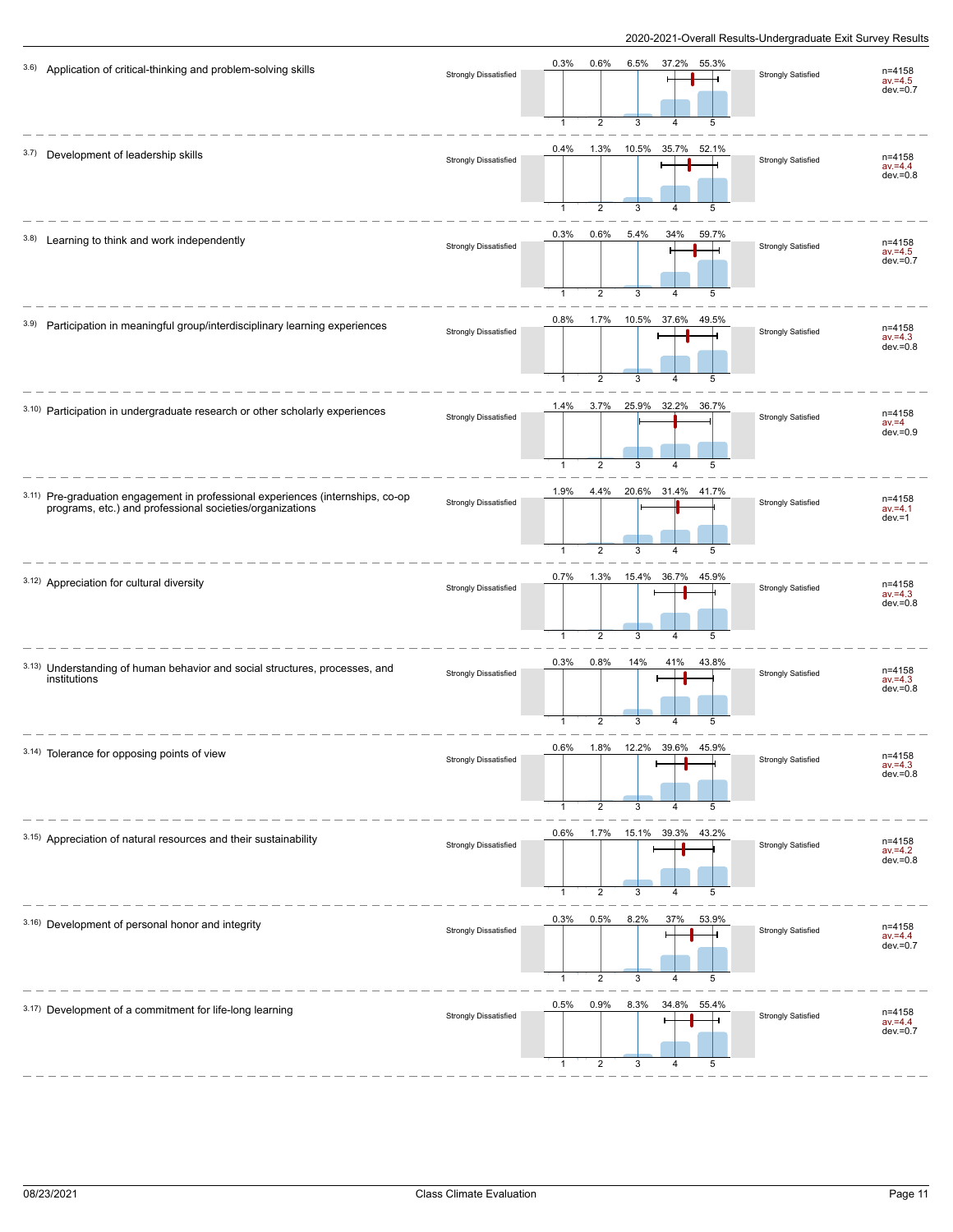| Item | | 1 | 2 | 3 | 4 | 5 | | n | av. | dev. |
|---|---|---|---|---|---|---|---|---|---|---|
| 3.6) Application of critical-thinking and problem-solving skills | Strongly Dissatisfied | 0.3% | 0.6% | 6.5% | 37.2% | 55.3% | Strongly Satisfied | 4158 | 4.5 | 0.7 |
| 3.7) Development of leadership skills | Strongly Dissatisfied | 0.4% | 1.3% | 10.5% | 35.7% | 52.1% | Strongly Satisfied | 4158 | 4.4 | 0.8 |
| 3.8) Learning to think and work independently | Strongly Dissatisfied | 0.3% | 0.6% | 5.4% | 34% | 59.7% | Strongly Satisfied | 4158 | 4.5 | 0.7 |
| 3.9) Participation in meaningful group/interdisciplinary learning experiences | Strongly Dissatisfied | 0.8% | 1.7% | 10.5% | 37.6% | 49.5% | Strongly Satisfied | 4158 | 4.3 | 0.8 |
| 3.10) Participation in undergraduate research or other scholarly experiences | Strongly Dissatisfied | 1.4% | 3.7% | 25.9% | 32.2% | 36.7% | Strongly Satisfied | 4158 | 4 | 0.9 |
| 3.11) Pre-graduation engagement in professional experiences (internships, co-op programs, etc.) and professional societies/organizations | Strongly Dissatisfied | 1.9% | 4.4% | 20.6% | 31.4% | 41.7% | Strongly Satisfied | 4158 | 4.1 | 1 |
| 3.12) Appreciation for cultural diversity | Strongly Dissatisfied | 0.7% | 1.3% | 15.4% | 36.7% | 45.9% | Strongly Satisfied | 4158 | 4.3 | 0.8 |
| 3.13) Understanding of human behavior and social structures, processes, and institutions | Strongly Dissatisfied | 0.3% | 0.8% | 14% | 41% | 43.8% | Strongly Satisfied | 4158 | 4.3 | 0.8 |
| 3.14) Tolerance for opposing points of view | Strongly Dissatisfied | 0.6% | 1.8% | 12.2% | 39.6% | 45.9% | Strongly Satisfied | 4158 | 4.3 | 0.8 |
| 3.15) Appreciation of natural resources and their sustainability | Strongly Dissatisfied | 0.6% | 1.7% | 15.1% | 39.3% | 43.2% | Strongly Satisfied | 4158 | 4.2 | 0.8 |
| 3.16) Development of personal honor and integrity | Strongly Dissatisfied | 0.3% | 0.5% | 8.2% | 37% | 53.9% | Strongly Satisfied | 4158 | 4.4 | 0.7 |
| 3.17) Development of a commitment for life-long learning | Strongly Dissatisfied | 0.5% | 0.9% | 8.3% | 34.8% | 55.4% | Strongly Satisfied | 4158 | 4.4 | 0.7 |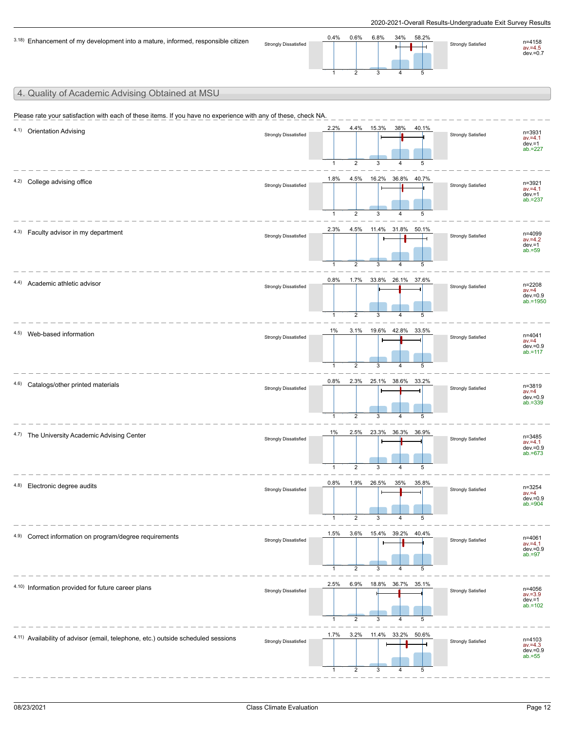3.18) Enhancement of my development into a mature, informed, responsible citizen

| Strongly Dissatisfied 1 | 2 | 3 | 4 | 5 Strongly Satisfied | Statistics |
|---|---|---|---|---|---|
| 0.4% | 0.6% | 6.8% | 34% | 58.2% | n=4158, av.=4.5, dev.=0.7 |

## 4. Quality of Academic Advising Obtained at MSU

Please rate your satisfaction with each of these items. If you have no experience with any of these, check NA.

Scale: 1 = Strongly Dissatisfied, 5 = Strongly Satisfied

| Item | 1 | 2 | 3 | 4 | 5 | n | av. | dev. | ab. |
|---|---|---|---|---|---|---|---|---|---|
| 4.1) Orientation Advising | 2.2% | 4.4% | 15.3% | 38% | 40.1% | 3931 | 4.1 | 1 | 227 |
| 4.2) College advising office | 1.8% | 4.5% | 16.2% | 36.8% | 40.7% | 3921 | 4.1 | 1 | 237 |
| 4.3) Faculty advisor in my department | 2.3% | 4.5% | 11.4% | 31.8% | 50.1% | 4099 | 4.2 | 1 | 59 |
| 4.4) Academic athletic advisor | 0.8% | 1.7% | 33.8% | 26.1% | 37.6% | 2208 | 4 | 0.9 | 1950 |
| 4.5) Web-based information | 1% | 3.1% | 19.6% | 42.8% | 33.5% | 4041 | 4 | 0.9 | 117 |
| 4.6) Catalogs/other printed materials | 0.8% | 2.3% | 25.1% | 38.6% | 33.2% | 3819 | 4 | 0.9 | 339 |
| 4.7) The University Academic Advising Center | 1% | 2.5% | 23.3% | 36.3% | 36.9% | 3485 | 4.1 | 0.9 | 673 |
| 4.8) Electronic degree audits | 0.8% | 1.9% | 26.5% | 35% | 35.8% | 3254 | 4 | 0.9 | 904 |
| 4.9) Correct information on program/degree requirements | 1.5% | 3.6% | 15.4% | 39.2% | 40.4% | 4061 | 4.1 | 0.9 | 97 |
| 4.10) Information provided for future career plans | 2.5% | 6.9% | 18.8% | 36.7% | 35.1% | 4056 | 3.9 | 1 | 102 |
| 4.11) Availability of advisor (email, telephone, etc.) outside scheduled sessions | 1.7% | 3.2% | 11.4% | 33.2% | 50.6% | 4103 | 4.3 | 0.9 | 55 |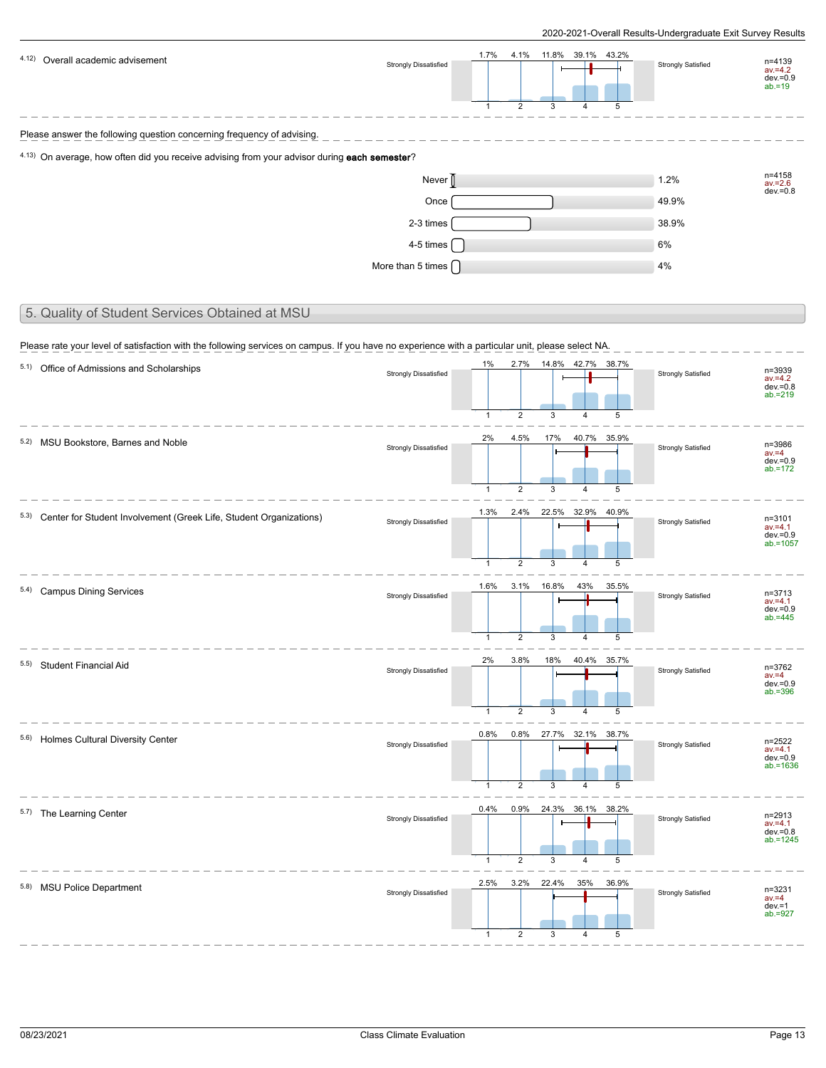4.12) Overall academic advisement

| Strongly Dissatisfied | 1 | 2 | 3 | 4 | 5 | Strongly Satisfied | |
|---|---|---|---|---|---|---|---|
| | 1.7% | 4.1% | 11.8% | 39.1% | 43.2% | | n=4139<br>av.=4.2<br>dev.=0.9<br>ab.=19 |

Please answer the following question concerning frequency of advising.

4.13) On average, how often did you receive advising from your advisor during **each semester**?

| Response | Percent |
|---|---|
| Never | 1.2% |
| Once | 49.9% |
| 2-3 times | 38.9% |
| 4-5 times | 6% |
| More than 5 times | 4% |

n=4158, av.=2.6, dev.=0.8

## 5. Quality of Student Services Obtained at MSU

Please rate your level of satisfaction with the following services on campus. If you have no experience with a particular unit, please select NA.

Scale: 1 = Strongly Dissatisfied, 5 = Strongly Satisfied

| Item | 1 | 2 | 3 | 4 | 5 | n | av. | dev. | ab. |
|---|---|---|---|---|---|---|---|---|---|
| 5.1) Office of Admissions and Scholarships | 1% | 2.7% | 14.8% | 42.7% | 38.7% | 3939 | 4.2 | 0.8 | 219 |
| 5.2) MSU Bookstore, Barnes and Noble | 2% | 4.5% | 17% | 40.7% | 35.9% | 3986 | 4 | 0.9 | 172 |
| 5.3) Center for Student Involvement (Greek Life, Student Organizations) | 1.3% | 2.4% | 22.5% | 32.9% | 40.9% | 3101 | 4.1 | 0.9 | 1057 |
| 5.4) Campus Dining Services | 1.6% | 3.1% | 16.8% | 43% | 35.5% | 3713 | 4.1 | 0.9 | 445 |
| 5.5) Student Financial Aid | 2% | 3.8% | 18% | 40.4% | 35.7% | 3762 | 4 | 0.9 | 396 |
| 5.6) Holmes Cultural Diversity Center | 0.8% | 0.8% | 27.7% | 32.1% | 38.7% | 2522 | 4.1 | 0.9 | 1636 |
| 5.7) The Learning Center | 0.4% | 0.9% | 24.3% | 36.1% | 38.2% | 2913 | 4.1 | 0.8 | 1245 |
| 5.8) MSU Police Department | 2.5% | 3.2% | 22.4% | 35% | 36.9% | 3231 | 4 | 1 | 927 |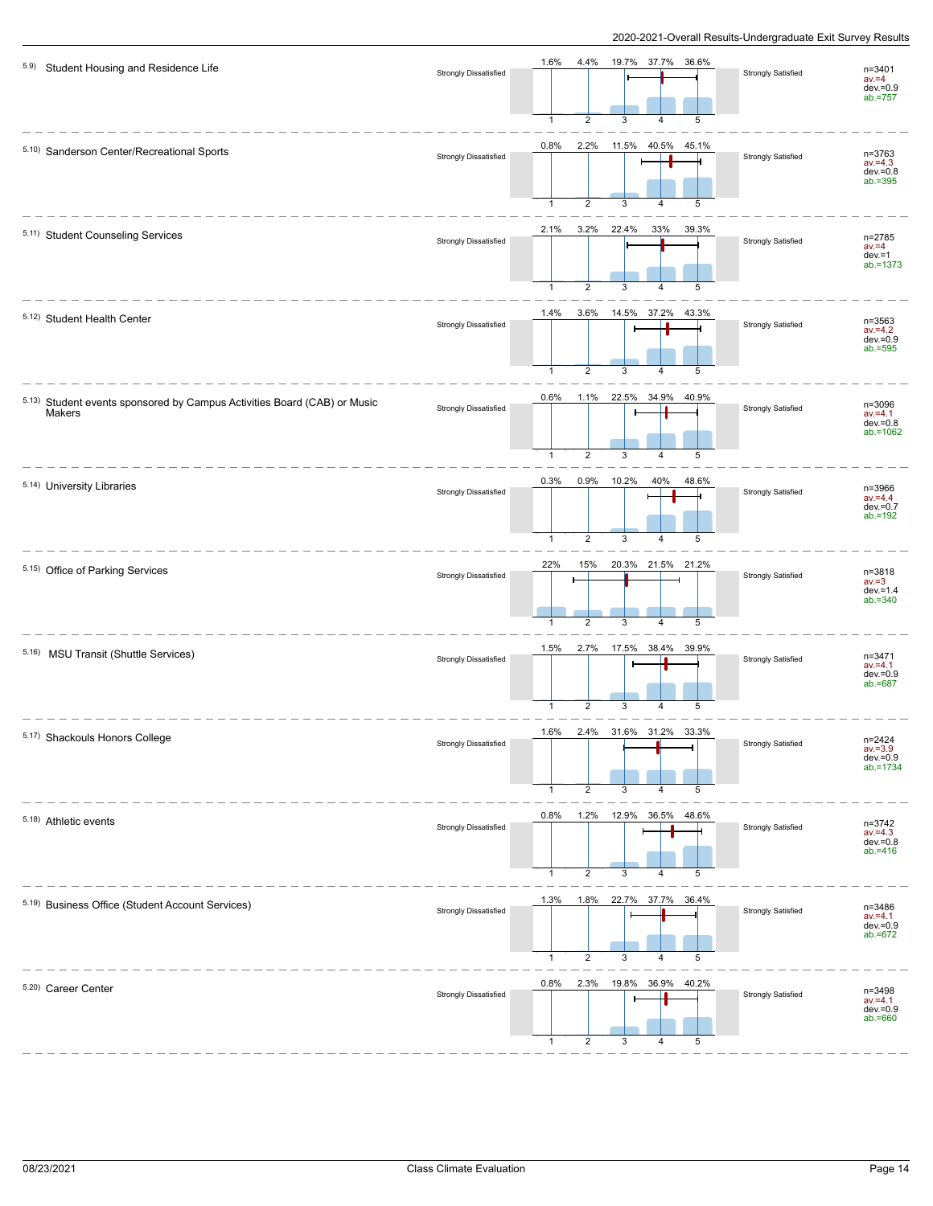5.9) Student Housing and Residence Life

| Strongly Dissatisfied | 1 | 2 | 3 | 4 | 5 | Strongly Satisfied |
|---|---|---|---|---|---|---|
| | 1.6% | 4.4% | 19.7% | 37.7% | 36.6% | |

n=3401
av.=4
dev.=0.9
ab.=757

---

5.10) Sanderson Center/Recreational Sports

| Strongly Dissatisfied | 1 | 2 | 3 | 4 | 5 | Strongly Satisfied |
|---|---|---|---|---|---|---|
| | 0.8% | 2.2% | 11.5% | 40.5% | 45.1% | |

n=3763
av.=4.3
dev.=0.8
ab.=395

---

5.11) Student Counseling Services

| Strongly Dissatisfied | 1 | 2 | 3 | 4 | 5 | Strongly Satisfied |
|---|---|---|---|---|---|---|
| | 2.1% | 3.2% | 22.4% | 33% | 39.3% | |

n=2785
av.=4
dev.=1
ab.=1373

---

5.12) Student Health Center

| Strongly Dissatisfied | 1 | 2 | 3 | 4 | 5 | Strongly Satisfied |
|---|---|---|---|---|---|---|
| | 1.4% | 3.6% | 14.5% | 37.2% | 43.3% | |

n=3563
av.=4.2
dev.=0.9
ab.=595

---

5.13) Student events sponsored by Campus Activities Board (CAB) or Music Makers

| Strongly Dissatisfied | 1 | 2 | 3 | 4 | 5 | Strongly Satisfied |
|---|---|---|---|---|---|---|
| | 0.6% | 1.1% | 22.5% | 34.9% | 40.9% | |

n=3096
av.=4.1
dev.=0.8
ab.=1062

---

5.14) University Libraries

| Strongly Dissatisfied | 1 | 2 | 3 | 4 | 5 | Strongly Satisfied |
|---|---|---|---|---|---|---|
| | 0.3% | 0.9% | 10.2% | 40% | 48.6% | |

n=3966
av.=4.4
dev.=0.7
ab.=192

---

5.15) Office of Parking Services

| Strongly Dissatisfied | 1 | 2 | 3 | 4 | 5 | Strongly Satisfied |
|---|---|---|---|---|---|---|
| | 22% | 15% | 20.3% | 21.5% | 21.2% | |

n=3818
av.=3
dev.=1.4
ab.=340

---

5.16) MSU Transit (Shuttle Services)

| Strongly Dissatisfied | 1 | 2 | 3 | 4 | 5 | Strongly Satisfied |
|---|---|---|---|---|---|---|
| | 1.5% | 2.7% | 17.5% | 38.4% | 39.9% | |

n=3471
av.=4.1
dev.=0.9
ab.=687

---

5.17) Shackouls Honors College

| Strongly Dissatisfied | 1 | 2 | 3 | 4 | 5 | Strongly Satisfied |
|---|---|---|---|---|---|---|
| | 1.6% | 2.4% | 31.6% | 31.2% | 33.3% | |

n=2424
av.=3.9
dev.=0.9
ab.=1734

---

5.18) Athletic events

| Strongly Dissatisfied | 1 | 2 | 3 | 4 | 5 | Strongly Satisfied |
|---|---|---|---|---|---|---|
| | 0.8% | 1.2% | 12.9% | 36.5% | 48.6% | |

n=3742
av.=4.3
dev.=0.8
ab.=416

---

5.19) Business Office (Student Account Services)

| Strongly Dissatisfied | 1 | 2 | 3 | 4 | 5 | Strongly Satisfied |
|---|---|---|---|---|---|---|
| | 1.3% | 1.8% | 22.7% | 37.7% | 36.4% | |

n=3486
av.=4.1
dev.=0.9
ab.=672

---

5.20) Career Center

| Strongly Dissatisfied | 1 | 2 | 3 | 4 | 5 | Strongly Satisfied |
|---|---|---|---|---|---|---|
| | 0.8% | 2.3% | 19.8% | 36.9% | 40.2% | |

n=3498
av.=4.1
dev.=0.9
ab.=660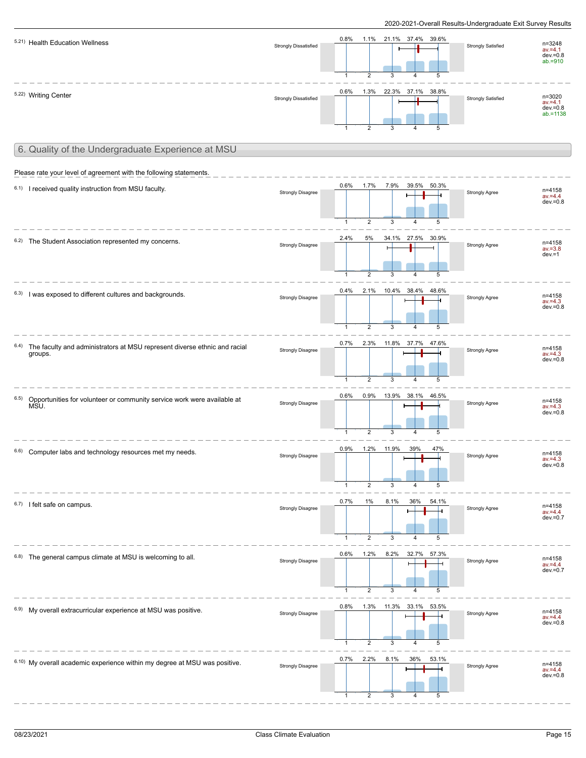5.21) Health Education Wellness

| | 1 | 2 | 3 | 4 | 5 | | |
|---|---|---|---|---|---|---|---|
| Strongly Dissatisfied | 0.8% | 1.1% | 21.1% | 37.4% | 39.6% | Strongly Satisfied | n=3248 av.=4.1 dev.=0.8 ab.=910 |

5.22) Writing Center

| | 1 | 2 | 3 | 4 | 5 | | |
|---|---|---|---|---|---|---|---|
| Strongly Dissatisfied | 0.6% | 1.3% | 22.3% | 37.1% | 38.8% | Strongly Satisfied | n=3020 av.=4.1 dev.=0.8 ab.=1138 |

## 6. Quality of the Undergraduate Experience at MSU

Please rate your level of agreement with the following statements.

6.1) I received quality instruction from MSU faculty.

| | 1 | 2 | 3 | 4 | 5 | | |
|---|---|---|---|---|---|---|---|
| Strongly Disagree | 0.6% | 1.7% | 7.9% | 39.5% | 50.3% | Strongly Agree | n=4158 av.=4.4 dev.=0.8 |

6.2) The Student Association represented my concerns.

| | 1 | 2 | 3 | 4 | 5 | | |
|---|---|---|---|---|---|---|---|
| Strongly Disagree | 2.4% | 5% | 34.1% | 27.5% | 30.9% | Strongly Agree | n=4158 av.=3.8 dev.=1 |

6.3) I was exposed to different cultures and backgrounds.

| | 1 | 2 | 3 | 4 | 5 | | |
|---|---|---|---|---|---|---|---|
| Strongly Disagree | 0.4% | 2.1% | 10.4% | 38.4% | 48.6% | Strongly Agree | n=4158 av.=4.3 dev.=0.8 |

6.4) The faculty and administrators at MSU represent diverse ethnic and racial groups.

| | 1 | 2 | 3 | 4 | 5 | | |
|---|---|---|---|---|---|---|---|
| Strongly Disagree | 0.7% | 2.3% | 11.8% | 37.7% | 47.6% | Strongly Agree | n=4158 av.=4.3 dev.=0.8 |

6.5) Opportunities for volunteer or community service work were available at MSU.

| | 1 | 2 | 3 | 4 | 5 | | |
|---|---|---|---|---|---|---|---|
| Strongly Disagree | 0.6% | 0.9% | 13.9% | 38.1% | 46.5% | Strongly Agree | n=4158 av.=4.3 dev.=0.8 |

6.6) Computer labs and technology resources met my needs.

| | 1 | 2 | 3 | 4 | 5 | | |
|---|---|---|---|---|---|---|---|
| Strongly Disagree | 0.9% | 1.2% | 11.9% | 39% | 47% | Strongly Agree | n=4158 av.=4.3 dev.=0.8 |

6.7) I felt safe on campus.

| | 1 | 2 | 3 | 4 | 5 | | |
|---|---|---|---|---|---|---|---|
| Strongly Disagree | 0.7% | 1% | 8.1% | 36% | 54.1% | Strongly Agree | n=4158 av.=4.4 dev.=0.7 |

6.8) The general campus climate at MSU is welcoming to all.

| | 1 | 2 | 3 | 4 | 5 | | |
|---|---|---|---|---|---|---|---|
| Strongly Disagree | 0.6% | 1.2% | 8.2% | 32.7% | 57.3% | Strongly Agree | n=4158 av.=4.4 dev.=0.7 |

6.9) My overall extracurricular experience at MSU was positive.

| | 1 | 2 | 3 | 4 | 5 | | |
|---|---|---|---|---|---|---|---|
| Strongly Disagree | 0.8% | 1.3% | 11.3% | 33.1% | 53.5% | Strongly Agree | n=4158 av.=4.4 dev.=0.8 |

6.10) My overall academic experience within my degree at MSU was positive.

| | 1 | 2 | 3 | 4 | 5 | | |
|---|---|---|---|---|---|---|---|
| Strongly Disagree | 0.7% | 2.2% | 8.1% | 36% | 53.1% | Strongly Agree | n=4158 av.=4.4 dev.=0.8 |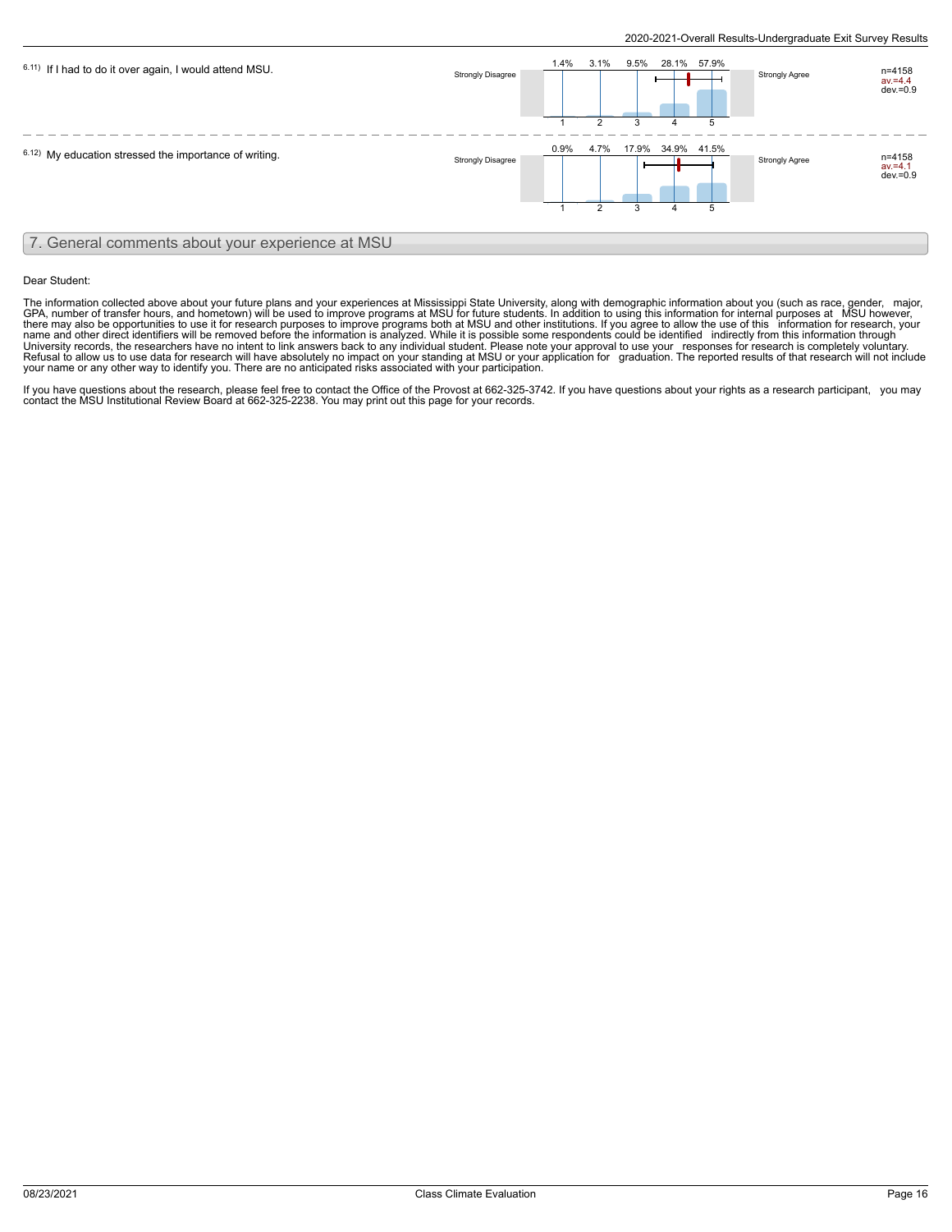| Question | Left label | 1 | 2 | 3 | 4 | 5 | Right label | Statistics |
|---|---|---|---|---|---|---|---|---|
| 6.11) If I had to do it over again, I would attend MSU. | Strongly Disagree | 1.4% | 3.1% | 9.5% | 28.1% | 57.9% | Strongly Agree | n=4158 av.=4.4 dev.=0.9 |
| 6.12) My education stressed the importance of writing. | Strongly Disagree | 0.9% | 4.7% | 17.9% | 34.9% | 41.5% | Strongly Agree | n=4158 av.=4.1 dev.=0.9 |

## 7. General comments about your experience at MSU

Dear Student:

The information collected above about your future plans and your experiences at Mississippi State University, along with demographic information about you (such as race, gender, major, GPA, number of transfer hours, and hometown) will be used to improve programs at MSU for future students. In addition to using this information for internal purposes at MSU however, there may also be opportunities to use it for research purposes to improve programs both at MSU and other institutions. If you agree to allow the use of this information for research, your name and other direct identifiers will be removed before the information is analyzed. While it is possible some respondents could be identified indirectly from this information through University records, the researchers have no intent to link answers back to any individual student. Please note your approval to use your responses for research is completely voluntary. Refusal to allow us to use data for research will have absolutely no impact on your standing at MSU or your application for graduation. The reported results of that research will not include your name or any other way to identify you. There are no anticipated risks associated with your participation.

If you have questions about the research, please feel free to contact the Office of the Provost at 662-325-3742. If you have questions about your rights as a research participant, you may contact the MSU Institutional Review Board at 662-325-2238. You may print out this page for your records.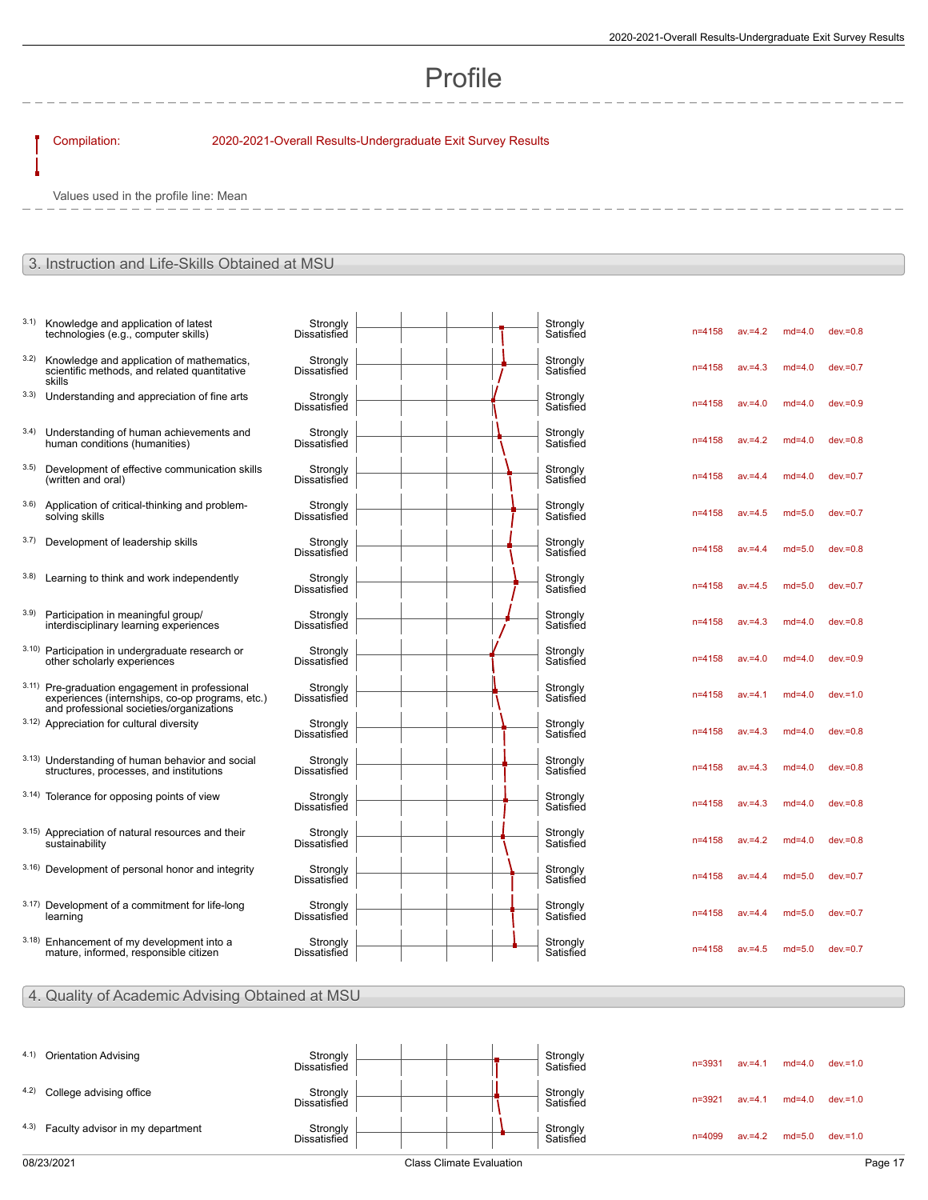# Profile

Compilation: 2020-2021-Overall Results-Undergraduate Exit Survey Results

Values used in the profile line: Mean

## 3. Instruction and Life-Skills Obtained at MSU

| | Item | Left pole | Right pole | n | av. | md | dev. |
|---|---|---|---|---|---|---|---|
| 3.1) | Knowledge and application of latest technologies (e.g., computer skills) | Strongly Dissatisfied | Strongly Satisfied | n=4158 | av.=4.2 | md=4.0 | dev.=0.8 |
| 3.2) | Knowledge and application of mathematics, scientific methods, and related quantitative skills | Strongly Dissatisfied | Strongly Satisfied | n=4158 | av.=4.3 | md=4.0 | dev.=0.7 |
| 3.3) | Understanding and appreciation of fine arts | Strongly Dissatisfied | Strongly Satisfied | n=4158 | av.=4.0 | md=4.0 | dev.=0.9 |
| 3.4) | Understanding of human achievements and human conditions (humanities) | Strongly Dissatisfied | Strongly Satisfied | n=4158 | av.=4.2 | md=4.0 | dev.=0.8 |
| 3.5) | Development of effective communication skills (written and oral) | Strongly Dissatisfied | Strongly Satisfied | n=4158 | av.=4.4 | md=4.0 | dev.=0.7 |
| 3.6) | Application of critical-thinking and problem-solving skills | Strongly Dissatisfied | Strongly Satisfied | n=4158 | av.=4.5 | md=5.0 | dev.=0.7 |
| 3.7) | Development of leadership skills | Strongly Dissatisfied | Strongly Satisfied | n=4158 | av.=4.4 | md=5.0 | dev.=0.8 |
| 3.8) | Learning to think and work independently | Strongly Dissatisfied | Strongly Satisfied | n=4158 | av.=4.5 | md=5.0 | dev.=0.7 |
| 3.9) | Participation in meaningful group/ interdisciplinary learning experiences | Strongly Dissatisfied | Strongly Satisfied | n=4158 | av.=4.3 | md=4.0 | dev.=0.8 |
| 3.10) | Participation in undergraduate research or other scholarly experiences | Strongly Dissatisfied | Strongly Satisfied | n=4158 | av.=4.0 | md=4.0 | dev.=0.9 |
| 3.11) | Pre-graduation engagement in professional experiences (internships, co-op programs, etc.) and professional societies/organizations | Strongly Dissatisfied | Strongly Satisfied | n=4158 | av.=4.1 | md=4.0 | dev.=1.0 |
| 3.12) | Appreciation for cultural diversity | Strongly Dissatisfied | Strongly Satisfied | n=4158 | av.=4.3 | md=4.0 | dev.=0.8 |
| 3.13) | Understanding of human behavior and social structures, processes, and institutions | Strongly Dissatisfied | Strongly Satisfied | n=4158 | av.=4.3 | md=4.0 | dev.=0.8 |
| 3.14) | Tolerance for opposing points of view | Strongly Dissatisfied | Strongly Satisfied | n=4158 | av.=4.3 | md=4.0 | dev.=0.8 |
| 3.15) | Appreciation of natural resources and their sustainability | Strongly Dissatisfied | Strongly Satisfied | n=4158 | av.=4.2 | md=4.0 | dev.=0.8 |
| 3.16) | Development of personal honor and integrity | Strongly Dissatisfied | Strongly Satisfied | n=4158 | av.=4.4 | md=5.0 | dev.=0.7 |
| 3.17) | Development of a commitment for life-long learning | Strongly Dissatisfied | Strongly Satisfied | n=4158 | av.=4.4 | md=5.0 | dev.=0.7 |
| 3.18) | Enhancement of my development into a mature, informed, responsible citizen | Strongly Dissatisfied | Strongly Satisfied | n=4158 | av.=4.5 | md=5.0 | dev.=0.7 |

## 4. Quality of Academic Advising Obtained at MSU

| | Item | Left pole | Right pole | n | av. | md | dev. |
|---|---|---|---|---|---|---|---|
| 4.1) | Orientation Advising | Strongly Dissatisfied | Strongly Satisfied | n=3931 | av.=4.1 | md=4.0 | dev.=1.0 |
| 4.2) | College advising office | Strongly Dissatisfied | Strongly Satisfied | n=3921 | av.=4.1 | md=4.0 | dev.=1.0 |
| 4.3) | Faculty advisor in my department | Strongly Dissatisfied | Strongly Satisfied | n=4099 | av.=4.2 | md=5.0 | dev.=1.0 |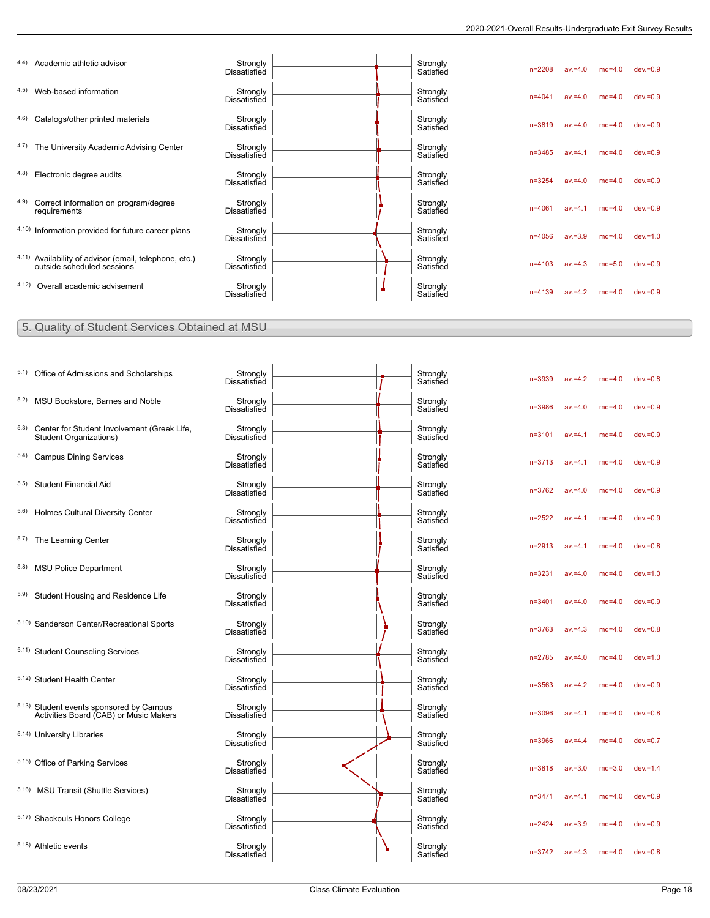| Item | Scale (left) | Scale (right) | n | av. | md | dev. |
|---|---|---|---|---|---|---|
| 4.4) Academic athletic advisor | Strongly Dissatisfied | Strongly Satisfied | n=2208 | av.=4.0 | md=4.0 | dev.=0.9 |
| 4.5) Web-based information | Strongly Dissatisfied | Strongly Satisfied | n=4041 | av.=4.0 | md=4.0 | dev.=0.9 |
| 4.6) Catalogs/other printed materials | Strongly Dissatisfied | Strongly Satisfied | n=3819 | av.=4.0 | md=4.0 | dev.=0.9 |
| 4.7) The University Academic Advising Center | Strongly Dissatisfied | Strongly Satisfied | n=3485 | av.=4.1 | md=4.0 | dev.=0.9 |
| 4.8) Electronic degree audits | Strongly Dissatisfied | Strongly Satisfied | n=3254 | av.=4.0 | md=4.0 | dev.=0.9 |
| 4.9) Correct information on program/degree requirements | Strongly Dissatisfied | Strongly Satisfied | n=4061 | av.=4.1 | md=4.0 | dev.=0.9 |
| 4.10) Information provided for future career plans | Strongly Dissatisfied | Strongly Satisfied | n=4056 | av.=3.9 | md=4.0 | dev.=1.0 |
| 4.11) Availability of advisor (email, telephone, etc.) outside scheduled sessions | Strongly Dissatisfied | Strongly Satisfied | n=4103 | av.=4.3 | md=5.0 | dev.=0.9 |
| 4.12) Overall academic advisement | Strongly Dissatisfied | Strongly Satisfied | n=4139 | av.=4.2 | md=4.0 | dev.=0.9 |

## 5. Quality of Student Services Obtained at MSU

| Item | Scale (left) | Scale (right) | n | av. | md | dev. |
|---|---|---|---|---|---|---|
| 5.1) Office of Admissions and Scholarships | Strongly Dissatisfied | Strongly Satisfied | n=3939 | av.=4.2 | md=4.0 | dev.=0.8 |
| 5.2) MSU Bookstore, Barnes and Noble | Strongly Dissatisfied | Strongly Satisfied | n=3986 | av.=4.0 | md=4.0 | dev.=0.9 |
| 5.3) Center for Student Involvement (Greek Life, Student Organizations) | Strongly Dissatisfied | Strongly Satisfied | n=3101 | av.=4.1 | md=4.0 | dev.=0.9 |
| 5.4) Campus Dining Services | Strongly Dissatisfied | Strongly Satisfied | n=3713 | av.=4.1 | md=4.0 | dev.=0.9 |
| 5.5) Student Financial Aid | Strongly Dissatisfied | Strongly Satisfied | n=3762 | av.=4.0 | md=4.0 | dev.=0.9 |
| 5.6) Holmes Cultural Diversity Center | Strongly Dissatisfied | Strongly Satisfied | n=2522 | av.=4.1 | md=4.0 | dev.=0.9 |
| 5.7) The Learning Center | Strongly Dissatisfied | Strongly Satisfied | n=2913 | av.=4.1 | md=4.0 | dev.=0.8 |
| 5.8) MSU Police Department | Strongly Dissatisfied | Strongly Satisfied | n=3231 | av.=4.0 | md=4.0 | dev.=1.0 |
| 5.9) Student Housing and Residence Life | Strongly Dissatisfied | Strongly Satisfied | n=3401 | av.=4.0 | md=4.0 | dev.=0.9 |
| 5.10) Sanderson Center/Recreational Sports | Strongly Dissatisfied | Strongly Satisfied | n=3763 | av.=4.3 | md=4.0 | dev.=0.8 |
| 5.11) Student Counseling Services | Strongly Dissatisfied | Strongly Satisfied | n=2785 | av.=4.0 | md=4.0 | dev.=1.0 |
| 5.12) Student Health Center | Strongly Dissatisfied | Strongly Satisfied | n=3563 | av.=4.2 | md=4.0 | dev.=0.9 |
| 5.13) Student events sponsored by Campus Activities Board (CAB) or Music Makers | Strongly Dissatisfied | Strongly Satisfied | n=3096 | av.=4.1 | md=4.0 | dev.=0.8 |
| 5.14) University Libraries | Strongly Dissatisfied | Strongly Satisfied | n=3966 | av.=4.4 | md=4.0 | dev.=0.7 |
| 5.15) Office of Parking Services | Strongly Dissatisfied | Strongly Satisfied | n=3818 | av.=3.0 | md=3.0 | dev.=1.4 |
| 5.16) MSU Transit (Shuttle Services) | Strongly Dissatisfied | Strongly Satisfied | n=3471 | av.=4.1 | md=4.0 | dev.=0.9 |
| 5.17) Shackouls Honors College | Strongly Dissatisfied | Strongly Satisfied | n=2424 | av.=3.9 | md=4.0 | dev.=0.9 |
| 5.18) Athletic events | Strongly Dissatisfied | Strongly Satisfied | n=3742 | av.=4.3 | md=4.0 | dev.=0.8 |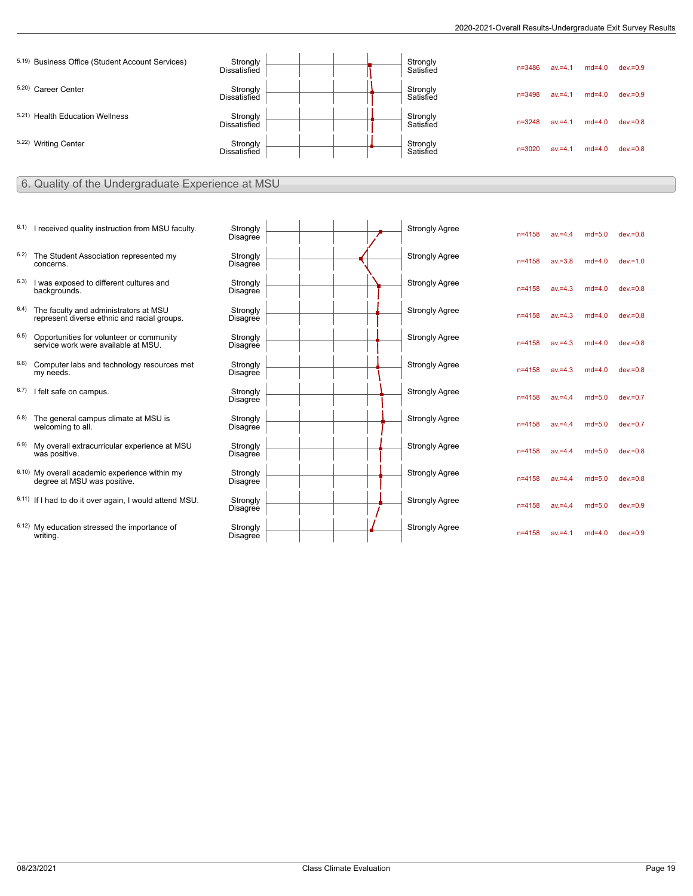| Item | Left pole | Right pole | n | av. | md | dev. |
|---|---|---|---|---|---|---|
| 5.19) Business Office (Student Account Services) | Strongly Dissatisfied | Strongly Satisfied | n=3486 | av.=4.1 | md=4.0 | dev.=0.9 |
| 5.20) Career Center | Strongly Dissatisfied | Strongly Satisfied | n=3498 | av.=4.1 | md=4.0 | dev.=0.9 |
| 5.21) Health Education Wellness | Strongly Dissatisfied | Strongly Satisfied | n=3248 | av.=4.1 | md=4.0 | dev.=0.8 |
| 5.22) Writing Center | Strongly Dissatisfied | Strongly Satisfied | n=3020 | av.=4.1 | md=4.0 | dev.=0.8 |

## 6. Quality of the Undergraduate Experience at MSU

| Item | Left pole | Right pole | n | av. | md | dev. |
|---|---|---|---|---|---|---|
| 6.1) I received quality instruction from MSU faculty. | Strongly Disagree | Strongly Agree | n=4158 | av.=4.4 | md=5.0 | dev.=0.8 |
| 6.2) The Student Association represented my concerns. | Strongly Disagree | Strongly Agree | n=4158 | av.=3.8 | md=4.0 | dev.=1.0 |
| 6.3) I was exposed to different cultures and backgrounds. | Strongly Disagree | Strongly Agree | n=4158 | av.=4.3 | md=4.0 | dev.=0.8 |
| 6.4) The faculty and administrators at MSU represent diverse ethnic and racial groups. | Strongly Disagree | Strongly Agree | n=4158 | av.=4.3 | md=4.0 | dev.=0.8 |
| 6.5) Opportunities for volunteer or community service work were available at MSU. | Strongly Disagree | Strongly Agree | n=4158 | av.=4.3 | md=4.0 | dev.=0.8 |
| 6.6) Computer labs and technology resources met my needs. | Strongly Disagree | Strongly Agree | n=4158 | av.=4.3 | md=4.0 | dev.=0.8 |
| 6.7) I felt safe on campus. | Strongly Disagree | Strongly Agree | n=4158 | av.=4.4 | md=5.0 | dev.=0.7 |
| 6.8) The general campus climate at MSU is welcoming to all. | Strongly Disagree | Strongly Agree | n=4158 | av.=4.4 | md=5.0 | dev.=0.7 |
| 6.9) My overall extracurricular experience at MSU was positive. | Strongly Disagree | Strongly Agree | n=4158 | av.=4.4 | md=5.0 | dev.=0.8 |
| 6.10) My overall academic experience within my degree at MSU was positive. | Strongly Disagree | Strongly Agree | n=4158 | av.=4.4 | md=5.0 | dev.=0.8 |
| 6.11) If I had to do it over again, I would attend MSU. | Strongly Disagree | Strongly Agree | n=4158 | av.=4.4 | md=5.0 | dev.=0.9 |
| 6.12) My education stressed the importance of writing. | Strongly Disagree | Strongly Agree | n=4158 | av.=4.1 | md=4.0 | dev.=0.9 |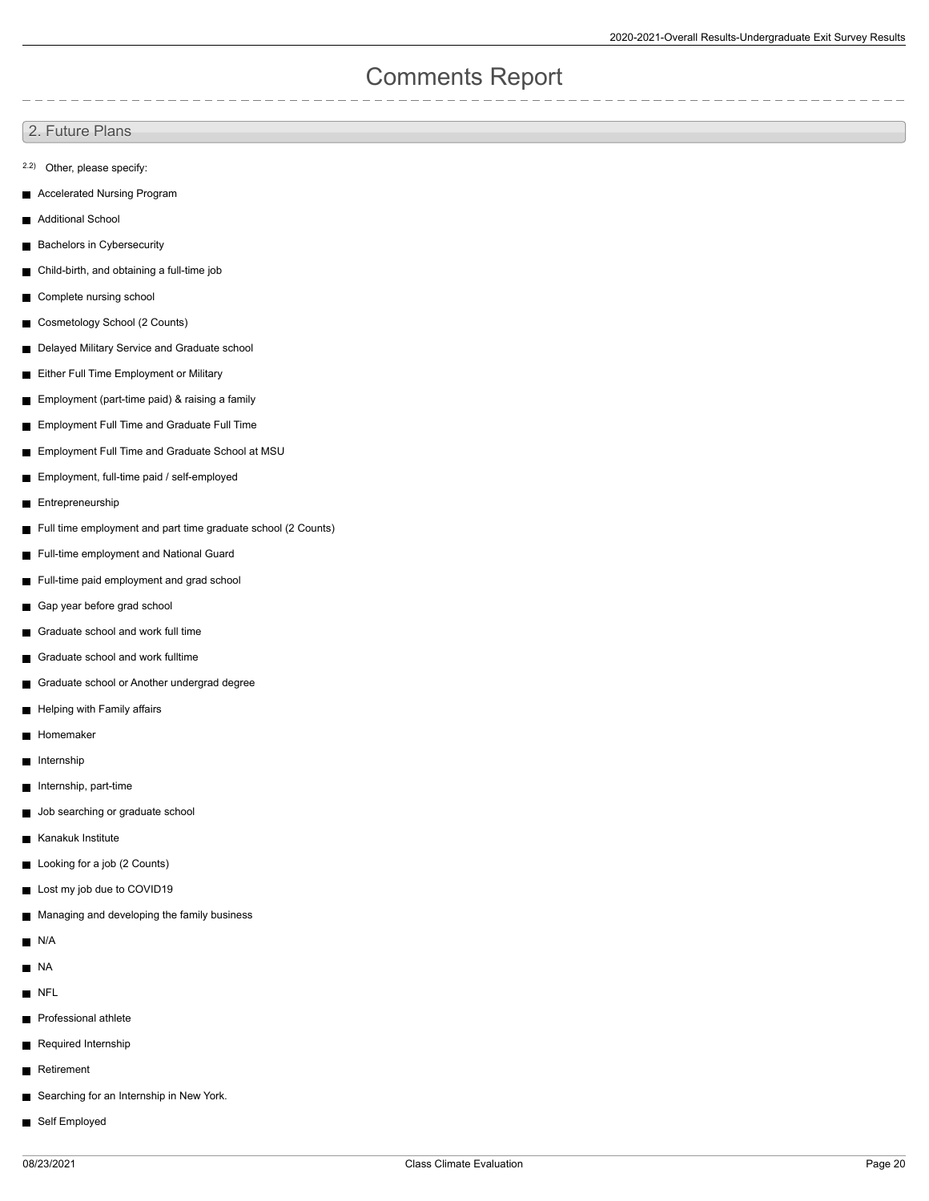# Comments Report

## 2. Future Plans

2.2) Other, please specify:

- Accelerated Nursing Program
- Additional School
- Bachelors in Cybersecurity
- Child-birth, and obtaining a full-time job
- Complete nursing school
- Cosmetology School (2 Counts)
- Delayed Military Service and Graduate school
- Either Full Time Employment or Military
- Employment (part-time paid) & raising a family
- Employment Full Time and Graduate Full Time
- Employment Full Time and Graduate School at MSU
- Employment, full-time paid / self-employed
- Entrepreneurship
- Full time employment and part time graduate school (2 Counts)
- Full-time employment and National Guard
- Full-time paid employment and grad school
- Gap year before grad school
- Graduate school and work full time
- Graduate school and work fulltime
- Graduate school or Another undergrad degree
- Helping with Family affairs
- Homemaker
- Internship
- Internship, part-time
- Job searching or graduate school
- Kanakuk Institute
- Looking for a job (2 Counts)
- Lost my job due to COVID19
- Managing and developing the family business
- N/A
- NA
- NFL
- Professional athlete
- Required Internship
- Retirement
- Searching for an Internship in New York.
- Self Employed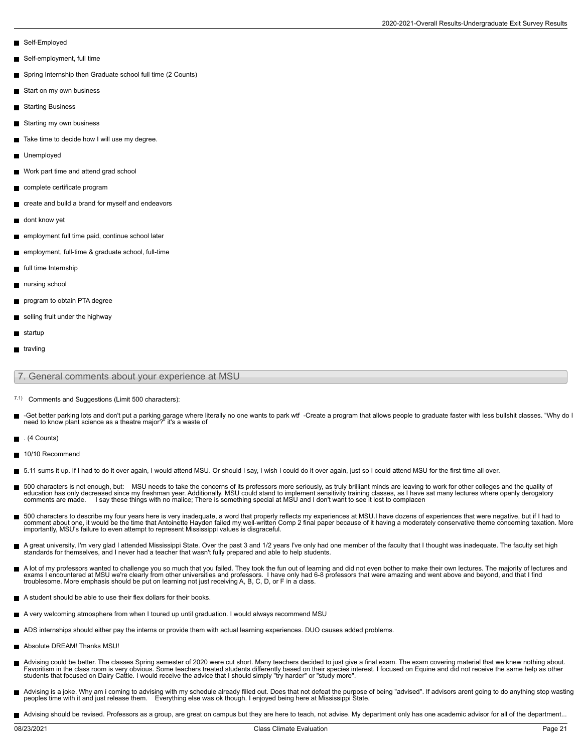- Self-Employed
- Self-employment, full time
- Spring Internship then Graduate school full time (2 Counts)
- Start on my own business
- Starting Business
- Starting my own business
- Take time to decide how I will use my degree.
- Unemployed
- Work part time and attend grad school
- complete certificate program
- create and build a brand for myself and endeavors
- dont know yet
- employment full time paid, continue school later
- employment, full-time & graduate school, full-time
- full time Internship
- nursing school
- program to obtain PTA degree
- selling fruit under the highway
- startup
- travling

## 7. General comments about your experience at MSU

7.1) Comments and Suggestions (Limit 500 characters):

- -Get better parking lots and don't put a parking garage where literally no one wants to park wtf -Create a program that allows people to graduate faster with less bullshit classes. "Why do I need to know plant science as a theatre major?" it's a waste of
- . (4 Counts)
- 10/10 Recommend
- 5.11 sums it up. If I had to do it over again, I would attend MSU. Or should I say, I wish I could do it over again, just so I could attend MSU for the first time all over.
- 500 characters is not enough, but: MSU needs to take the concerns of its professors more seriously, as truly brilliant minds are leaving to work for other colleges and the quality of education has only decreased since my freshman year. Additionally, MSU could stand to implement sensitivity training classes, as I have sat many lectures where openly derogatory comments are made. I say these things with no malice; There is something special at MSU and I don't want to see it lost to complacen
- 500 characters to describe my four years here is very inadequate, a word that properly reflects my experiences at MSU.I have dozens of experiences that were negative, but if I had to comment about one, it would be the time that Antoinette Hayden failed my well-written Comp 2 final paper because of it having a moderately conservative theme concerning taxation. More importantly, MSU's failure to even attempt to represent Mississippi values is disgraceful.
- A great university, I'm very glad I attended Mississippi State. Over the past 3 and 1/2 years I've only had one member of the faculty that I thought was inadequate. The faculty set high standards for themselves, and I never had a teacher that wasn't fully prepared and able to help students.
- A lot of my professors wanted to challenge you so much that you failed. They took the fun out of learning and did not even bother to make their own lectures. The majority of lectures and exams I encountered at MSU we're clearly from other universities and professors. I have only had 6-8 professors that were amazing and went above and beyond, and that I find troublesome. More emphasis should be put on learning not just receiving A, B, C, D, or F in a class.
- A student should be able to use their flex dollars for their books.
- A very welcoming atmosphere from when I toured up until graduation. I would always recommend MSU
- ADS internships should either pay the interns or provide them with actual learning experiences. DUO causes added problems.
- Absolute DREAM! Thanks MSU!
- Advising could be better. The classes Spring semester of 2020 were cut short. Many teachers decided to just give a final exam. The exam covering material that we knew nothing about. Favoritism in the class room is very obvious. Some teachers treated students differently based on their species interest. I focused on Equine and did not receive the same help as other students that focused on Dairy Cattle. I would receive the advice that I should simply "try harder" or "study more".
- Advising is a joke. Why am i coming to advising with my schedule already filled out. Does that not defeat the purpose of being "advised". If advisors arent going to do anything stop wasting peoples time with it and just release them. Everything else was ok though. I enjoyed being here at Mississippi State.
- Advising should be revised. Professors as a group, are great on campus but they are here to teach, not advise. My department only has one academic advisor for all of the department...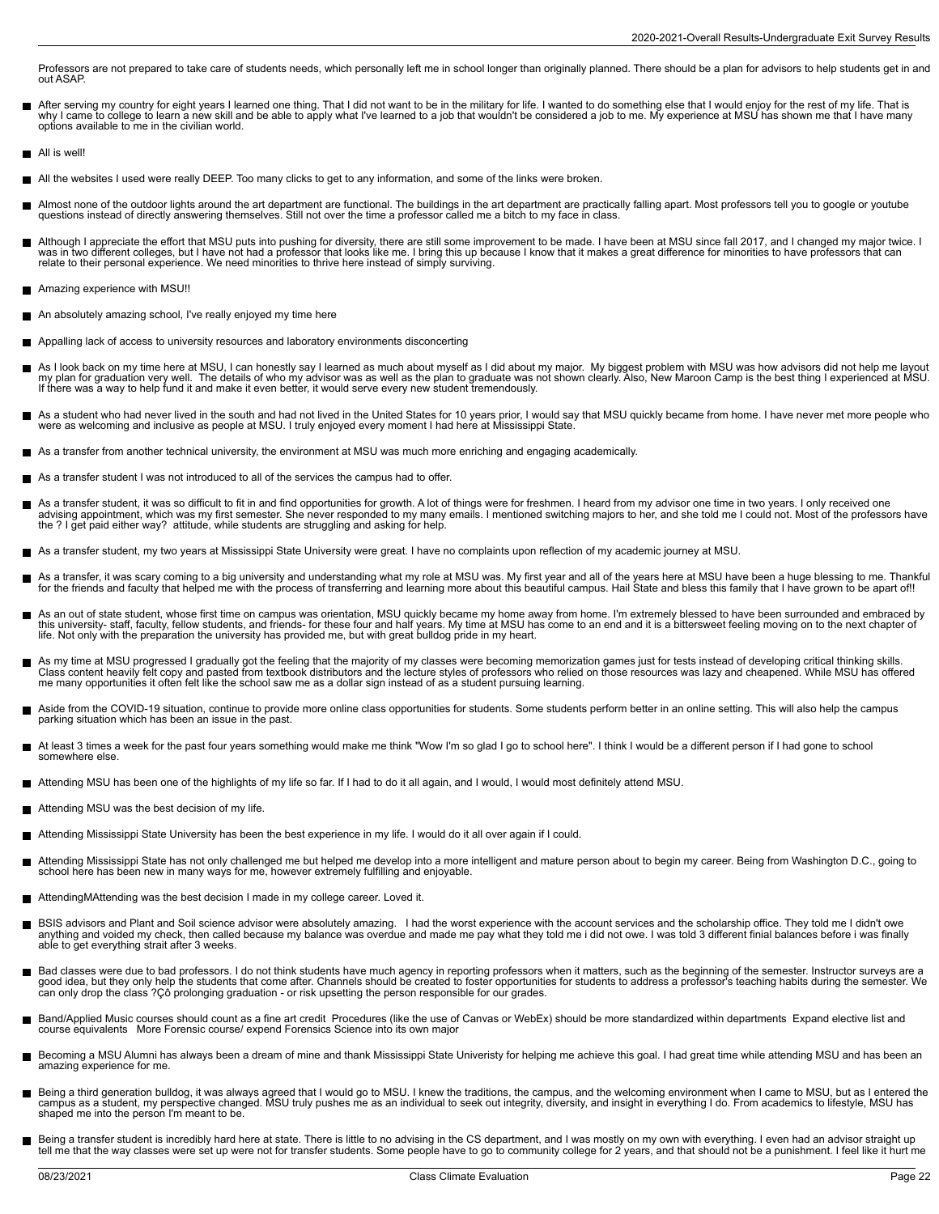Professors are not prepared to take care of students needs, which personally left me in school longer than originally planned. There should be a plan for advisors to help students get in and out ASAP.

- After serving my country for eight years I learned one thing. That I did not want to be in the military for life. I wanted to do something else that I would enjoy for the rest of my life. That is why I came to college to learn a new skill and be able to apply what I've learned to a job that wouldn't be considered a job to me. My experience at MSU has shown me that I have many options available to me in the civilian world.

- All is well!

- All the websites I used were really DEEP. Too many clicks to get to any information, and some of the links were broken.

- Almost none of the outdoor lights around the art department are functional. The buildings in the art department are practically falling apart. Most professors tell you to google or youtube questions instead of directly answering themselves. Still not over the time a professor called me a bitch to my face in class.

- Although I appreciate the effort that MSU puts into pushing for diversity, there are still some improvement to be made. I have been at MSU since fall 2017, and I changed my major twice. I was in two different colleges, but I have not had a professor that looks like me. I bring this up because I know that it makes a great difference for minorities to have professors that can relate to their personal experience. We need minorities to thrive here instead of simply surviving.

- Amazing experience with MSU!!

- An absolutely amazing school, I've really enjoyed my time here

- Appalling lack of access to university resources and laboratory environments disconcerting

- As I look back on my time here at MSU, I can honestly say I learned as much about myself as I did about my major. My biggest problem with MSU was how advisors did not help me layout my plan for graduation very well. The details of who my advisor was as well as the plan to graduate was not shown clearly. Also, New Maroon Camp is the best thing I experienced at MSU. If there was a way to help fund it and make it even better, it would serve every new student tremendously.

- As a student who had never lived in the south and had not lived in the United States for 10 years prior, I would say that MSU quickly became from home. I have never met more people who were as welcoming and inclusive as people at MSU. I truly enjoyed every moment I had here at Mississippi State.

- As a transfer from another technical university, the environment at MSU was much more enriching and engaging academically.

- As a transfer student I was not introduced to all of the services the campus had to offer.

- As a transfer student, it was so difficult to fit in and find opportunities for growth. A lot of things were for freshmen. I heard from my advisor one time in two years. I only received one advising appointment, which was my first semester. She never responded to my many emails. I mentioned switching majors to her, and she told me I could not. Most of the professors have the ? I get paid either way? attitude, while students are struggling and asking for help.

- As a transfer student, my two years at Mississippi State University were great. I have no complaints upon reflection of my academic journey at MSU.

- As a transfer, it was scary coming to a big university and understanding what my role at MSU was. My first year and all of the years here at MSU have been a huge blessing to me. Thankful for the friends and faculty that helped me with the process of transferring and learning more about this beautiful campus. Hail State and bless this family that I have grown to be apart of!!

- As an out of state student, whose first time on campus was orientation, MSU quickly became my home away from home. I'm extremely blessed to have been surrounded and embraced by this university- staff, faculty, fellow students, and friends- for these four and half years. My time at MSU has come to an end and it is a bittersweet feeling moving on to the next chapter of life. Not only with the preparation the university has provided me, but with great bulldog pride in my heart.

- As my time at MSU progressed I gradually got the feeling that the majority of my classes were becoming memorization games just for tests instead of developing critical thinking skills. Class content heavily felt copy and pasted from textbook distributors and the lecture styles of professors who relied on those resources was lazy and cheapened. While MSU has offered me many opportunities it often felt like the school saw me as a dollar sign instead of as a student pursuing learning.

- Aside from the COVID-19 situation, continue to provide more online class opportunities for students. Some students perform better in an online setting. This will also help the campus parking situation which has been an issue in the past.

- At least 3 times a week for the past four years something would make me think "Wow I'm so glad I go to school here". I think I would be a different person if I had gone to school somewhere else.

- Attending MSU has been one of the highlights of my life so far. If I had to do it all again, and I would, I would most definitely attend MSU.

- Attending MSU was the best decision of my life.

- Attending Mississippi State University has been the best experience in my life. I would do it all over again if I could.

- Attending Mississippi State has not only challenged me but helped me develop into a more intelligent and mature person about to begin my career. Being from Washington D.C., going to school here has been new in many ways for me, however extremely fulfilling and enjoyable.

- AttendingMAttending was the best decision I made in my college career. Loved it.

- BSIS advisors and Plant and Soil science advisor were absolutely amazing. I had the worst experience with the account services and the scholarship office. They told me I didn't owe anything and voided my check, then called because my balance was overdue and made me pay what they told me i did not owe. I was told 3 different finial balances before i was finally able to get everything strait after 3 weeks.

- Bad classes were due to bad professors. I do not think students have much agency in reporting professors when it matters, such as the beginning of the semester. Instructor surveys are a good idea, but they only help the students that come after. Channels should be created to foster opportunities for students to address a professor's teaching habits during the semester. We can only drop the class ?Çô prolonging graduation - or risk upsetting the person responsible for our grades.

- Band/Applied Music courses should count as a fine art credit Procedures (like the use of Canvas or WebEx) should be more standardized within departments Expand elective list and course equivalents More Forensic course/ expend Forensics Science into its own major

- Becoming a MSU Alumni has always been a dream of mine and thank Mississippi State Univeristy for helping me achieve this goal. I had great time while attending MSU and has been an amazing experience for me.

- Being a third generation bulldog, it was always agreed that I would go to MSU. I knew the traditions, the campus, and the welcoming environment when I came to MSU, but as I entered the campus as a student, my perspective changed. MSU truly pushes me as an individual to seek out integrity, diversity, and insight in everything I do. From academics to lifestyle, MSU has shaped me into the person I'm meant to be.

- Being a transfer student is incredibly hard here at state. There is little to no advising in the CS department, and I was mostly on my own with everything. I even had an advisor straight up tell me that the way classes were set up were not for transfer students. Some people have to go to community college for 2 years, and that should not be a punishment. I feel like it hurt me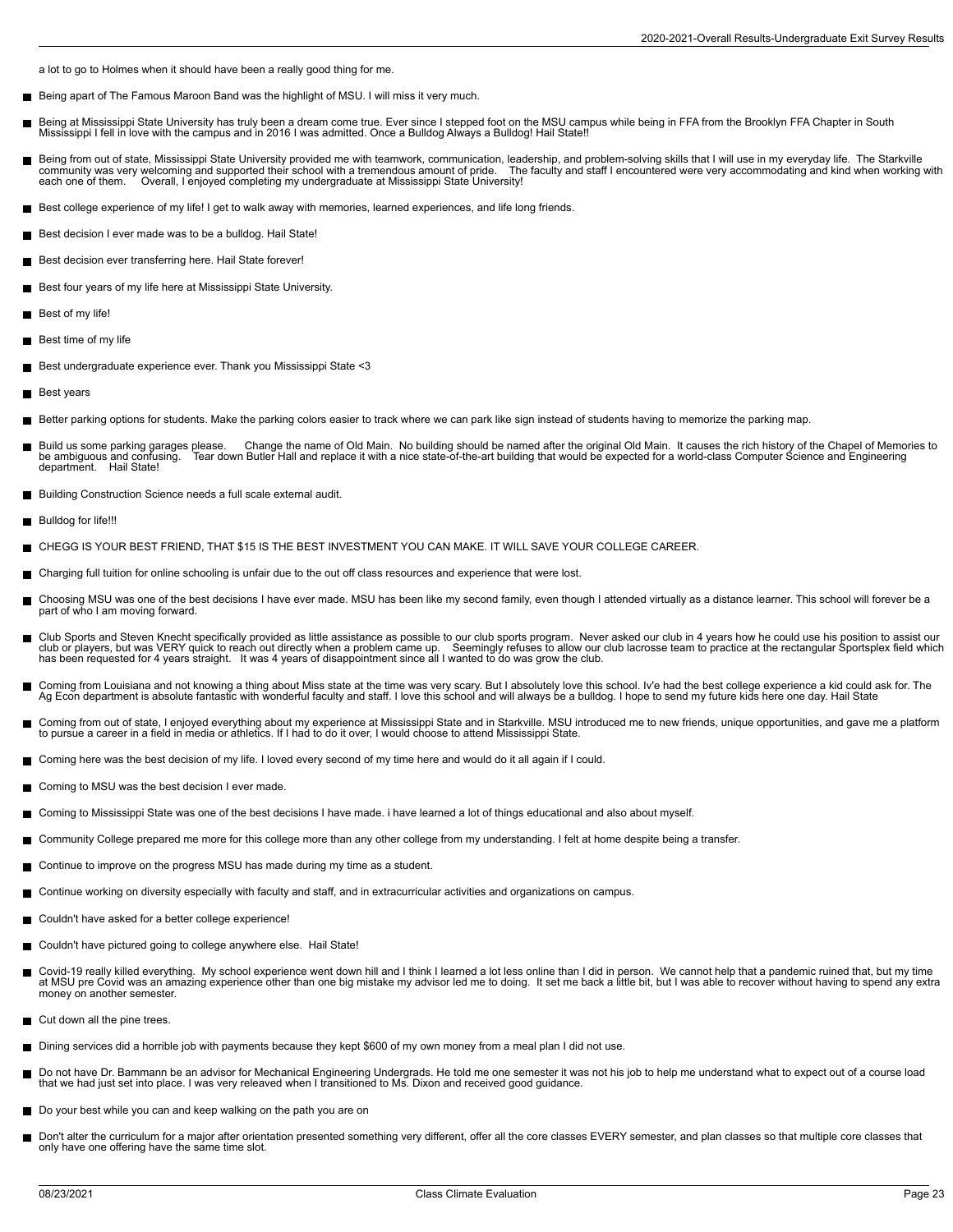a lot to go to Holmes when it should have been a really good thing for me.

- Being apart of The Famous Maroon Band was the highlight of MSU. I will miss it very much.
- Being at Mississippi State University has truly been a dream come true. Ever since I stepped foot on the MSU campus while being in FFA from the Brooklyn FFA Chapter in South Mississippi I fell in love with the campus and in 2016 I was admitted. Once a Bulldog Always a Bulldog! Hail State!!
- Being from out of state, Mississippi State University provided me with teamwork, communication, leadership, and problem-solving skills that I will use in my everyday life. The Starkville community was very welcoming and supported their school with a tremendous amount of pride. The faculty and staff I encountered were very accommodating and kind when working with each one of them. Overall, I enjoyed completing my undergraduate at Mississippi State University!
- Best college experience of my life! I get to walk away with memories, learned experiences, and life long friends.
- Best decision I ever made was to be a bulldog. Hail State!
- Best decision ever transferring here. Hail State forever!
- Best four years of my life here at Mississippi State University.
- Best of my life!
- Best time of my life
- Best undergraduate experience ever. Thank you Mississippi State <3
- Best years
- Better parking options for students. Make the parking colors easier to track where we can park like sign instead of students having to memorize the parking map.
- Build us some parking garages please. Change the name of Old Main. No building should be named after the original Old Main. It causes the rich history of the Chapel of Memories to be ambiguous and confusing. Tear down Butler Hall and replace it with a nice state-of-the-art building that would be expected for a world-class Computer Science and Engineering department. Hail State!
- Building Construction Science needs a full scale external audit.
- Bulldog for life!!!
- CHEGG IS YOUR BEST FRIEND, THAT $15 IS THE BEST INVESTMENT YOU CAN MAKE. IT WILL SAVE YOUR COLLEGE CAREER.
- Charging full tuition for online schooling is unfair due to the out off class resources and experience that were lost.
- Choosing MSU was one of the best decisions I have ever made. MSU has been like my second family, even though I attended virtually as a distance learner. This school will forever be a part of who I am moving forward.
- Club Sports and Steven Knecht specifically provided as little assistance as possible to our club sports program. Never asked our club in 4 years how he could use his position to assist our club or players, but was VERY quick to reach out directly when a problem came up. Seemingly refuses to allow our club lacrosse team to practice at the rectangular Sportsplex field which has been requested for 4 years straight. It was 4 years of disappointment since all I wanted to do was grow the club.
- Coming from Louisiana and not knowing a thing about Miss state at the time was very scary. But I absolutely love this school. Iv'e had the best college experience a kid could ask for. The Ag Econ department is absolute fantastic with wonderful faculty and staff. I love this school and will always be a bulldog. I hope to send my future kids here one day. Hail State
- Coming from out of state, I enjoyed everything about my experience at Mississippi State and in Starkville. MSU introduced me to new friends, unique opportunities, and gave me a platform to pursue a career in a field in media or athletics. If I had to do it over, I would choose to attend Mississippi State.
- Coming here was the best decision of my life. I loved every second of my time here and would do it all again if I could.
- Coming to MSU was the best decision I ever made.
- Coming to Mississippi State was one of the best decisions I have made. i have learned a lot of things educational and also about myself.
- Community College prepared me more for this college more than any other college from my understanding. I felt at home despite being a transfer.
- Continue to improve on the progress MSU has made during my time as a student.
- Continue working on diversity especially with faculty and staff, and in extracurricular activities and organizations on campus.
- Couldn't have asked for a better college experience!
- Couldn't have pictured going to college anywhere else. Hail State!
- Covid-19 really killed everything. My school experience went down hill and I think I learned a lot less online than I did in person. We cannot help that a pandemic ruined that, but my time at MSU pre Covid was an amazing experience other than one big mistake my advisor led me to doing. It set me back a little bit, but I was able to recover without having to spend any extra money on another semester.
- Cut down all the pine trees.
- Dining services did a horrible job with payments because they kept $600 of my own money from a meal plan I did not use.
- Do not have Dr. Bammann be an advisor for Mechanical Engineering Undergrads. He told me one semester it was not his job to help me understand what to expect out of a course load that we had just set into place. I was very releaved when I transitioned to Ms. Dixon and received good guidance.
- Do your best while you can and keep walking on the path you are on
- Don't alter the curriculum for a major after orientation presented something very different, offer all the core classes EVERY semester, and plan classes so that multiple core classes that only have one offering have the same time slot.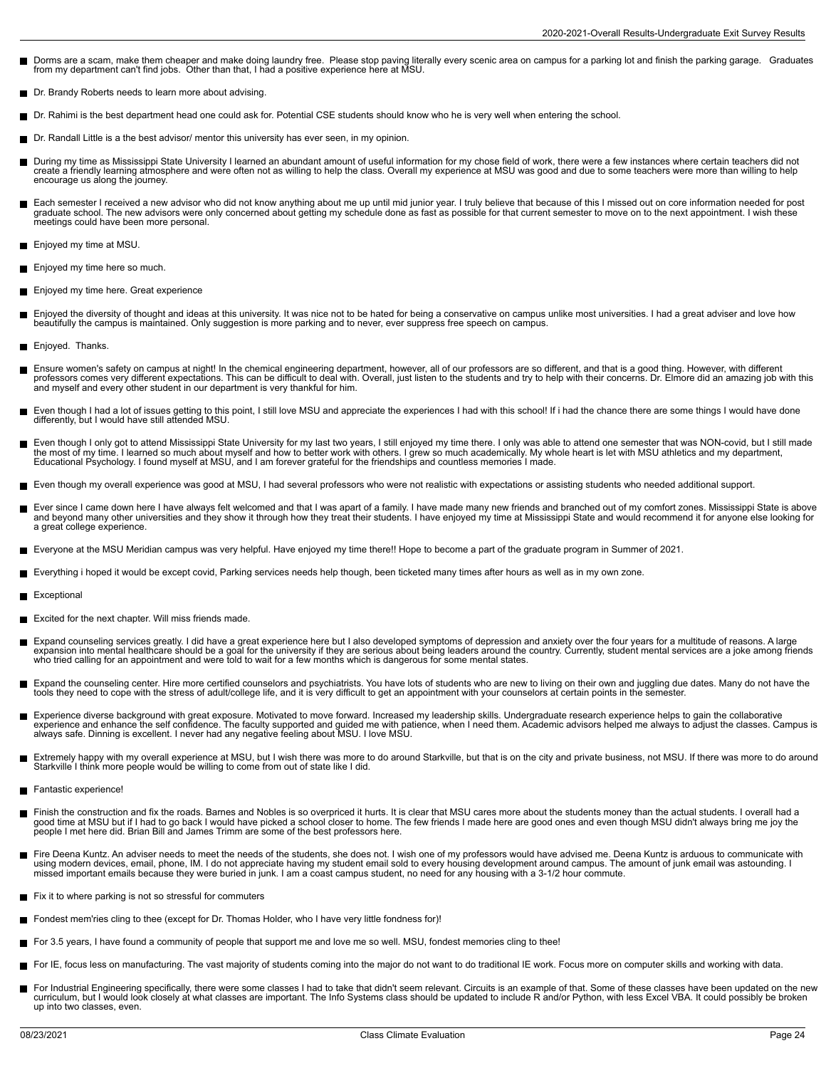- Dorms are a scam, make them cheaper and make doing laundry free. Please stop paving literally every scenic area on campus for a parking lot and finish the parking garage. Graduates from my department can't find jobs. Other than that, I had a positive experience here at MSU.
- Dr. Brandy Roberts needs to learn more about advising.
- Dr. Rahimi is the best department head one could ask for. Potential CSE students should know who he is very well when entering the school.
- Dr. Randall Little is the best advisor/ mentor this university has ever seen, in my opinion.
- During my time as Mississippi State University I learned an abundant amount of useful information for my chose field of work, there were a few instances where certain teachers did not create a friendly learning atmosphere and were often not as willing to help the class. Overall my experience at MSU was good and due to some teachers were more than willing to help encourage us along the journey.
- Each semester I received a new advisor who did not know anything about me up until mid junior year. I truly believe that because of this I missed out on core information needed for post graduate school. The new advisors were only concerned about getting my schedule done as fast as possible for that current semester to move on to the next appointment. I wish these meetings could have been more personal.
- Enjoyed my time at MSU.
- Enjoyed my time here so much.
- Enjoyed my time here. Great experience
- Enjoyed the diversity of thought and ideas at this university. It was nice not to be hated for being a conservative on campus unlike most universities. I had a great adviser and love how beautifully the campus is maintained. Only suggestion is more parking and to never, ever suppress free speech on campus.
- Enjoyed. Thanks.
- Ensure women's safety on campus at night! In the chemical engineering department, however, all of our professors are so different, and that is a good thing. However, with different professors comes very different expectations. This can be difficult to deal with. Overall, just listen to the students and try to help with their concerns. Dr. Elmore did an amazing job with this and myself and every other student in our department is very thankful for him.
- Even though I had a lot of issues getting to this point, I still love MSU and appreciate the experiences I had with this school! If i had the chance there are some things I would have done differently, but I would have still attended MSU.
- Even though I only got to attend Mississippi State University for my last two years, I still enjoyed my time there. I only was able to attend one semester that was NON-covid, but I still made the most of my time. I learned so much about myself and how to better work with others. I grew so much academically. My whole heart is let with MSU athletics and my department, Educational Psychology. I found myself at MSU, and I am forever grateful for the friendships and countless memories I made.
- Even though my overall experience was good at MSU, I had several professors who were not realistic with expectations or assisting students who needed additional support.
- Ever since I came down here I have always felt welcomed and that I was apart of a family. I have made many new friends and branched out of my comfort zones. Mississippi State is above and beyond many other universities and they show it through how they treat their students. I have enjoyed my time at Mississippi State and would recommend it for anyone else looking for a great college experience.
- Everyone at the MSU Meridian campus was very helpful. Have enjoyed my time there!! Hope to become a part of the graduate program in Summer of 2021.
- Everything i hoped it would be except covid, Parking services needs help though, been ticketed many times after hours as well as in my own zone.
- Exceptional
- Excited for the next chapter. Will miss friends made.
- Expand counseling services greatly. I did have a great experience here but I also developed symptoms of depression and anxiety over the four years for a multitude of reasons. A large expansion into mental healthcare should be a goal for the university if they are serious about being leaders around the country. Currently, student mental services are a joke among friends who tried calling for an appointment and were told to wait for a few months which is dangerous for some mental states.
- Expand the counseling center. Hire more certified counselors and psychiatrists. You have lots of students who are new to living on their own and juggling due dates. Many do not have the tools they need to cope with the stress of adult/college life, and it is very difficult to get an appointment with your counselors at certain points in the semester.
- Experience diverse background with great exposure. Motivated to move forward. Increased my leadership skills. Undergraduate research experience helps to gain the collaborative experience and enhance the self confidence. The faculty supported and guided me with patience, when I need them. Academic advisors helped me always to adjust the classes. Campus is always safe. Dinning is excellent. I never had any negative feeling about MSU. I love MSU.
- Extremely happy with my overall experience at MSU, but I wish there was more to do around Starkville, but that is on the city and private business, not MSU. If there was more to do around Starkville I think more people would be willing to come from out of state like I did.
- Fantastic experience!
- Finish the construction and fix the roads. Barnes and Nobles is so overpriced it hurts. It is clear that MSU cares more about the students money than the actual students. I overall had a good time at MSU but if I had to go back I would have picked a school closer to home. The few friends I made here are good ones and even though MSU didn't always bring me joy the people I met here did. Brian Bill and James Trimm are some of the best professors here.
- Fire Deena Kuntz. An adviser needs to meet the needs of the students, she does not. I wish one of my professors would have advised me. Deena Kuntz is arduous to communicate with using modern devices, email, phone, IM. I do not appreciate having my student email sold to every housing development around campus. The amount of junk email was astounding. I missed important emails because they were buried in junk. I am a coast campus student, no need for any housing with a 3-1/2 hour commute.
- Fix it to where parking is not so stressful for commuters
- Fondest mem'ries cling to thee (except for Dr. Thomas Holder, who I have very little fondness for)!
- For 3.5 years, I have found a community of people that support me and love me so well. MSU, fondest memories cling to thee!
- For IE, focus less on manufacturing. The vast majority of students coming into the major do not want to do traditional IE work. Focus more on computer skills and working with data.
- For Industrial Engineering specifically, there were some classes I had to take that didn't seem relevant. Circuits is an example of that. Some of these classes have been updated on the new curriculum, but I would look closely at what classes are important. The Info Systems class should be updated to include R and/or Python, with less Excel VBA. It could possibly be broken up into two classes, even.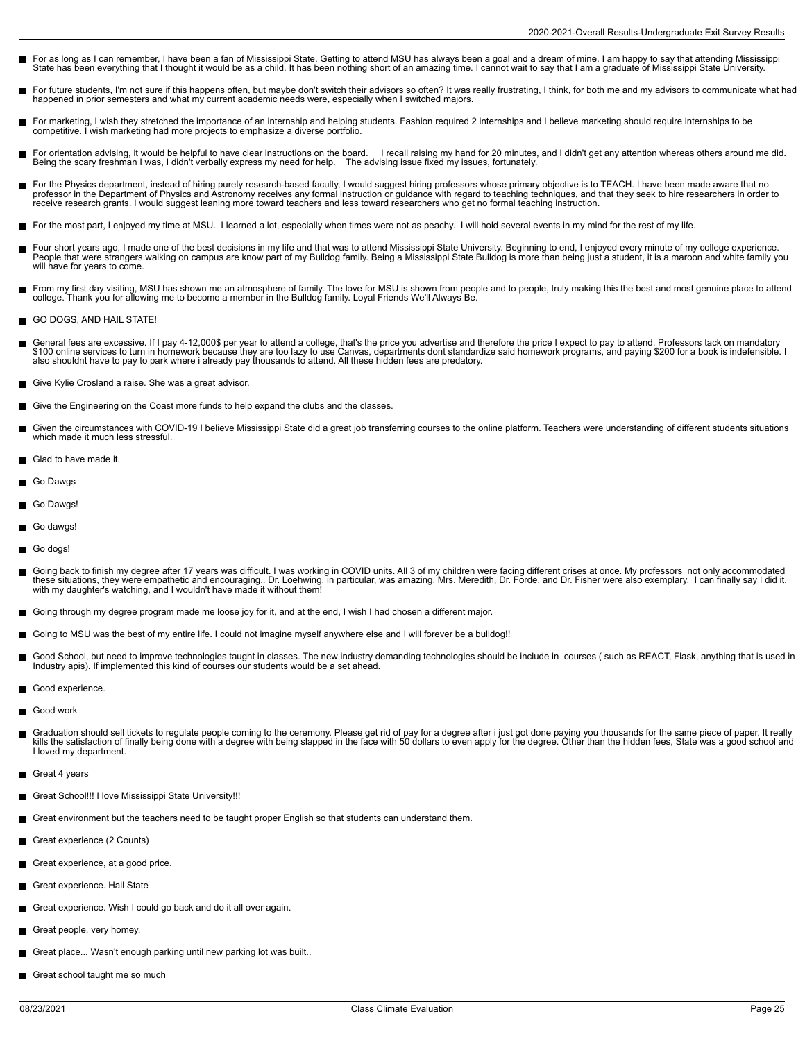- For as long as I can remember, I have been a fan of Mississippi State. Getting to attend MSU has always been a goal and a dream of mine. I am happy to say that attending Mississippi State has been everything that I thought it would be as a child. It has been nothing short of an amazing time. I cannot wait to say that I am a graduate of Mississippi State University.
- For future students, I'm not sure if this happens often, but maybe don't switch their advisors so often? It was really frustrating, I think, for both me and my advisors to communicate what had happened in prior semesters and what my current academic needs were, especially when I switched majors.
- For marketing, I wish they stretched the importance of an internship and helping students. Fashion required 2 internships and I believe marketing should require internships to be competitive. I wish marketing had more projects to emphasize a diverse portfolio.
- For orientation advising, it would be helpful to have clear instructions on the board. I recall raising my hand for 20 minutes, and I didn't get any attention whereas others around me did. Being the scary freshman I was, I didn't verbally express my need for help. The advising issue fixed my issues, fortunately.
- For the Physics department, instead of hiring purely research-based faculty, I would suggest hiring professors whose primary objective is to TEACH. I have been made aware that no professor in the Department of Physics and Astronomy receives any formal instruction or guidance with regard to teaching techniques, and that they seek to hire researchers in order to receive research grants. I would suggest leaning more toward teachers and less toward researchers who get no formal teaching instruction.
- For the most part, I enjoyed my time at MSU. I learned a lot, especially when times were not as peachy. I will hold several events in my mind for the rest of my life.
- Four short years ago, I made one of the best decisions in my life and that was to attend Mississippi State University. Beginning to end, I enjoyed every minute of my college experience. People that were strangers walking on campus are know part of my Bulldog family. Being a Mississippi State Bulldog is more than being just a student, it is a maroon and white family you will have for years to come.
- From my first day visiting, MSU has shown me an atmosphere of family. The love for MSU is shown from people and to people, truly making this the best and most genuine place to attend college. Thank you for allowing me to become a member in the Bulldog family. Loyal Friends We'll Always Be.
- GO DOGS, AND HAIL STATE!
- General fees are excessive. If I pay 4-12,000$ per year to attend a college, that's the price you advertise and therefore the price I expect to pay to attend. Professors tack on mandatory $100 online services to turn in homework because they are too lazy to use Canvas, departments dont standardize said homework programs, and paying $200 for a book is indefensible. I also shouldnt have to pay to park where i already pay thousands to attend. All these hidden fees are predatory.
- Give Kylie Crosland a raise. She was a great advisor.
- Give the Engineering on the Coast more funds to help expand the clubs and the classes.
- Given the circumstances with COVID-19 I believe Mississippi State did a great job transferring courses to the online platform. Teachers were understanding of different students situations which made it much less stressful.
- Glad to have made it.
- Go Dawgs
- Go Dawgs!
- Go dawgs!
- Go dogs!
- Going back to finish my degree after 17 years was difficult. I was working in COVID units. All 3 of my children were facing different crises at once. My professors not only accommodated these situations, they were empathetic and encouraging.. Dr. Loehwing, in particular, was amazing. Mrs. Meredith, Dr. Forde, and Dr. Fisher were also exemplary. I can finally say I did it, with my daughter's watching, and I wouldn't have made it without them!
- Going through my degree program made me loose joy for it, and at the end, I wish I had chosen a different major.
- Going to MSU was the best of my entire life. I could not imagine myself anywhere else and I will forever be a bulldog!!
- Good School, but need to improve technologies taught in classes. The new industry demanding technologies should be include in courses ( such as REACT, Flask, anything that is used in Industry apis). If implemented this kind of courses our students would be a set ahead.
- Good experience.
- Good work
- Graduation should sell tickets to regulate people coming to the ceremony. Please get rid of pay for a degree after i just got done paying you thousands for the same piece of paper. It really kills the satisfaction of finally being done with a degree with being slapped in the face with 50 dollars to even apply for the degree. Other than the hidden fees, State was a good school and I loved my department.
- Great 4 years
- Great School!!! I love Mississippi State University!!!
- Great environment but the teachers need to be taught proper English so that students can understand them.
- Great experience (2 Counts)
- Great experience, at a good price.
- Great experience. Hail State
- Great experience. Wish I could go back and do it all over again.
- Great people, very homey.
- Great place... Wasn't enough parking until new parking lot was built..
- Great school taught me so much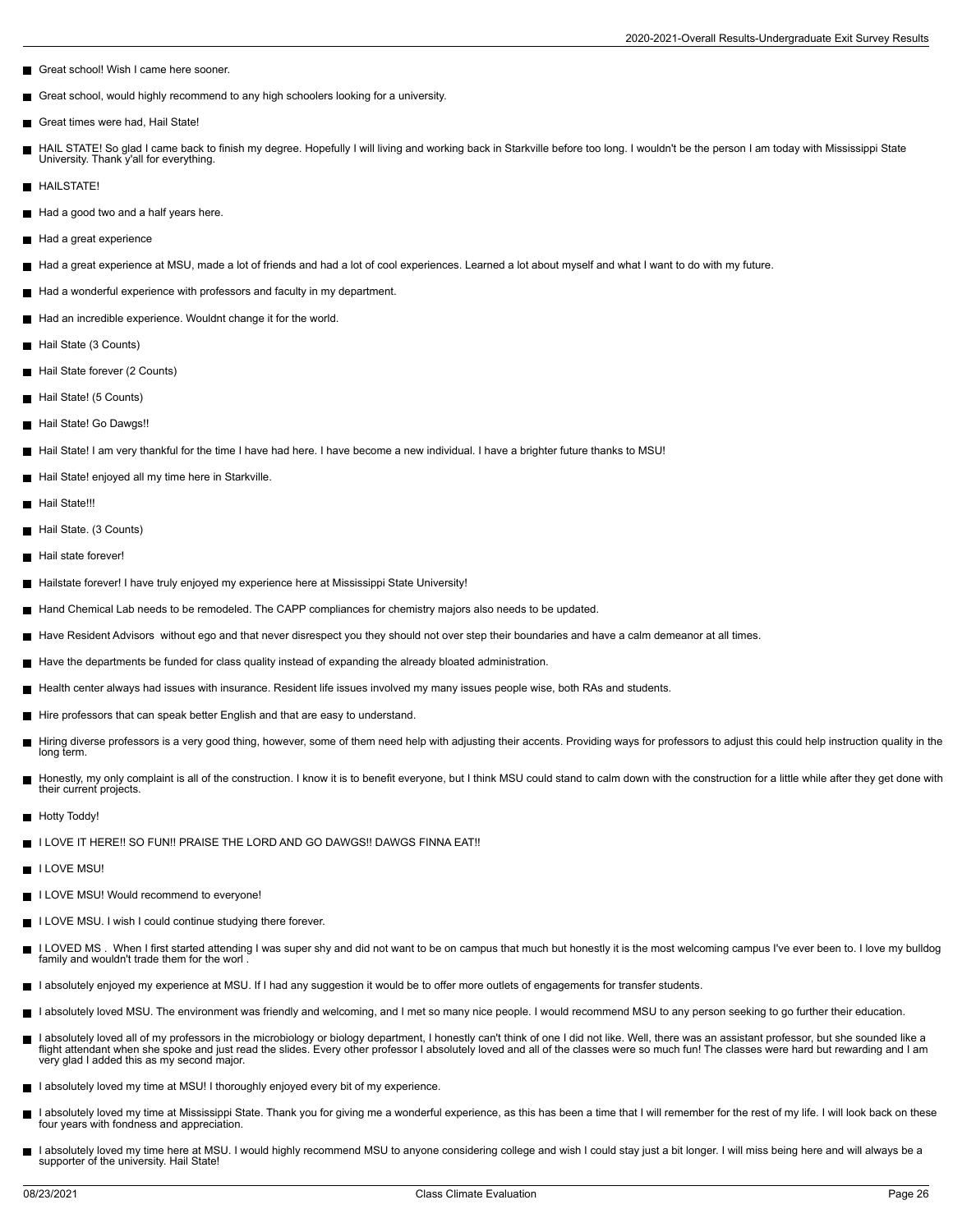- Great school! Wish I came here sooner.
- Great school, would highly recommend to any high schoolers looking for a university.
- Great times were had, Hail State!
- HAIL STATE! So glad I came back to finish my degree. Hopefully I will living and working back in Starkville before too long. I wouldn't be the person I am today with Mississippi State University. Thank y'all for everything.
- HAILSTATE!
- Had a good two and a half years here.
- Had a great experience
- Had a great experience at MSU, made a lot of friends and had a lot of cool experiences. Learned a lot about myself and what I want to do with my future.
- Had a wonderful experience with professors and faculty in my department.
- Had an incredible experience. Wouldnt change it for the world.
- Hail State (3 Counts)
- Hail State forever (2 Counts)
- Hail State! (5 Counts)
- Hail State! Go Dawgs!!
- Hail State! I am very thankful for the time I have had here. I have become a new individual. I have a brighter future thanks to MSU!
- Hail State! enjoyed all my time here in Starkville.
- Hail State!!!
- Hail State. (3 Counts)
- Hail state forever!
- Hailstate forever! I have truly enjoyed my experience here at Mississippi State University!
- Hand Chemical Lab needs to be remodeled. The CAPP compliances for chemistry majors also needs to be updated.
- Have Resident Advisors without ego and that never disrespect you they should not over step their boundaries and have a calm demeanor at all times.
- Have the departments be funded for class quality instead of expanding the already bloated administration.
- Health center always had issues with insurance. Resident life issues involved my many issues people wise, both RAs and students.
- Hire professors that can speak better English and that are easy to understand.
- Hiring diverse professors is a very good thing, however, some of them need help with adjusting their accents. Providing ways for professors to adjust this could help instruction quality in the long term.
- Honestly, my only complaint is all of the construction. I know it is to benefit everyone, but I think MSU could stand to calm down with the construction for a little while after they get done with their current projects.
- Hotty Toddy!
- I LOVE IT HERE!! SO FUN!! PRAISE THE LORD AND GO DAWGS!! DAWGS FINNA EAT!!
- I LOVE MSU!
- I LOVE MSU! Would recommend to everyone!
- I LOVE MSU. I wish I could continue studying there forever.
- I LOVED MS . When I first started attending I was super shy and did not want to be on campus that much but honestly it is the most welcoming campus I've ever been to. I love my bulldog family and wouldn't trade them for the worl .
- I absolutely enjoyed my experience at MSU. If I had any suggestion it would be to offer more outlets of engagements for transfer students.
- I absolutely loved MSU. The environment was friendly and welcoming, and I met so many nice people. I would recommend MSU to any person seeking to go further their education.
- I absolutely loved all of my professors in the microbiology or biology department, I honestly can't think of one I did not like. Well, there was an assistant professor, but she sounded like a flight attendant when she spoke and just read the slides. Every other professor I absolutely loved and all of the classes were so much fun! The classes were hard but rewarding and I am very glad I added this as my second major.
- I absolutely loved my time at MSU! I thoroughly enjoyed every bit of my experience.
- I absolutely loved my time at Mississippi State. Thank you for giving me a wonderful experience, as this has been a time that I will remember for the rest of my life. I will look back on these four years with fondness and appreciation.
- I absolutely loved my time here at MSU. I would highly recommend MSU to anyone considering college and wish I could stay just a bit longer. I will miss being here and will always be a supporter of the university. Hail State!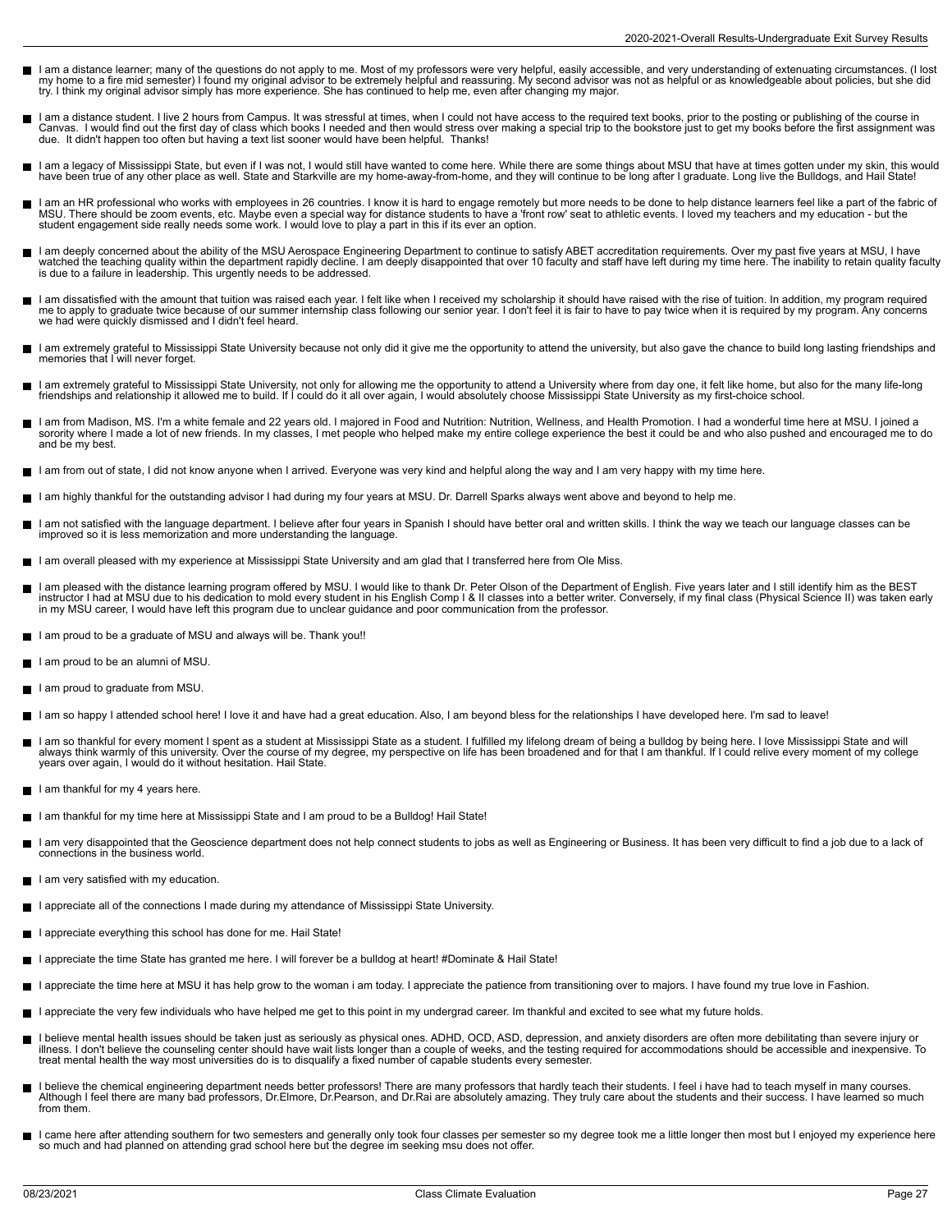- I am a distance learner; many of the questions do not apply to me. Most of my professors were very helpful, easily accessible, and very understanding of extenuating circumstances. (I lost my home to a fire mid semester) I found my original advisor to be extremely helpful and reassuring. My second advisor was not as helpful or as knowledgeable about policies, but she did try. I think my original advisor simply has more experience. She has continued to help me, even after changing my major.
- I am a distance student. I live 2 hours from Campus. It was stressful at times, when I could not have access to the required text books, prior to the posting or publishing of the course in Canvas. I would find out the first day of class which books I needed and then would stress over making a special trip to the bookstore just to get my books before the first assignment was due. It didn't happen too often but having a text list sooner would have been helpful. Thanks!
- I am a legacy of Mississippi State, but even if I was not, I would still have wanted to come here. While there are some things about MSU that have at times gotten under my skin, this would have been true of any other place as well. State and Starkville are my home-away-from-home, and they will continue to be long after I graduate. Long live the Bulldogs, and Hail State!
- I am an HR professional who works with employees in 26 countries. I know it is hard to engage remotely but more needs to be done to help distance learners feel like a part of the fabric of MSU. There should be zoom events, etc. Maybe even a special way for distance students to have a 'front row' seat to athletic events. I loved my teachers and my education - but the student engagement side really needs some work. I would love to play a part in this if its ever an option.
- I am deeply concerned about the ability of the MSU Aerospace Engineering Department to continue to satisfy ABET accreditation requirements. Over my past five years at MSU, I have watched the teaching quality within the department rapidly decline. I am deeply disappointed that over 10 faculty and staff have left during my time here. The inability to retain quality faculty is due to a failure in leadership. This urgently needs to be addressed.
- I am dissatisfied with the amount that tuition was raised each year. I felt like when I received my scholarship it should have raised with the rise of tuition. In addition, my program required me to apply to graduate twice because of our summer internship class following our senior year. I don't feel it is fair to have to pay twice when it is required by my program. Any concerns we had were quickly dismissed and I didn't feel heard.
- I am extremely grateful to Mississippi State University because not only did it give me the opportunity to attend the university, but also gave the chance to build long lasting friendships and memories that I will never forget.
- I am extremely grateful to Mississippi State University, not only for allowing me the opportunity to attend a University where from day one, it felt like home, but also for the many life-long friendships and relationship it allowed me to build. If I could do it all over again, I would absolutely choose Mississippi State University as my first-choice school.
- I am from Madison, MS. I'm a white female and 22 years old. I majored in Food and Nutrition: Nutrition, Wellness, and Health Promotion. I had a wonderful time here at MSU. I joined a sorority where I made a lot of new friends. In my classes, I met people who helped make my entire college experience the best it could be and who also pushed and encouraged me to do and be my best.
- I am from out of state, I did not know anyone when I arrived. Everyone was very kind and helpful along the way and I am very happy with my time here.
- I am highly thankful for the outstanding advisor I had during my four years at MSU. Dr. Darrell Sparks always went above and beyond to help me.
- I am not satisfied with the language department. I believe after four years in Spanish I should have better oral and written skills. I think the way we teach our language classes can be improved so it is less memorization and more understanding the language.
- I am overall pleased with my experience at Mississippi State University and am glad that I transferred here from Ole Miss.
- I am pleased with the distance learning program offered by MSU. I would like to thank Dr. Peter Olson of the Department of English. Five years later and I still identify him as the BEST instructor I had at MSU due to his dedication to mold every student in his English Comp I & II classes into a better writer. Conversely, if my final class (Physical Science II) was taken early in my MSU career, I would have left this program due to unclear guidance and poor communication from the professor.
- I am proud to be a graduate of MSU and always will be. Thank you!!
- I am proud to be an alumni of MSU.
- I am proud to graduate from MSU.
- I am so happy I attended school here! I love it and have had a great education. Also, I am beyond bless for the relationships I have developed here. I'm sad to leave!
- I am so thankful for every moment I spent as a student at Mississippi State as a student. I fulfilled my lifelong dream of being a bulldog by being here. I love Mississippi State and will always think warmly of this university. Over the course of my degree, my perspective on life has been broadened and for that I am thankful. If I could relive every moment of my college years over again, I would do it without hesitation. Hail State.
- I am thankful for my 4 years here.
- I am thankful for my time here at Mississippi State and I am proud to be a Bulldog! Hail State!
- I am very disappointed that the Geoscience department does not help connect students to jobs as well as Engineering or Business. It has been very difficult to find a job due to a lack of connections in the business world.
- I am very satisfied with my education.
- I appreciate all of the connections I made during my attendance of Mississippi State University.
- I appreciate everything this school has done for me. Hail State!
- I appreciate the time State has granted me here. I will forever be a bulldog at heart! #Dominate & Hail State!
- I appreciate the time here at MSU it has help grow to the woman i am today. I appreciate the patience from transitioning over to majors. I have found my true love in Fashion.
- I appreciate the very few individuals who have helped me get to this point in my undergrad career. Im thankful and excited to see what my future holds.
- I believe mental health issues should be taken just as seriously as physical ones. ADHD, OCD, ASD, depression, and anxiety disorders are often more debilitating than severe injury or illness. I don't believe the counseling center should have wait lists longer than a couple of weeks, and the testing required for accommodations should be accessible and inexpensive. To treat mental health the way most universities do is to disqualify a fixed number of capable students every semester.
- I believe the chemical engineering department needs better professors! There are many professors that hardly teach their students. I feel i have had to teach myself in many courses. Although I feel there are many bad professors, Dr.Elmore, Dr.Pearson, and Dr.Rai are absolutely amazing. They truly care about the students and their success. I have learned so much from them.
- I came here after attending southern for two semesters and generally only took four classes per semester so my degree took me a little longer then most but I enjoyed my experience here so much and had planned on attending grad school here but the degree im seeking msu does not offer.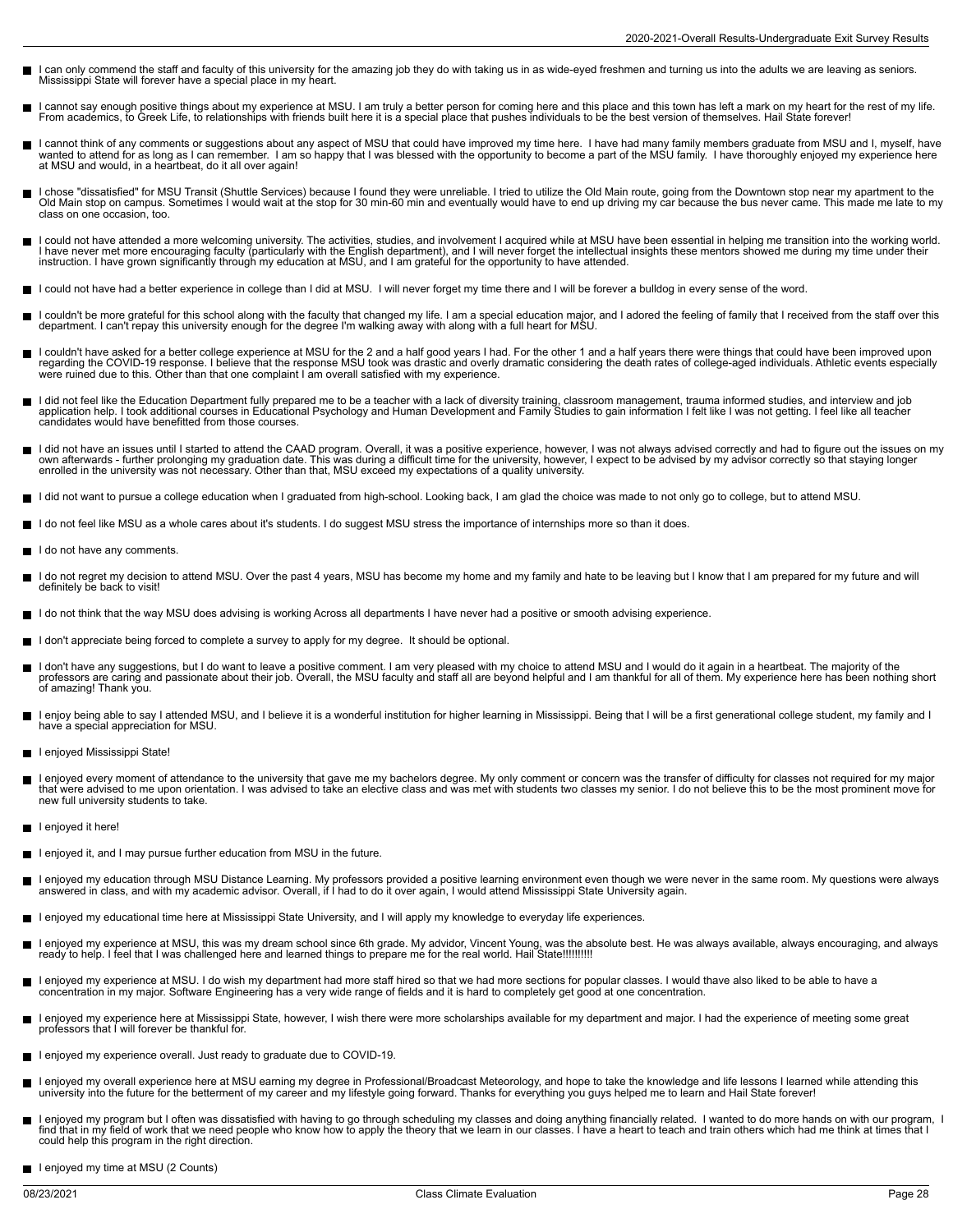- I can only commend the staff and faculty of this university for the amazing job they do with taking us in as wide-eyed freshmen and turning us into the adults we are leaving as seniors. Mississippi State will forever have a special place in my heart.
- I cannot say enough positive things about my experience at MSU. I am truly a better person for coming here and this place and this town has left a mark on my heart for the rest of my life. From academics, to Greek Life, to relationships with friends built here it is a special place that pushes individuals to be the best version of themselves. Hail State forever!
- I cannot think of any comments or suggestions about any aspect of MSU that could have improved my time here. I have had many family members graduate from MSU and I, myself, have wanted to attend for as long as I can remember. I am so happy that I was blessed with the opportunity to become a part of the MSU family. I have thoroughly enjoyed my experience here at MSU and would, in a heartbeat, do it all over again!
- I chose "dissatisfied" for MSU Transit (Shuttle Services) because I found they were unreliable. I tried to utilize the Old Main route, going from the Downtown stop near my apartment to the Old Main stop on campus. Sometimes I would wait at the stop for 30 min-60 min and eventually would have to end up driving my car because the bus never came. This made me late to my class on one occasion, too.
- I could not have attended a more welcoming university. The activities, studies, and involvement I acquired while at MSU have been essential in helping me transition into the working world. I have never met more encouraging faculty (particularly with the English department), and I will never forget the intellectual insights these mentors showed me during my time under their instruction. I have grown significantly through my education at MSU, and I am grateful for the opportunity to have attended.
- I could not have had a better experience in college than I did at MSU. I will never forget my time there and I will be forever a bulldog in every sense of the word.
- I couldn't be more grateful for this school along with the faculty that changed my life. I am a special education major, and I adored the feeling of family that I received from the staff over this department. I can't repay this university enough for the degree I'm walking away with along with a full heart for MSU.
- I couldn't have asked for a better college experience at MSU for the 2 and a half good years I had. For the other 1 and a half years there were things that could have been improved upon regarding the COVID-19 response. I believe that the response MSU took was drastic and overly dramatic considering the death rates of college-aged individuals. Athletic events especially were ruined due to this. Other than that one complaint I am overall satisfied with my experience.
- I did not feel like the Education Department fully prepared me to be a teacher with a lack of diversity training, classroom management, trauma informed studies, and interview and job application help. I took additional courses in Educational Psychology and Human Development and Family Studies to gain information I felt like I was not getting. I feel like all teacher candidates would have benefitted from those courses.
- I did not have an issues until I started to attend the CAAD program. Overall, it was a positive experience, however, I was not always advised correctly and had to figure out the issues on my own afterwards - further prolonging my graduation date. This was during a difficult time for the university, however, I expect to be advised by my advisor correctly so that staying longer enrolled in the university was not necessary. Other than that, MSU exceed my expectations of a quality university.
- I did not want to pursue a college education when I graduated from high-school. Looking back, I am glad the choice was made to not only go to college, but to attend MSU.
- I do not feel like MSU as a whole cares about it's students. I do suggest MSU stress the importance of internships more so than it does.
- I do not have any comments.
- I do not regret my decision to attend MSU. Over the past 4 years, MSU has become my home and my family and hate to be leaving but I know that I am prepared for my future and will definitely be back to visit!
- I do not think that the way MSU does advising is working Across all departments I have never had a positive or smooth advising experience.
- I don't appreciate being forced to complete a survey to apply for my degree. It should be optional.
- I don't have any suggestions, but I do want to leave a positive comment. I am very pleased with my choice to attend MSU and I would do it again in a heartbeat. The majority of the professors are caring and passionate about their job. Overall, the MSU faculty and staff all are beyond helpful and I am thankful for all of them. My experience here has been nothing short of amazing! Thank you.
- I enjoy being able to say I attended MSU, and I believe it is a wonderful institution for higher learning in Mississippi. Being that I will be a first generational college student, my family and I have a special appreciation for MSU.
- I enjoyed Mississippi State!
- I enjoyed every moment of attendance to the university that gave me my bachelors degree. My only comment or concern was the transfer of difficulty for classes not required for my major that were advised to me upon orientation. I was advised to take an elective class and was met with students two classes my senior. I do not believe this to be the most prominent move for new full university students to take.
- I enjoyed it here!
- I enjoyed it, and I may pursue further education from MSU in the future.
- I enjoyed my education through MSU Distance Learning. My professors provided a positive learning environment even though we were never in the same room. My questions were always answered in class, and with my academic advisor. Overall, if I had to do it over again, I would attend Mississippi State University again.
- I enjoyed my educational time here at Mississippi State University, and I will apply my knowledge to everyday life experiences.
- I enjoyed my experience at MSU, this was my dream school since 6th grade. My advidor, Vincent Young, was the absolute best. He was always available, always encouraging, and always ready to help. I feel that I was challenged here and learned things to prepare me for the real world. Hail State!!!!!!!!!!
- I enjoyed my experience at MSU. I do wish my department had more staff hired so that we had more sections for popular classes. I would thave also liked to be able to have a concentration in my major. Software Engineering has a very wide range of fields and it is hard to completely get good at one concentration.
- I enjoyed my experience here at Mississippi State, however, I wish there were more scholarships available for my department and major. I had the experience of meeting some great professors that I will forever be thankful for.
- I enjoyed my experience overall. Just ready to graduate due to COVID-19.
- I enjoyed my overall experience here at MSU earning my degree in Professional/Broadcast Meteorology, and hope to take the knowledge and life lessons I learned while attending this university into the future for the betterment of my career and my lifestyle going forward. Thanks for everything you guys helped me to learn and Hail State forever!
- I enjoyed my program but I often was dissatisfied with having to go through scheduling my classes and doing anything financially related. I wanted to do more hands on with our program, I find that in my field of work that we need people who know how to apply the theory that we learn in our classes. I have a heart to teach and train others which had me think at times that I could help this program in the right direction.
- I enjoyed my time at MSU (2 Counts)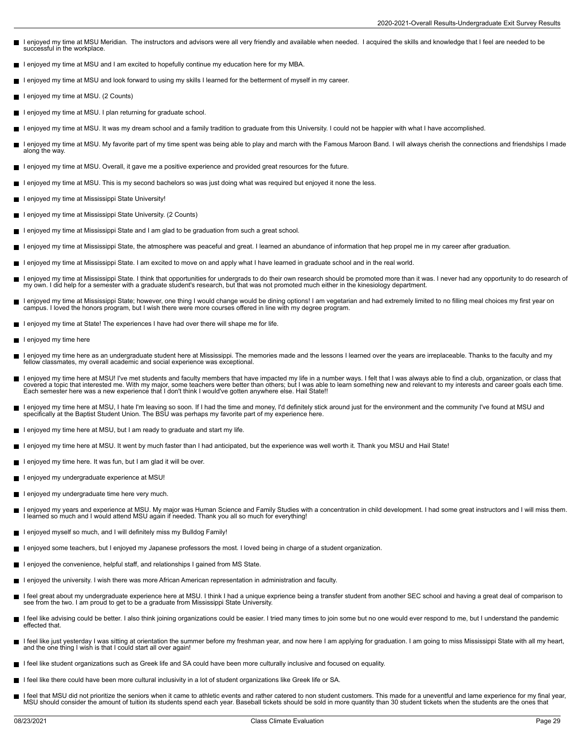- I enjoyed my time at MSU Meridian. The instructors and advisors were all very friendly and available when needed. I acquired the skills and knowledge that I feel are needed to be successful in the workplace.
- I enjoyed my time at MSU and I am excited to hopefully continue my education here for my MBA.
- I enjoyed my time at MSU and look forward to using my skills I learned for the betterment of myself in my career.
- I enjoyed my time at MSU. (2 Counts)
- I enjoyed my time at MSU. I plan returning for graduate school.
- I enjoyed my time at MSU. It was my dream school and a family tradition to graduate from this University. I could not be happier with what I have accomplished.
- I enjoyed my time at MSU. My favorite part of my time spent was being able to play and march with the Famous Maroon Band. I will always cherish the connections and friendships I made along the way.
- I enjoyed my time at MSU. Overall, it gave me a positive experience and provided great resources for the future.
- I enjoyed my time at MSU. This is my second bachelors so was just doing what was required but enjoyed it none the less.
- I enjoyed my time at Mississippi State University!
- I enjoyed my time at Mississippi State University. (2 Counts)
- I enjoyed my time at Mississippi State and I am glad to be graduation from such a great school.
- I enjoyed my time at Mississippi State, the atmosphere was peaceful and great. I learned an abundance of information that hep propel me in my career after graduation.
- I enjoyed my time at Mississippi State. I am excited to move on and apply what I have learned in graduate school and in the real world.
- I enjoyed my time at Mississippi State. I think that opportunities for undergrads to do their own research should be promoted more than it was. I never had any opportunity to do research of my own. I did help for a semester with a graduate student's research, but that was not promoted much either in the kinesiology department.
- I enjoyed my time at Mississippi State; however, one thing I would change would be dining options! I am vegetarian and had extremely limited to no filling meal choices my first year on campus. I loved the honors program, but I wish there were more courses offered in line with my degree program.
- I enjoyed my time at State! The experiences I have had over there will shape me for life.
- I enjoyed my time here
- I enjoyed my time here as an undergraduate student here at Mississippi. The memories made and the lessons I learned over the years are irreplaceable. Thanks to the faculty and my fellow classmates, my overall academic and social experience was exceptional.
- I enjoyed my time here at MSU! I've met students and faculty members that have impacted my life in a number ways. I felt that I was always able to find a club, organization, or class that covered a topic that interested me. With my major, some teachers were better than others; but I was able to learn something new and relevant to my interests and career goals each time. Each semester here was a new experience that I don't think I would've gotten anywhere else. Hail State!!
- I enjoyed my time here at MSU, I hate I'm leaving so soon. If I had the time and money, I'd definitely stick around just for the environment and the community I've found at MSU and specifically at the Baptist Student Union. The BSU was perhaps my favorite part of my experience here.
- I enjoyed my time here at MSU, but I am ready to graduate and start my life.
- I enjoyed my time here at MSU. It went by much faster than I had anticipated, but the experience was well worth it. Thank you MSU and Hail State!
- I enjoyed my time here. It was fun, but I am glad it will be over.
- I enjoyed my undergraduate experience at MSU!
- I enjoyed my undergraduate time here very much.
- I enjoyed my years and experience at MSU. My major was Human Science and Family Studies with a concentration in child development. I had some great instructors and I will miss them. I learned so much and I would attend MSU again if needed. Thank you all so much for everything!
- I enjoyed myself so much, and I will definitely miss my Bulldog Family!
- I enjoyed some teachers, but I enjoyed my Japanese professors the most. I loved being in charge of a student organization.
- I enjoyed the convenience, helpful staff, and relationships I gained from MS State.
- I enjoyed the university. I wish there was more African American representation in administration and faculty.
- I feel great about my undergraduate experience here at MSU. I think I had a unique exprience being a transfer student from another SEC school and having a great deal of comparison to see from the two. I am proud to get to be a graduate from Mississippi State University.
- I feel like advising could be better. I also think joining organizations could be easier. I tried many times to join some but no one would ever respond to me, but I understand the pandemic effected that.
- I feel like just yesterday I was sitting at orientation the summer before my freshman year, and now here I am applying for graduation. I am going to miss Mississippi State with all my heart, and the one thing I wish is that I could start all over again!
- I feel like student organizations such as Greek life and SA could have been more culturally inclusive and focused on equality.
- I feel like there could have been more cultural inclusivity in a lot of student organizations like Greek life or SA.
- I feel that MSU did not prioritize the seniors when it came to athletic events and rather catered to non student customers. This made for a uneventful and lame experience for my final year, MSU should consider the amount of tuition its students spend each year. Baseball tickets should be sold in more quantity than 30 student tickets when the students are the ones that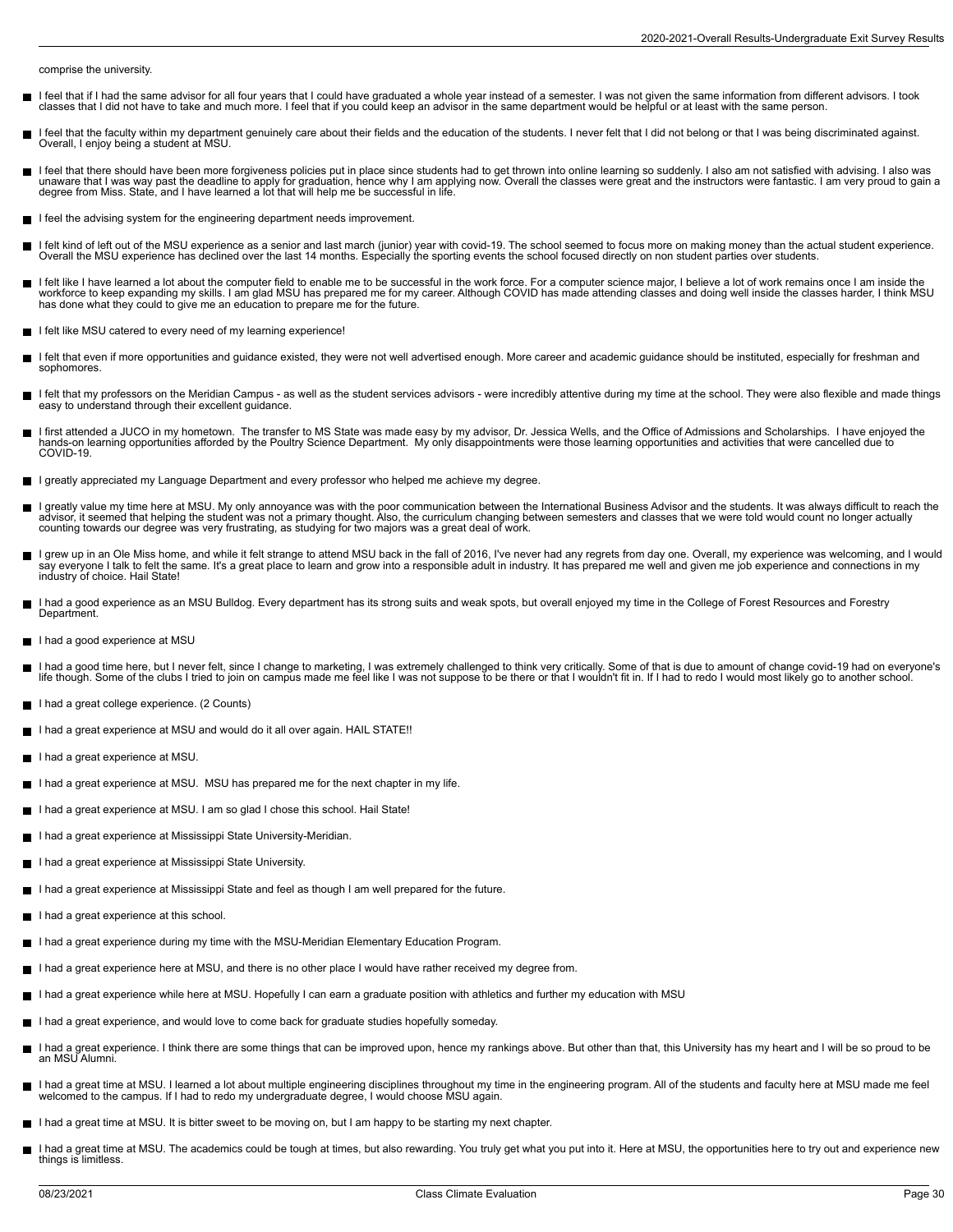comprise the university.

- I feel that if I had the same advisor for all four years that I could have graduated a whole year instead of a semester. I was not given the same information from different advisors. I took classes that I did not have to take and much more. I feel that if you could keep an advisor in the same department would be helpful or at least with the same person.
- I feel that the faculty within my department genuinely care about their fields and the education of the students. I never felt that I did not belong or that I was being discriminated against. Overall, I enjoy being a student at MSU.
- I feel that there should have been more forgiveness policies put in place since students had to get thrown into online learning so suddenly. I also am not satisfied with advising. I also was unaware that I was way past the deadline to apply for graduation, hence why I am applying now. Overall the classes were great and the instructors were fantastic. I am very proud to gain a degree from Miss. State, and I have learned a lot that will help me be successful in life.
- I feel the advising system for the engineering department needs improvement.
- I felt kind of left out of the MSU experience as a senior and last march (junior) year with covid-19. The school seemed to focus more on making money than the actual student experience. Overall the MSU experience has declined over the last 14 months. Especially the sporting events the school focused directly on non student parties over students.
- I felt like I have learned a lot about the computer field to enable me to be successful in the work force. For a computer science major, I believe a lot of work remains once I am inside the workforce to keep expanding my skills. I am glad MSU has prepared me for my career. Although COVID has made attending classes and doing well inside the classes harder, I think MSU has done what they could to give me an education to prepare me for the future.
- I felt like MSU catered to every need of my learning experience!
- I felt that even if more opportunities and guidance existed, they were not well advertised enough. More career and academic guidance should be instituted, especially for freshman and sophomores.
- I felt that my professors on the Meridian Campus - as well as the student services advisors - were incredibly attentive during my time at the school. They were also flexible and made things easy to understand through their excellent guidance.
- I first attended a JUCO in my hometown. The transfer to MS State was made easy by my advisor, Dr. Jessica Wells, and the Office of Admissions and Scholarships. I have enjoyed the hands-on learning opportunities afforded by the Poultry Science Department. My only disappointments were those learning opportunities and activities that were cancelled due to COVID-19.
- I greatly appreciated my Language Department and every professor who helped me achieve my degree.
- I greatly value my time here at MSU. My only annoyance was with the poor communication between the International Business Advisor and the students. It was always difficult to reach the advisor, it seemed that helping the student was not a primary thought. Also, the curriculum changing between semesters and classes that we were told would count no longer actually counting towards our degree was very frustrating, as studying for two majors was a great deal of work.
- I grew up in an Ole Miss home, and while it felt strange to attend MSU back in the fall of 2016, I've never had any regrets from day one. Overall, my experience was welcoming, and I would say everyone I talk to felt the same. It's a great place to learn and grow into a responsible adult in industry. It has prepared me well and given me job experience and connections in my industry of choice. Hail State!
- I had a good experience as an MSU Bulldog. Every department has its strong suits and weak spots, but overall enjoyed my time in the College of Forest Resources and Forestry Department.
- I had a good experience at MSU
- I had a good time here, but I never felt, since I change to marketing, I was extremely challenged to think very critically. Some of that is due to amount of change covid-19 had on everyone's life though. Some of the clubs I tried to join on campus made me feel like I was not suppose to be there or that I wouldn't fit in. If I had to redo I would most likely go to another school.
- I had a great college experience. (2 Counts)
- I had a great experience at MSU and would do it all over again. HAIL STATE!!
- I had a great experience at MSU.
- I had a great experience at MSU. MSU has prepared me for the next chapter in my life.
- I had a great experience at MSU. I am so glad I chose this school. Hail State!
- I had a great experience at Mississippi State University-Meridian.
- I had a great experience at Mississippi State University.
- I had a great experience at Mississippi State and feel as though I am well prepared for the future.
- I had a great experience at this school.
- I had a great experience during my time with the MSU-Meridian Elementary Education Program.
- I had a great experience here at MSU, and there is no other place I would have rather received my degree from.
- I had a great experience while here at MSU. Hopefully I can earn a graduate position with athletics and further my education with MSU
- I had a great experience, and would love to come back for graduate studies hopefully someday.
- I had a great experience. I think there are some things that can be improved upon, hence my rankings above. But other than that, this University has my heart and I will be so proud to be an MSU Alumni.
- I had a great time at MSU. I learned a lot about multiple engineering disciplines throughout my time in the engineering program. All of the students and faculty here at MSU made me feel welcomed to the campus. If I had to redo my undergraduate degree, I would choose MSU again.
- I had a great time at MSU. It is bitter sweet to be moving on, but I am happy to be starting my next chapter.
- I had a great time at MSU. The academics could be tough at times, but also rewarding. You truly get what you put into it. Here at MSU, the opportunities here to try out and experience new things is limitless.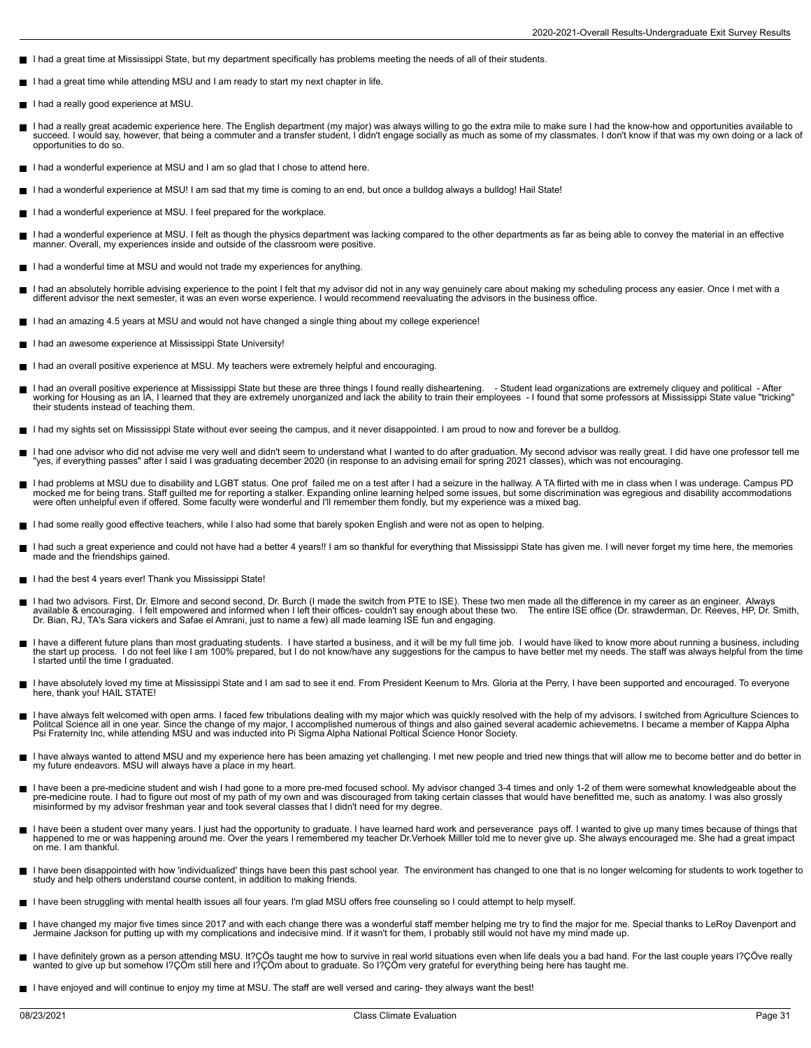- I had a great time at Mississippi State, but my department specifically has problems meeting the needs of all of their students.
- I had a great time while attending MSU and I am ready to start my next chapter in life.
- I had a really good experience at MSU.
- I had a really great academic experience here. The English department (my major) was always willing to go the extra mile to make sure I had the know-how and opportunities available to succeed. I would say, however, that being a commuter and a transfer student, I didn't engage socially as much as some of my classmates. I don't know if that was my own doing or a lack of opportunities to do so.
- I had a wonderful experience at MSU and I am so glad that I chose to attend here.
- I had a wonderful experience at MSU! I am sad that my time is coming to an end, but once a bulldog always a bulldog! Hail State!
- I had a wonderful experience at MSU. I feel prepared for the workplace.
- I had a wonderful experience at MSU. I felt as though the physics department was lacking compared to the other departments as far as being able to convey the material in an effective manner. Overall, my experiences inside and outside of the classroom were positive.
- I had a wonderful time at MSU and would not trade my experiences for anything.
- I had an absolutely horrible advising experience to the point I felt that my advisor did not in any way genuinely care about making my scheduling process any easier. Once I met with a different advisor the next semester, it was an even worse experience. I would recommend reevaluating the advisors in the business office.
- I had an amazing 4.5 years at MSU and would not have changed a single thing about my college experience!
- I had an awesome experience at Mississippi State University!
- I had an overall positive experience at MSU. My teachers were extremely helpful and encouraging.
- I had an overall positive experience at Mississippi State but these are three things I found really disheartening. - Student lead organizations are extremely cliquey and political - After working for Housing as an IA, I learned that they are extremely unorganized and lack the ability to train their employees - I found that some professors at Mississippi State value "tricking" their students instead of teaching them.
- I had my sights set on Mississippi State without ever seeing the campus, and it never disappointed. I am proud to now and forever be a bulldog.
- I had one advisor who did not advise me very well and didn't seem to understand what I wanted to do after graduation. My second advisor was really great. I did have one professor tell me "yes, if everything passes" after I said I was graduating december 2020 (in response to an advising email for spring 2021 classes), which was not encouraging.
- I had problems at MSU due to disability and LGBT status. One prof failed me on a test after I had a seizure in the hallway. A TA flirted with me in class when I was underage. Campus PD mocked me for being trans. Staff guilted me for reporting a stalker. Expanding online learning helped some issues, but some discrimination was egregious and disability accommodations were often unhelpful even if offered. Some faculty were wonderful and I'll remember them fondly, but my experience was a mixed bag.
- I had some really good effective teachers, while I also had some that barely spoken English and were not as open to helping.
- I had such a great experience and could not have had a better 4 years!! I am so thankful for everything that Mississippi State has given me. I will never forget my time here, the memories made and the friendships gained.
- I had the best 4 years ever! Thank you Mississippi State!
- I had two advisors. First, Dr. Elmore and second second, Dr. Burch (I made the switch from PTE to ISE). These two men made all the difference in my career as an engineer. Always available & encouraging. I felt empowered and informed when I left their offices- couldn't say enough about these two. The entire ISE office (Dr. strawderman, Dr. Reeves, HP, Dr. Smith, Dr. Bian, RJ, TA's Sara vickers and Safae el Amrani, just to name a few) all made learning ISE fun and engaging.
- I have a different future plans than most graduating students. I have started a business, and it will be my full time job. I would have liked to know more about running a business, including the start up process. I do not feel like I am 100% prepared, but I do not know/have any suggestions for the campus to have better met my needs. The staff was always helpful from the time I started until the time I graduated.
- I have absolutely loved my time at Mississippi State and I am sad to see it end. From President Keenum to Mrs. Gloria at the Perry, I have been supported and encouraged. To everyone here, thank you! HAIL STATE!
- I have always felt welcomed with open arms. I faced few tribulations dealing with my major which was quickly resolved with the help of my advisors. I switched from Agriculture Sciences to Politcal Science all in one year. Since the change of my major, I accomplished numerous of things and also gained several academic achievemetns. I became a member of Kappa Alpha Psi Fraternity Inc, while attending MSU and was inducted into Pi Sigma Alpha National Poltical Science Honor Society.
- I have always wanted to attend MSU and my experience here has been amazing yet challenging. I met new people and tried new things that will allow me to become better and do better in my future endeavors. MSU will always have a place in my heart.
- I have been a pre-medicine student and wish I had gone to a more pre-med focused school. My advisor changed 3-4 times and only 1-2 of them were somewhat knowledgeable about the pre-medicine route. I had to figure out most of my path of my own and was discouraged from taking certain classes that would have benefitted me, such as anatomy. I was also grossly misinformed by my advisor freshman year and took several classes that I didn't need for my degree.
- I have been a student over many years. I just had the opportunity to graduate. I have learned hard work and perseverance pays off. I wanted to give up many times because of things that happened to me or was happening around me. Over the years I remembered my teacher Dr.Verhoek Milller told me to never give up. She always encouraged me. She had a great impact on me. I am thankful.
- I have been disappointed with how 'individualized' things have been this past school year. The environment has changed to one that is no longer welcoming for students to work together to study and help others understand course content, in addition to making friends.
- I have been struggling with mental health issues all four years. I'm glad MSU offers free counseling so I could attempt to help myself.
- I have changed my major five times since 2017 and with each change there was a wonderful staff member helping me try to find the major for me. Special thanks to LeRoy Davenport and Jermaine Jackson for putting up with my complications and indecisive mind. If it wasn't for them, I probably still would not have my mind made up.
- I have definitely grown as a person attending MSU. It?ÇÖs taught me how to survive in real world situations even when life deals you a bad hand. For the last couple years I?ÇÖve really wanted to give up but somehow I?ÇÖm still here and I?ÇÖm about to graduate. So I?ÇÖm very grateful for everything being here has taught me.
- I have enjoyed and will continue to enjoy my time at MSU. The staff are well versed and caring- they always want the best!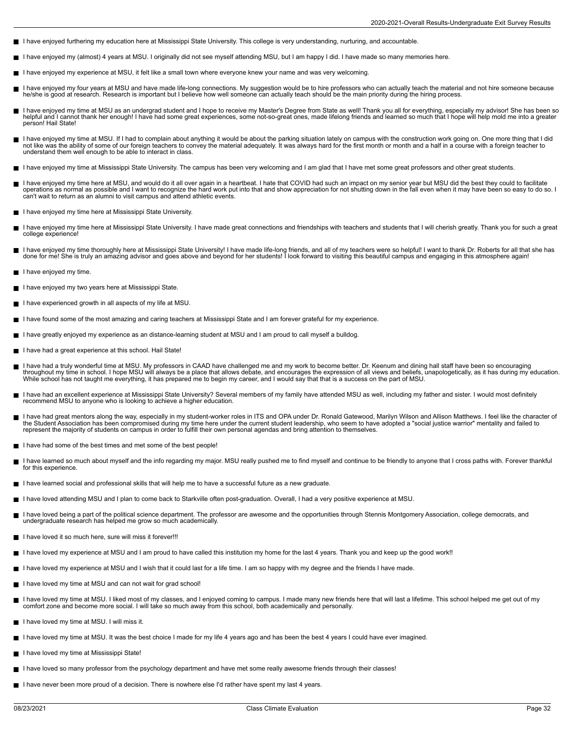- I have enjoyed furthering my education here at Mississippi State University. This college is very understanding, nurturing, and accountable.
- I have enjoyed my (almost) 4 years at MSU. I originally did not see myself attending MSU, but I am happy I did. I have made so many memories here.
- I have enjoyed my experience at MSU, it felt like a small town where everyone knew your name and was very welcoming.
- I have enjoyed my four years at MSU and have made life-long connections. My suggestion would be to hire professors who can actually teach the material and not hire someone because he/she is good at research. Research is important but I believe how well someone can actually teach should be the main priority during the hiring process.
- I have enjoyed my time at MSU as an undergrad student and I hope to receive my Master's Degree from State as well! Thank you all for everything, especially my advisor! She has been so helpful and I cannot thank her enough! I have had some great experiences, some not-so-great ones, made lifelong friends and learned so much that I hope will help mold me into a greater person! Hail State!
- I have enjoyed my time at MSU. If I had to complain about anything it would be about the parking situation lately on campus with the construction work going on. One more thing that I did not like was the ability of some of our foreign teachers to convey the material adequately. It was always hard for the first month or month and a half in a course with a foreign teacher to understand them well enough to be able to interact in class.
- I have enjoyed my time at Mississippi State University. The campus has been very welcoming and I am glad that I have met some great professors and other great students.
- I have enjoyed my time here at MSU, and would do it all over again in a heartbeat. I hate that COVID had such an impact on my senior year but MSU did the best they could to facilitate operations as normal as possible and I want to recognize the hard work put into that and show appreciation for not shutting down in the fall even when it may have been so easy to do so. I can't wait to return as an alumni to visit campus and attend athletic events.
- I have enjoyed my time here at Mississippi State University.
- I have enjoyed my time here at Mississippi State University. I have made great connections and friendships with teachers and students that I will cherish greatly. Thank you for such a great college experience!
- I have enjoyed my time thoroughly here at Mississippi State University! I have made life-long friends, and all of my teachers were so helpful! I want to thank Dr. Roberts for all that she has done for me! She is truly an amazing advisor and goes above and beyond for her students! I look forward to visiting this beautiful campus and engaging in this atmosphere again!
- I have enjoyed my time.
- I have enjoyed my two years here at Mississippi State.
- I have experienced growth in all aspects of my life at MSU.
- I have found some of the most amazing and caring teachers at Mississippi State and I am forever grateful for my experience.
- I have greatly enjoyed my experience as an distance-learning student at MSU and I am proud to call myself a bulldog.
- I have had a great experience at this school. Hail State!
- I have had a truly wonderful time at MSU. My professors in CAAD have challenged me and my work to become better. Dr. Keenum and dining hall staff have been so encouraging throughout my time in school. I hope MSU will always be a place that allows debate, and encourages the expression of all views and beliefs, unapologetically, as it has during my education. While school has not taught me everything, it has prepared me to begin my career, and I would say that that is a success on the part of MSU.
- I have had an excellent experience at Mississippi State University? Several members of my family have attended MSU as well, including my father and sister. I would most definitely recommend MSU to anyone who is looking to achieve a higher education.
- I have had great mentors along the way, especially in my student-worker roles in ITS and OPA under Dr. Ronald Gatewood, Marilyn Wilson and Allison Matthews. I feel like the character of the Student Association has been compromised during my time here under the current student leadership, who seem to have adopted a "social justice warrior" mentality and failed to represent the majority of students on campus in order to fulfill their own personal agendas and bring attention to themselves.
- I have had some of the best times and met some of the best people!
- I have learned so much about myself and the info regarding my major. MSU really pushed me to find myself and continue to be friendly to anyone that I cross paths with. Forever thankful for this experience.
- I have learned social and professional skills that will help me to have a successful future as a new graduate.
- I have loved attending MSU and I plan to come back to Starkville often post-graduation. Overall, I had a very positive experience at MSU.
- I have loved being a part of the political science department. The professor are awesome and the opportunities through Stennis Montgomery Association, college democrats, and undergraduate research has helped me grow so much academically.
- I have loved it so much here, sure will miss it forever!!!
- I have loved my experience at MSU and I am proud to have called this institution my home for the last 4 years. Thank you and keep up the good work!!
- I have loved my experience at MSU and I wish that it could last for a life time. I am so happy with my degree and the friends I have made.
- I have loved my time at MSU and can not wait for grad school!
- I have loved my time at MSU. I liked most of my classes, and I enjoyed coming to campus. I made many new friends here that will last a lifetime. This school helped me get out of my comfort zone and become more social. I will take so much away from this school, both academically and personally.
- I have loved my time at MSU. I will miss it.
- I have loved my time at MSU. It was the best choice I made for my life 4 years ago and has been the best 4 years I could have ever imagined.
- I have loved my time at Mississippi State!
- I have loved so many professor from the psychology department and have met some really awesome friends through their classes!
- I have never been more proud of a decision. There is nowhere else I'd rather have spent my last 4 years.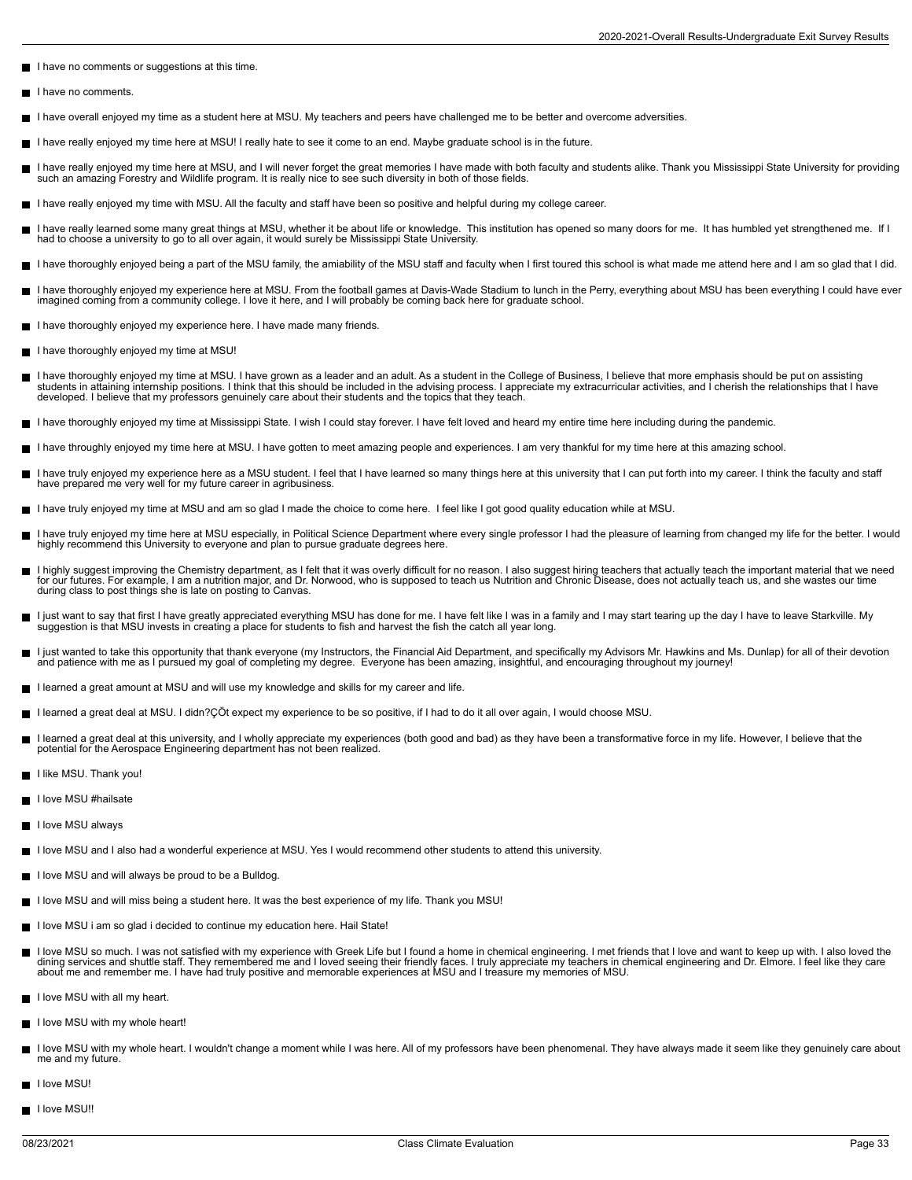- I have no comments or suggestions at this time.
- I have no comments.
- I have overall enjoyed my time as a student here at MSU. My teachers and peers have challenged me to be better and overcome adversities.
- I have really enjoyed my time here at MSU! I really hate to see it come to an end. Maybe graduate school is in the future.
- I have really enjoyed my time here at MSU, and I will never forget the great memories I have made with both faculty and students alike. Thank you Mississippi State University for providing such an amazing Forestry and Wildlife program. It is really nice to see such diversity in both of those fields.
- I have really enjoyed my time with MSU. All the faculty and staff have been so positive and helpful during my college career.
- I have really learned some many great things at MSU, whether it be about life or knowledge. This institution has opened so many doors for me. It has humbled yet strengthened me. If I had to choose a university to go to all over again, it would surely be Mississippi State University.
- I have thoroughly enjoyed being a part of the MSU family, the amiability of the MSU staff and faculty when I first toured this school is what made me attend here and I am so glad that I did.
- I have thoroughly enjoyed my experience here at MSU. From the football games at Davis-Wade Stadium to lunch in the Perry, everything about MSU has been everything I could have ever imagined coming from a community college. I love it here, and I will probably be coming back here for graduate school.
- I have thoroughly enjoyed my experience here. I have made many friends.
- I have thoroughly enjoyed my time at MSU!
- I have thoroughly enjoyed my time at MSU. I have grown as a leader and an adult. As a student in the College of Business, I believe that more emphasis should be put on assisting students in attaining internship positions. I think that this should be included in the advising process. I appreciate my extracurricular activities, and I cherish the relationships that I have developed. I believe that my professors genuinely care about their students and the topics that they teach.
- I have thoroughly enjoyed my time at Mississippi State. I wish I could stay forever. I have felt loved and heard my entire time here including during the pandemic.
- I have throughly enjoyed my time here at MSU. I have gotten to meet amazing people and experiences. I am very thankful for my time here at this amazing school.
- I have truly enjoyed my experience here as a MSU student. I feel that I have learned so many things here at this university that I can put forth into my career. I think the faculty and staff have prepared me very well for my future career in agribusiness.
- I have truly enjoyed my time at MSU and am so glad I made the choice to come here. I feel like I got good quality education while at MSU.
- I have truly enjoyed my time here at MSU especially, in Political Science Department where every single professor I had the pleasure of learning from changed my life for the better. I would highly recommend this University to everyone and plan to pursue graduate degrees here.
- I highly suggest improving the Chemistry department, as I felt that it was overly difficult for no reason. I also suggest hiring teachers that actually teach the important material that we need for our futures. For example, I am a nutrition major, and Dr. Norwood, who is supposed to teach us Nutrition and Chronic Disease, does not actually teach us, and she wastes our time during class to post things she is late on posting to Canvas.
- I just want to say that first I have greatly appreciated everything MSU has done for me. I have felt like I was in a family and I may start tearing up the day I have to leave Starkville. My suggestion is that MSU invests in creating a place for students to fish and harvest the fish the catch all year long.
- I just wanted to take this opportunity that thank everyone (my Instructors, the Financial Aid Department, and specifically my Advisors Mr. Hawkins and Ms. Dunlap) for all of their devotion and patience with me as I pursued my goal of completing my degree. Everyone has been amazing, insightful, and encouraging throughout my journey!
- I learned a great amount at MSU and will use my knowledge and skills for my career and life.
- I learned a great deal at MSU. I didn?ÇÖt expect my experience to be so positive, if I had to do it all over again, I would choose MSU.
- I learned a great deal at this university, and I wholly appreciate my experiences (both good and bad) as they have been a transformative force in my life. However, I believe that the potential for the Aerospace Engineering department has not been realized.
- I like MSU. Thank you!
- I love MSU #hailsate
- I love MSU always
- I love MSU and I also had a wonderful experience at MSU. Yes I would recommend other students to attend this university.
- I love MSU and will always be proud to be a Bulldog.
- I love MSU and will miss being a student here. It was the best experience of my life. Thank you MSU!
- I love MSU i am so glad i decided to continue my education here. Hail State!
- I love MSU so much. I was not satisfied with my experience with Greek Life but I found a home in chemical engineering. I met friends that I love and want to keep up with. I also loved the dining services and shuttle staff. They remembered me and I loved seeing their friendly faces. I truly appreciate my teachers in chemical engineering and Dr. Elmore. I feel like they care about me and remember me. I have had truly positive and memorable experiences at MSU and I treasure my memories of MSU.
- I love MSU with all my heart.
- I love MSU with my whole heart!
- I love MSU with my whole heart. I wouldn't change a moment while I was here. All of my professors have been phenomenal. They have always made it seem like they genuinely care about me and my future.
- I love MSU!
- I love MSU!!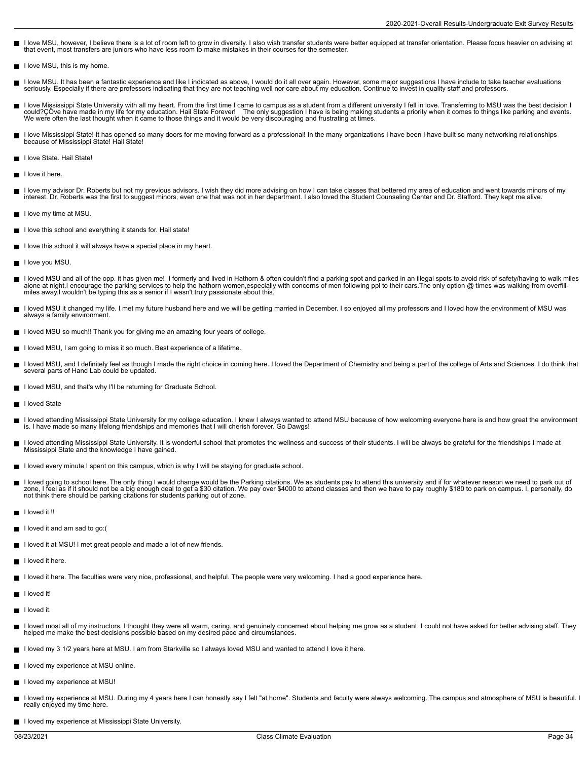- I love MSU, however, I believe there is a lot of room left to grow in diversity. I also wish transfer students were better equipped at transfer orientation. Please focus heavier on advising at that event, most transfers are juniors who have less room to make mistakes in their courses for the semester.
- I love MSU, this is my home.
- I love MSU. It has been a fantastic experience and like I indicated as above, I would do it all over again. However, some major suggestions I have include to take teacher evaluations seriously. Especially if there are professors indicating that they are not teaching well nor care about my education. Continue to invest in quality staff and professors.
- I love Mississippi State University with all my heart. From the first time I came to campus as a student from a different university I fell in love. Transferring to MSU was the best decision I could?ÇÖve have made in my life for my education. Hail State Forever! The only suggestion I have is being making students a priority when it comes to things like parking and events. We were often the last thought when it came to those things and it would be very discouraging and frustrating at times.
- I love Mississippi State! It has opened so many doors for me moving forward as a professional! In the many organizations I have been I have built so many networking relationships because of Mississippi State! Hail State!
- I love State. Hail State!
- I love it here.
- I love my advisor Dr. Roberts but not my previous advisors. I wish they did more advising on how I can take classes that bettered my area of education and went towards minors of my interest. Dr. Roberts was the first to suggest minors, even one that was not in her department. I also loved the Student Counseling Center and Dr. Stafford. They kept me alive.
- I love my time at MSU.
- I love this school and everything it stands for. Hail state!
- I love this school it will always have a special place in my heart.
- I love you MSU.
- I loved MSU and all of the opp. it has given me! I formerly and lived in Hathorn & often couldn't find a parking spot and parked in an illegal spots to avoid risk of safety/having to walk miles alone at night.I encourage the parking services to help the hathorn women,especially with concerns of men following ppl to their cars.The only option @ times was walking from overfill-miles away.I wouldn't be typing this as a senior if I wasn't truly passionate about this.
- I loved MSU it changed my life. I met my future husband here and we will be getting married in December. I so enjoyed all my professors and I loved how the environment of MSU was always a family environment.
- I loved MSU so much!! Thank you for giving me an amazing four years of college.
- I loved MSU, I am going to miss it so much. Best experience of a lifetime.
- I loved MSU, and I definitely feel as though I made the right choice in coming here. I loved the Department of Chemistry and being a part of the college of Arts and Sciences. I do think that several parts of Hand Lab could be updated.
- I loved MSU, and that's why I'll be returning for Graduate School.
- I loved State
- I loved attending Mississippi State University for my college education. I knew I always wanted to attend MSU because of how welcoming everyone here is and how great the environment is. I have made so many lifelong friendships and memories that I will cherish forever. Go Dawgs!
- I loved attending Mississippi State University. It is wonderful school that promotes the wellness and success of their students. I will be always be grateful for the friendships I made at Mississippi State and the knowledge I have gained.
- I loved every minute I spent on this campus, which is why I will be staying for graduate school.
- I loved going to school here. The only thing I would change would be the Parking citations. We as students pay to attend this university and if for whatever reason we need to park out of zone, I feel as if it should not be a big enough deal to get a $30 citation. We pay over $4000 to attend classes and then we have to pay roughly $180 to park on campus. I, personally, do not think there should be parking citations for students parking out of zone.
- I loved it !!
- I loved it and am sad to go:(
- I loved it at MSU! I met great people and made a lot of new friends.
- I loved it here.
- I loved it here. The faculties were very nice, professional, and helpful. The people were very welcoming. I had a good experience here.
- I loved it!
- I loved it.
- I loved most all of my instructors. I thought they were all warm, caring, and genuinely concerned about helping me grow as a student. I could not have asked for better advising staff. They helped me make the best decisions possible based on my desired pace and circumstances.
- I loved my 3 1/2 years here at MSU. I am from Starkville so I always loved MSU and wanted to attend I love it here.
- I loved my experience at MSU online.
- I loved my experience at MSU!
- I loved my experience at MSU. During my 4 years here I can honestly say I felt "at home". Students and faculty were always welcoming. The campus and atmosphere of MSU is beautiful. I really enjoyed my time here.
- I loved my experience at Mississippi State University.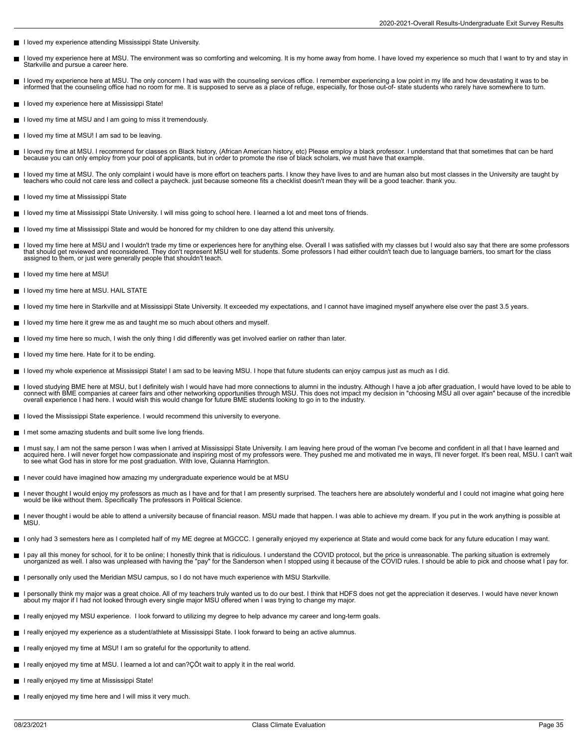- I loved my experience attending Mississippi State University.
- I loved my experience here at MSU. The environment was so comforting and welcoming. It is my home away from home. I have loved my experience so much that I want to try and stay in Starkville and pursue a career here.
- I loved my experience here at MSU. The only concern I had was with the counseling services office. I remember experiencing a low point in my life and how devastating it was to be informed that the counseling office had no room for me. It is supposed to serve as a place of refuge, especially, for those out-of- state students who rarely have somewhere to turn.
- I loved my experience here at Mississippi State!
- I loved my time at MSU and I am going to miss it tremendously.
- I loved my time at MSU! I am sad to be leaving.
- I loved my time at MSU. I recommend for classes on Black history, (African American history, etc) Please employ a black professor. I understand that that sometimes that can be hard because you can only employ from your pool of applicants, but in order to promote the rise of black scholars, we must have that example.
- I loved my time at MSU. The only complaint i would have is more effort on teachers parts. I know they have lives to and are human also but most classes in the University are taught by teachers who could not care less and collect a paycheck. just because someone fits a checklist doesn't mean they will be a good teacher. thank you.
- I loved my time at Mississippi State
- I loved my time at Mississippi State University. I will miss going to school here. I learned a lot and meet tons of friends.
- I loved my time at Mississippi State and would be honored for my children to one day attend this university.
- I loved my time here at MSU and I wouldn't trade my time or experiences here for anything else. Overall I was satisfied with my classes but I would also say that there are some professors that should get reviewed and reconsidered. They don't represent MSU well for students. Some professors I had either couldn't teach due to language barriers, too smart for the class assigned to them, or just were generally people that shouldn't teach.
- I loved my time here at MSU!
- I loved my time here at MSU. HAIL STATE
- I loved my time here in Starkville and at Mississippi State University. It exceeded my expectations, and I cannot have imagined myself anywhere else over the past 3.5 years.
- I loved my time here it grew me as and taught me so much about others and myself.
- I loved my time here so much, I wish the only thing I did differently was get involved earlier on rather than later.
- I loved my time here. Hate for it to be ending.
- I loved my whole experience at Mississippi State! I am sad to be leaving MSU. I hope that future students can enjoy campus just as much as I did.
- I loved studying BME here at MSU, but I definitely wish I would have had more connections to alumni in the industry. Although I have a job after graduation, I would have loved to be able to connect with BME companies at career fairs and other networking opportunities through MSU. This does not impact my decision in "choosing MSU all over again" because of the incredible overall experience I had here. I would wish this would change for future BME students looking to go in to the industry.
- I loved the Mississippi State experience. I would recommend this university to everyone.
- I met some amazing students and built some live long friends.
- I must say, I am not the same person I was when I arrived at Mississippi State University. I am leaving here proud of the woman I've become and confident in all that I have learned and acquired here. I will never forget how compassionate and inspiring most of my professors were. They pushed me and motivated me in ways, I'll never forget. It's been real, MSU. I can't wait to see what God has in store for me post graduation. With love, Quianna Harrington.
- I never could have imagined how amazing my undergraduate experience would be at MSU
- I never thought I would enjoy my professors as much as I have and for that I am presently surprised. The teachers here are absolutely wonderful and I could not imagine what going here would be like without them. Specifically The professors in Political Science.
- I never thought i would be able to attend a university because of financial reason. MSU made that happen. I was able to achieve my dream. If you put in the work anything is possible at MSU.
- I only had 3 semesters here as I completed half of my ME degree at MGCCC. I generally enjoyed my experience at State and would come back for any future education I may want.
- I pay all this money for school, for it to be online; I honestly think that is ridiculous. I understand the COVID protocol, but the price is unreasonable. The parking situation is extremely unorganized as well. I also was unpleased with having the "pay" for the Sanderson when I stopped using it because of the COVID rules. I should be able to pick and choose what I pay for.
- I personally only used the Meridian MSU campus, so I do not have much experience with MSU Starkville.
- I personally think my major was a great choice. All of my teachers truly wanted us to do our best. I think that HDFS does not get the appreciation it deserves. I would have never known about my major if I had not looked through every single major MSU offered when I was trying to change my major.
- I really enjoyed my MSU experience. I look forward to utilizing my degree to help advance my career and long-term goals.
- I really enjoyed my experience as a student/athlete at Mississippi State. I look forward to being an active alumnus.
- I really enjoyed my time at MSU! I am so grateful for the opportunity to attend.
- I really enjoyed my time at MSU. I learned a lot and can?ÇÖt wait to apply it in the real world.
- I really enjoyed my time at Mississippi State!
- I really enjoyed my time here and I will miss it very much.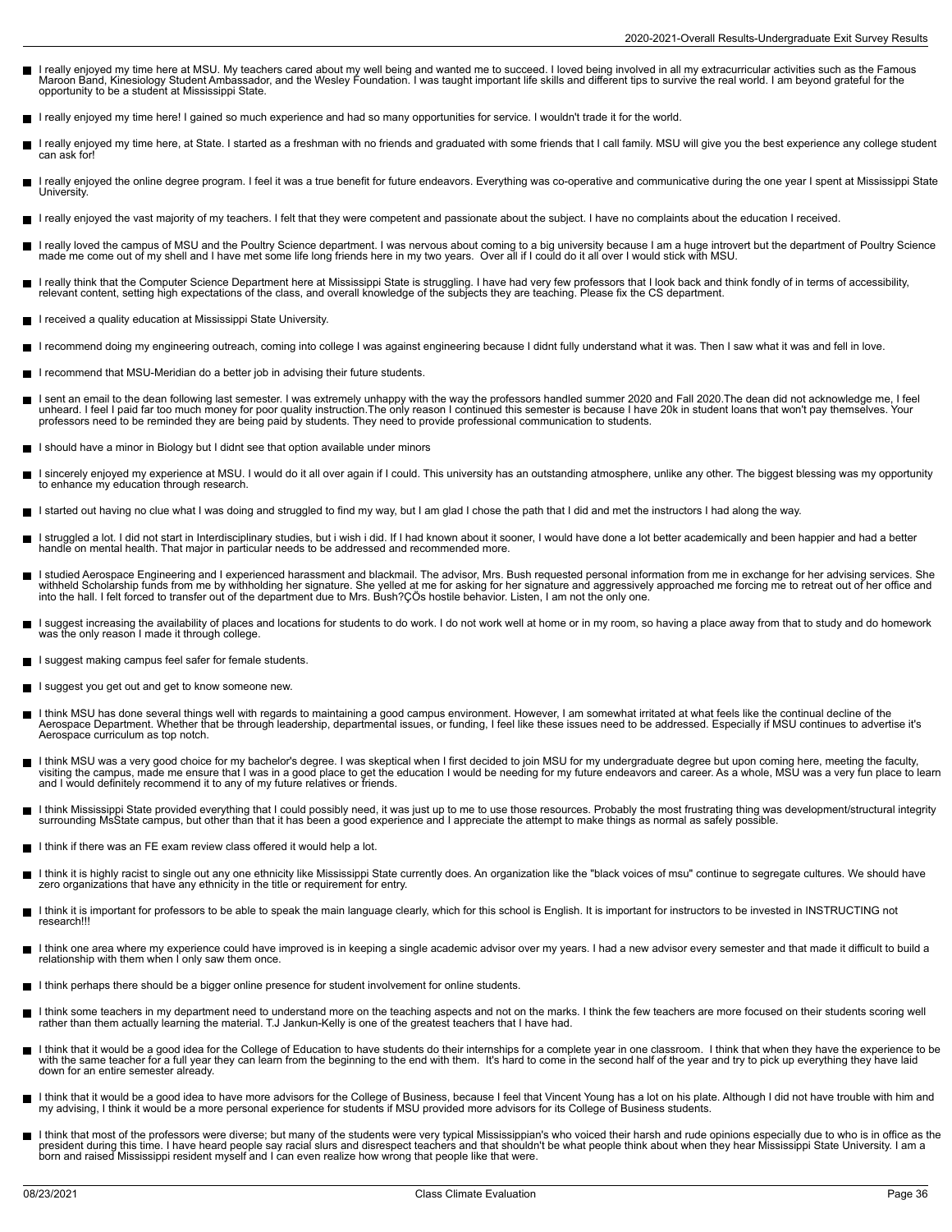- I really enjoyed my time here at MSU. My teachers cared about my well being and wanted me to succeed. I loved being involved in all my extracurricular activities such as the Famous Maroon Band, Kinesiology Student Ambassador, and the Wesley Foundation. I was taught important life skills and different tips to survive the real world. I am beyond grateful for the opportunity to be a student at Mississippi State.
- I really enjoyed my time here! I gained so much experience and had so many opportunities for service. I wouldn't trade it for the world.
- I really enjoyed my time here, at State. I started as a freshman with no friends and graduated with some friends that I call family. MSU will give you the best experience any college student can ask for!
- I really enjoyed the online degree program. I feel it was a true benefit for future endeavors. Everything was co-operative and communicative during the one year I spent at Mississippi State University.
- I really enjoyed the vast majority of my teachers. I felt that they were competent and passionate about the subject. I have no complaints about the education I received.
- I really loved the campus of MSU and the Poultry Science department. I was nervous about coming to a big university because I am a huge introvert but the department of Poultry Science made me come out of my shell and I have met some life long friends here in my two years.  Over all if I could do it all over I would stick with MSU.
- I really think that the Computer Science Department here at Mississippi State is struggling. I have had very few professors that I look back and think fondly of in terms of accessibility, relevant content, setting high expectations of the class, and overall knowledge of the subjects they are teaching. Please fix the CS department.
- I received a quality education at Mississippi State University.
- I recommend doing my engineering outreach, coming into college I was against engineering because I didnt fully understand what it was. Then I saw what it was and fell in love.
- I recommend that MSU-Meridian do a better job in advising their future students.
- I sent an email to the dean following last semester. I was extremely unhappy with the way the professors handled summer 2020 and Fall 2020.The dean did not acknowledge me, I feel unheard. I feel I paid far too much money for poor quality instruction.The only reason I continued this semester is because I have 20k in student loans that won't pay themselves. Your professors need to be reminded they are being paid by students. They need to provide professional communication to students.
- I should have a minor in Biology but I didnt see that option available under minors
- I sincerely enjoyed my experience at MSU. I would do it all over again if I could. This university has an outstanding atmosphere, unlike any other. The biggest blessing was my opportunity to enhance my education through research.
- I started out having no clue what I was doing and struggled to find my way, but I am glad I chose the path that I did and met the instructors I had along the way.
- I struggled a lot. I did not start in Interdisciplinary studies, but i wish i did. If I had known about it sooner, I would have done a lot better academically and been happier and had a better handle on mental health. That major in particular needs to be addressed and recommended more.
- I studied Aerospace Engineering and I experienced harassment and blackmail. The advisor, Mrs. Bush requested personal information from me in exchange for her advising services. She withheld Scholarship funds from me by withholding her signature. She yelled at me for asking for her signature and aggressively approached me forcing me to retreat out of her office and into the hall. I felt forced to transfer out of the department due to Mrs. Bush?ÇÖs hostile behavior. Listen, I am not the only one.
- I suggest increasing the availability of places and locations for students to do work. I do not work well at home or in my room, so having a place away from that to study and do homework was the only reason I made it through college.
- I suggest making campus feel safer for female students.
- I suggest you get out and get to know someone new.
- I think MSU has done several things well with regards to maintaining a good campus environment. However, I am somewhat irritated at what feels like the continual decline of the Aerospace Department. Whether that be through leadership, departmental issues, or funding, I feel like these issues need to be addressed. Especially if MSU continues to advertise it's Aerospace curriculum as top notch.
- I think MSU was a very good choice for my bachelor's degree. I was skeptical when I first decided to join MSU for my undergraduate degree but upon coming here, meeting the faculty, visiting the campus, made me ensure that I was in a good place to get the education I would be needing for my future endeavors and career. As a whole, MSU was a very fun place to learn and I would definitely recommend it to any of my future relatives or friends.
- I think Mississippi State provided everything that I could possibly need, it was just up to me to use those resources. Probably the most frustrating thing was development/structural integrity surrounding MsState campus, but other than that it has been a good experience and I appreciate the attempt to make things as normal as safely possible.
- I think if there was an FE exam review class offered it would help a lot.
- I think it is highly racist to single out any one ethnicity like Mississippi State currently does. An organization like the "black voices of msu" continue to segregate cultures. We should have zero organizations that have any ethnicity in the title or requirement for entry.
- I think it is important for professors to be able to speak the main language clearly, which for this school is English. It is important for instructors to be invested in INSTRUCTING not research!!!
- I think one area where my experience could have improved is in keeping a single academic advisor over my years. I had a new advisor every semester and that made it difficult to build a relationship with them when I only saw them once.
- I think perhaps there should be a bigger online presence for student involvement for online students.
- I think some teachers in my department need to understand more on the teaching aspects and not on the marks. I think the few teachers are more focused on their students scoring well rather than them actually learning the material. T.J Jankun-Kelly is one of the greatest teachers that I have had.
- I think that it would be a good idea for the College of Education to have students do their internships for a complete year in one classroom.  I think that when they have the experience to be with the same teacher for a full year they can learn from the beginning to the end with them.  It's hard to come in the second half of the year and try to pick up everything they have laid down for an entire semester already.
- I think that it would be a good idea to have more advisors for the College of Business, because I feel that Vincent Young has a lot on his plate. Although I did not have trouble with him and my advising, I think it would be a more personal experience for students if MSU provided more advisors for its College of Business students.
- I think that most of the professors were diverse; but many of the students were very typical Mississippian's who voiced their harsh and rude opinions especially due to who is in office as the president during this time. I have heard people say racial slurs and disrespect teachers and that shouldn't be what people think about when they hear Mississippi State University. I am a born and raised Mississippi resident myself and I can even realize how wrong that people like that were.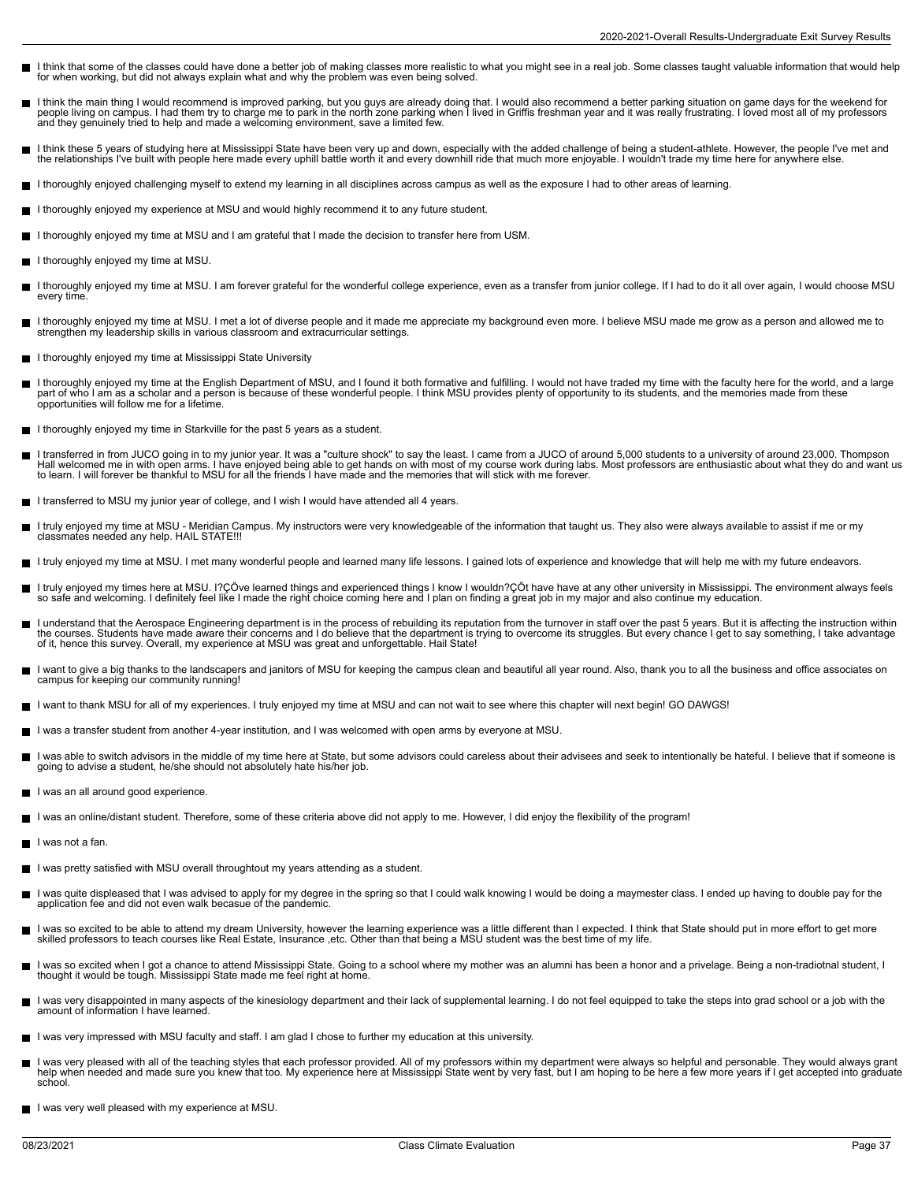- I think that some of the classes could have done a better job of making classes more realistic to what you might see in a real job. Some classes taught valuable information that would help for when working, but did not always explain what and why the problem was even being solved.
- I think the main thing I would recommend is improved parking, but you guys are already doing that. I would also recommend a better parking situation on game days for the weekend for people living on campus. I had them try to charge me to park in the north zone parking when I lived in Griffis freshman year and it was really frustrating. I loved most all of my professors and they genuinely tried to help and made a welcoming environment, save a limited few.
- I think these 5 years of studying here at Mississippi State have been very up and down, especially with the added challenge of being a student-athlete. However, the people I've met and the relationships I've built with people here made every uphill battle worth it and every downhill ride that much more enjoyable. I wouldn't trade my time here for anywhere else.
- I thoroughly enjoyed challenging myself to extend my learning in all disciplines across campus as well as the exposure I had to other areas of learning.
- I thoroughly enjoyed my experience at MSU and would highly recommend it to any future student.
- I thoroughly enjoyed my time at MSU and I am grateful that I made the decision to transfer here from USM.
- I thoroughly enjoyed my time at MSU.
- I thoroughly enjoyed my time at MSU. I am forever grateful for the wonderful college experience, even as a transfer from junior college. If I had to do it all over again, I would choose MSU every time.
- I thoroughly enjoyed my time at MSU. I met a lot of diverse people and it made me appreciate my background even more. I believe MSU made me grow as a person and allowed me to strengthen my leadership skills in various classroom and extracurricular settings.
- I thoroughly enjoyed my time at Mississippi State University
- I thoroughly enjoyed my time at the English Department of MSU, and I found it both formative and fulfilling. I would not have traded my time with the faculty here for the world, and a large part of who I am as a scholar and a person is because of these wonderful people. I think MSU provides plenty of opportunity to its students, and the memories made from these opportunities will follow me for a lifetime.
- I thoroughly enjoyed my time in Starkville for the past 5 years as a student.
- I transferred in from JUCO going in to my junior year. It was a "culture shock" to say the least. I came from a JUCO of around 5,000 students to a university of around 23,000. Thompson Hall welcomed me in with open arms. I have enjoyed being able to get hands on with most of my course work during labs. Most professors are enthusiastic about what they do and want us to learn. I will forever be thankful to MSU for all the friends I have made and the memories that will stick with me forever.
- I transferred to MSU my junior year of college, and I wish I would have attended all 4 years.
- I truly enjoyed my time at MSU - Meridian Campus. My instructors were very knowledgeable of the information that taught us. They also were always available to assist if me or my classmates needed any help. HAIL STATE!!!
- I truly enjoyed my time at MSU. I met many wonderful people and learned many life lessons. I gained lots of experience and knowledge that will help me with my future endeavors.
- I truly enjoyed my times here at MSU. I?ÇÖve learned things and experienced things I know I wouldn?ÇÖt have have at any other university in Mississippi. The environment always feels so safe and welcoming. I definitely feel like I made the right choice coming here and I plan on finding a great job in my major and also continue my education.
- I understand that the Aerospace Engineering department is in the process of rebuilding its reputation from the turnover in staff over the past 5 years. But it is affecting the instruction within the courses. Students have made aware their concerns and I do believe that the department is trying to overcome its struggles. But every chance I get to say something, I take advantage of it, hence this survey. Overall, my experience at MSU was great and unforgettable. Hail State!
- I want to give a big thanks to the landscapers and janitors of MSU for keeping the campus clean and beautiful all year round. Also, thank you to all the business and office associates on campus for keeping our community running!
- I want to thank MSU for all of my experiences. I truly enjoyed my time at MSU and can not wait to see where this chapter will next begin! GO DAWGS!
- I was a transfer student from another 4-year institution, and I was welcomed with open arms by everyone at MSU.
- I was able to switch advisors in the middle of my time here at State, but some advisors could careless about their advisees and seek to intentionally be hateful. I believe that if someone is going to advise a student, he/she should not absolutely hate his/her job.
- I was an all around good experience.
- I was an online/distant student. Therefore, some of these criteria above did not apply to me. However, I did enjoy the flexibility of the program!
- I was not a fan.
- I was pretty satisfied with MSU overall throughtout my years attending as a student.
- I was quite displeased that I was advised to apply for my degree in the spring so that I could walk knowing I would be doing a maymester class. I ended up having to double pay for the application fee and did not even walk becasue of the pandemic.
- I was so excited to be able to attend my dream University, however the learning experience was a little different than I expected. I think that State should put in more effort to get more skilled professors to teach courses like Real Estate, Insurance ,etc. Other than that being a MSU student was the best time of my life.
- I was so excited when I got a chance to attend Mississippi State. Going to a school where my mother was an alumni has been a honor and a privelage. Being a non-tradiotnal student, I thought it would be tough. Mississippi State made me feel right at home.
- I was very disappointed in many aspects of the kinesiology department and their lack of supplemental learning. I do not feel equipped to take the steps into grad school or a job with the amount of information I have learned.
- I was very impressed with MSU faculty and staff. I am glad I chose to further my education at this university.
- I was very pleased with all of the teaching styles that each professor provided. All of my professors within my department were always so helpful and personable. They would always grant help when needed and made sure you knew that too. My experience here at Mississippi State went by very fast, but I am hoping to be here a few more years if I get accepted into graduate school.
- I was very well pleased with my experience at MSU.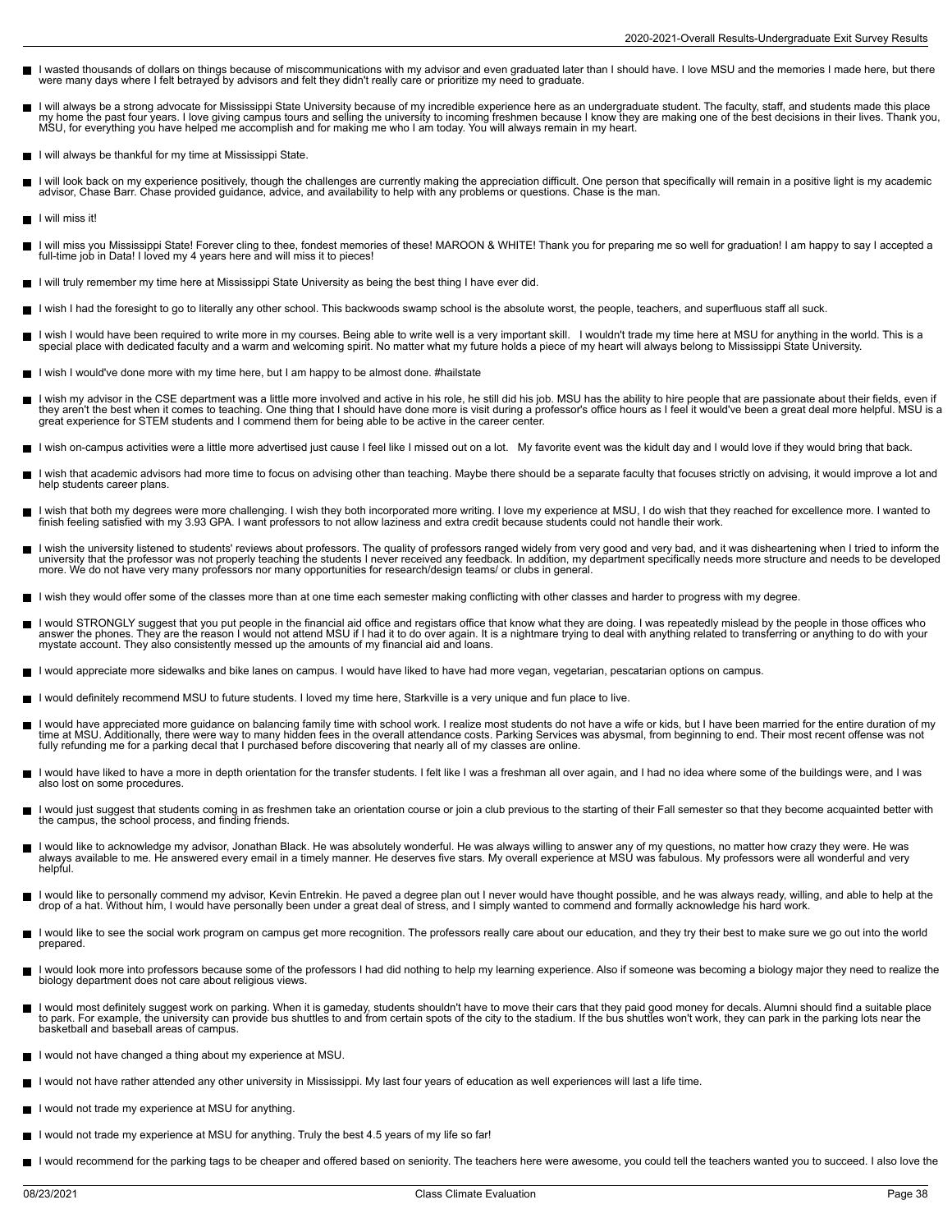- I wasted thousands of dollars on things because of miscommunications with my advisor and even graduated later than I should have. I love MSU and the memories I made here, but there were many days where I felt betrayed by advisors and felt they didn't really care or prioritize my need to graduate.
- I will always be a strong advocate for Mississippi State University because of my incredible experience here as an undergraduate student. The faculty, staff, and students made this place my home the past four years. I love giving campus tours and selling the university to incoming freshmen because I know they are making one of the best decisions in their lives. Thank you, MSU, for everything you have helped me accomplish and for making me who I am today. You will always remain in my heart.
- I will always be thankful for my time at Mississippi State.
- I will look back on my experience positively, though the challenges are currently making the appreciation difficult. One person that specifically will remain in a positive light is my academic advisor, Chase Barr. Chase provided guidance, advice, and availability to help with any problems or questions. Chase is the man.
- I will miss it!
- I will miss you Mississippi State! Forever cling to thee, fondest memories of these! MAROON & WHITE! Thank you for preparing me so well for graduation! I am happy to say I accepted a full-time job in Data! I loved my 4 years here and will miss it to pieces!
- I will truly remember my time here at Mississippi State University as being the best thing I have ever did.
- I wish I had the foresight to go to literally any other school. This backwoods swamp school is the absolute worst, the people, teachers, and superfluous staff all suck.
- I wish I would have been required to write more in my courses. Being able to write well is a very important skill. I wouldn't trade my time here at MSU for anything in the world. This is a special place with dedicated faculty and a warm and welcoming spirit. No matter what my future holds a piece of my heart will always belong to Mississippi State University.
- I wish I would've done more with my time here, but I am happy to be almost done. #hailstate
- I wish my advisor in the CSE department was a little more involved and active in his role, he still did his job. MSU has the ability to hire people that are passionate about their fields, even if they aren't the best when it comes to teaching. One thing that I should have done more is visit during a professor's office hours as I feel it would've been a great deal more helpful. MSU is a great experience for STEM students and I commend them for being able to be active in the career center.
- I wish on-campus activities were a little more advertised just cause I feel like I missed out on a lot. My favorite event was the kidult day and I would love if they would bring that back.
- I wish that academic advisors had more time to focus on advising other than teaching. Maybe there should be a separate faculty that focuses strictly on advising, it would improve a lot and help students career plans.
- I wish that both my degrees were more challenging. I wish they both incorporated more writing. I love my experience at MSU, I do wish that they reached for excellence more. I wanted to finish feeling satisfied with my 3.93 GPA. I want professors to not allow laziness and extra credit because students could not handle their work.
- I wish the university listened to students' reviews about professors. The quality of professors ranged widely from very good and very bad, and it was disheartening when I tried to inform the university that the professor was not properly teaching the students I never received any feedback. In addition, my department specifically needs more structure and needs to be developed more. We do not have very many professors nor many opportunities for research/design teams/ or clubs in general.
- I wish they would offer some of the classes more than at one time each semester making conflicting with other classes and harder to progress with my degree.
- I would STRONGLY suggest that you put people in the financial aid office and registars office that know what they are doing. I was repeatedly mislead by the people in those offices who answer the phones. They are the reason I would not attend MSU if I had it to do over again. It is a nightmare trying to deal with anything related to transferring or anything to do with your mystate account. They also consistently messed up the amounts of my financial aid and loans.
- I would appreciate more sidewalks and bike lanes on campus. I would have liked to have had more vegan, vegetarian, pescatarian options on campus.
- I would definitely recommend MSU to future students. I loved my time here, Starkville is a very unique and fun place to live.
- I would have appreciated more guidance on balancing family time with school work. I realize most students do not have a wife or kids, but I have been married for the entire duration of my time at MSU. Additionally, there were way to many hidden fees in the overall attendance costs. Parking Services was abysmal, from beginning to end. Their most recent offense was not fully refunding me for a parking decal that I purchased before discovering that nearly all of my classes are online.
- I would have liked to have a more in depth orientation for the transfer students. I felt like I was a freshman all over again, and I had no idea where some of the buildings were, and I was also lost on some procedures.
- I would just suggest that students coming in as freshmen take an orientation course or join a club previous to the starting of their Fall semester so that they become acquainted better with the campus, the school process, and finding friends.
- I would like to acknowledge my advisor, Jonathan Black. He was absolutely wonderful. He was always willing to answer any of my questions, no matter how crazy they were. He was always available to me. He answered every email in a timely manner. He deserves five stars. My overall experience at MSU was fabulous. My professors were all wonderful and very helpful.
- I would like to personally commend my advisor, Kevin Entrekin. He paved a degree plan out I never would have thought possible, and he was always ready, willing, and able to help at the drop of a hat. Without him, I would have personally been under a great deal of stress, and I simply wanted to commend and formally acknowledge his hard work.
- I would like to see the social work program on campus get more recognition. The professors really care about our education, and they try their best to make sure we go out into the world prepared.
- I would look more into professors because some of the professors I had did nothing to help my learning experience. Also if someone was becoming a biology major they need to realize the biology department does not care about religious views.
- I would most definitely suggest work on parking. When it is gameday, students shouldn't have to move their cars that they paid good money for decals. Alumni should find a suitable place to park. For example, the university can provide bus shuttles to and from certain spots of the city to the stadium. If the bus shuttles won't work, they can park in the parking lots near the basketball and baseball areas of campus.
- I would not have changed a thing about my experience at MSU.
- I would not have rather attended any other university in Mississippi. My last four years of education as well experiences will last a life time.
- I would not trade my experience at MSU for anything.
- I would not trade my experience at MSU for anything. Truly the best 4.5 years of my life so far!
- I would recommend for the parking tags to be cheaper and offered based on seniority. The teachers here were awesome, you could tell the teachers wanted you to succeed. I also love the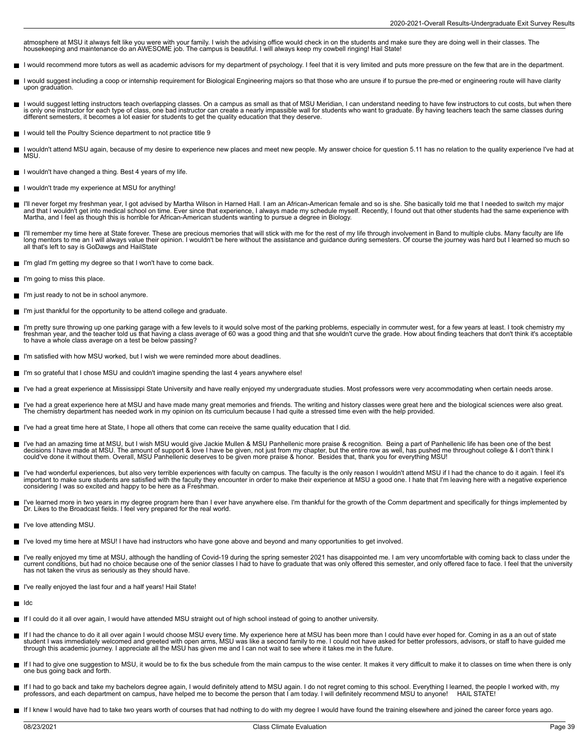atmosphere at MSU it always felt like you were with your family. I wish the advising office would check in on the students and make sure they are doing well in their classes. The housekeeping and maintenance do an AWESOME job. The campus is beautiful. I will always keep my cowbell ringing! Hail State!

- I would recommend more tutors as well as academic advisors for my department of psychology. I feel that it is very limited and puts more pressure on the few that are in the department.
- I would suggest including a coop or internship requirement for Biological Engineering majors so that those who are unsure if to pursue the pre-med or engineering route will have clarity upon graduation.
- I would suggest letting instructors teach overlapping classes. On a campus as small as that of MSU Meridian, I can understand needing to have few instructors to cut costs, but when there is only one instructor for each type of class, one bad instructor can create a nearly impassible wall for students who want to graduate. By having teachers teach the same classes during different semesters, it becomes a lot easier for students to get the quality education that they deserve.
- I would tell the Poultry Science department to not practice title 9
- I wouldn't attend MSU again, because of my desire to experience new places and meet new people. My answer choice for question 5.11 has no relation to the quality experience I've had at MSU.
- I wouldn't have changed a thing. Best 4 years of my life.
- I wouldn't trade my experience at MSU for anything!
- I'll never forget my freshman year, I got advised by Martha Wilson in Harned Hall. I am an African-American female and so is she. She basically told me that I needed to switch my major and that I wouldn't get into medical school on time. Ever since that experience, I always made my schedule myself. Recently, I found out that other students had the same experience with Martha, and I feel as though this is horrible for African-American students wanting to pursue a degree in Biology.
- I'll remember my time here at State forever. These are precious memories that will stick with me for the rest of my life through involvement in Band to multiple clubs. Many faculty are life long mentors to me an I will always value their opinion. I wouldn't be here without the assistance and guidance during semesters. Of course the journey was hard but I learned so much so all that's left to say is GoDawgs and HailState
- I'm glad I'm getting my degree so that I won't have to come back.
- I'm going to miss this place.
- I'm just ready to not be in school anymore.
- I'm just thankful for the opportunity to be attend college and graduate.
- I'm pretty sure throwing up one parking garage with a few levels to it would solve most of the parking problems, especially in commuter west, for a few years at least. I took chemistry my freshman year, and the teacher told us that having a class average of 60 was a good thing and that she wouldn't curve the grade. How about finding teachers that don't think it's acceptable to have a whole class average on a test be below passing?
- I'm satisfied with how MSU worked, but I wish we were reminded more about deadlines.
- I'm so grateful that I chose MSU and couldn't imagine spending the last 4 years anywhere else!
- I've had a great experience at Mississippi State University and have really enjoyed my undergraduate studies. Most professors were very accommodating when certain needs arose.
- I've had a great experience here at MSU and have made many great memories and friends. The writing and history classes were great here and the biological sciences were also great. The chemistry department has needed work in my opinion on its curriculum because I had quite a stressed time even with the help provided.
- I've had a great time here at State, I hope all others that come can receive the same quality education that I did.
- I've had an amazing time at MSU, but I wish MSU would give Jackie Mullen & MSU Panhellenic more praise & recognition. Being a part of Panhellenic life has been one of the best decisions I have made at MSU. The amount of support & love I have be given, not just from my chapter, but the entire row as well, has pushed me throughout college & I don't think I could've done it without them. Overall, MSU Panhellenic deserves to be given more praise & honor. Besides that, thank you for everything MSU!
- I've had wonderful experiences, but also very terrible experiences with faculty on campus. The faculty is the only reason I wouldn't attend MSU if I had the chance to do it again. I feel it's important to make sure students are satisfied with the faculty they encounter in order to make their experience at MSU a good one. I hate that I'm leaving here with a negative experience considering I was so excited and happy to be here as a Freshman.
- I've learned more in two years in my degree program here than I ever have anywhere else. I'm thankful for the growth of the Comm department and specifically for things implemented by Dr. Likes to the Broadcast fields. I feel very prepared for the real world.
- I've love attending MSU.
- I've loved my time here at MSU! I have had instructors who have gone above and beyond and many opportunities to get involved.
- I've really enjoyed my time at MSU, although the handling of Covid-19 during the spring semester 2021 has disappointed me. I am very uncomfortable with coming back to class under the current conditions, but had no choice because one of the senior classes I had to have to graduate that was only offered this semester, and only offered face to face. I feel that the university has not taken the virus as seriously as they should have.
- I've really enjoyed the last four and a half years! Hail State!
- Idc
- If I could do it all over again, I would have attended MSU straight out of high school instead of going to another university.
- If I had the chance to do it all over again I would choose MSU every time. My experience here at MSU has been more than I could have ever hoped for. Coming in as a an out of state student I was immediately welcomed and greeted with open arms, MSU was like a second family to me. I could not have asked for better professors, advisors, or staff to have guided me through this academic journey. I appreciate all the MSU has given me and I can not wait to see where it takes me in the future.
- If I had to give one suggestion to MSU, it would be to fix the bus schedule from the main campus to the wise center. It makes it very difficult to make it to classes on time when there is only one bus going back and forth.
- If I had to go back and take my bachelors degree again, I would definitely attend to MSU again. I do not regret coming to this school. Everything I learned, the people I worked with, my professors, and each department on campus, have helped me to become the person that I am today. I will definitely recommend MSU to anyone! HAIL STATE!
- If I knew I would have had to take two years worth of courses that had nothing to do with my degree I would have found the training elsewhere and joined the career force years ago.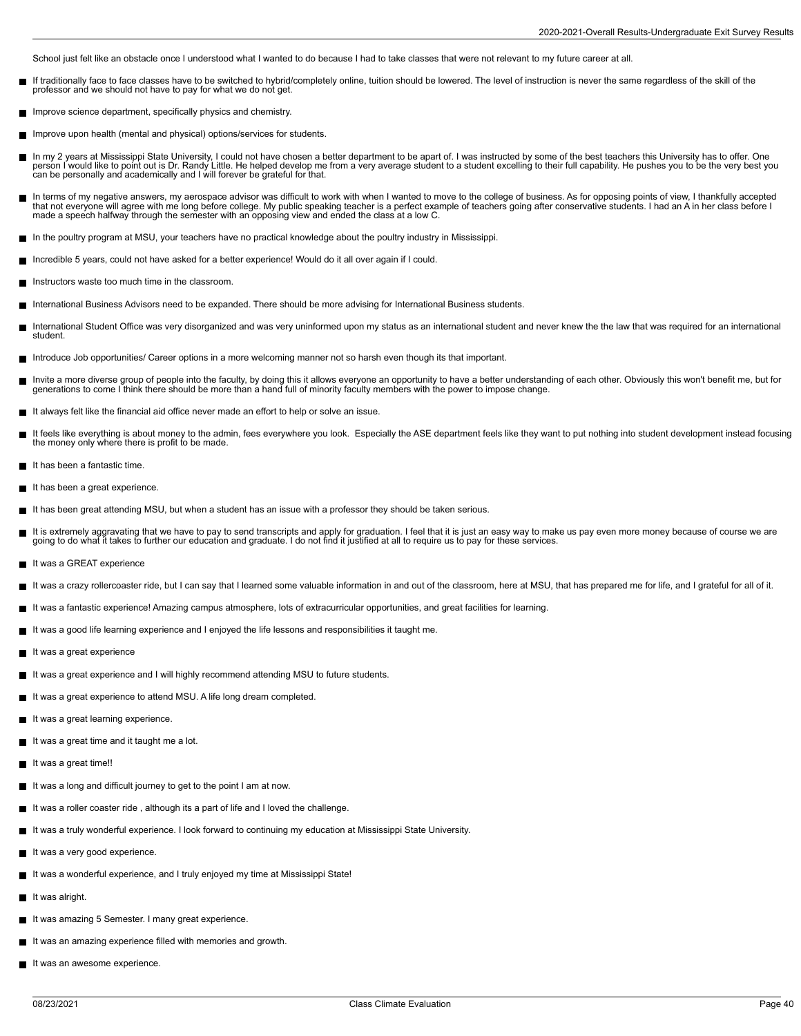School just felt like an obstacle once I understood what I wanted to do because I had to take classes that were not relevant to my future career at all.

- If traditionally face to face classes have to be switched to hybrid/completely online, tuition should be lowered. The level of instruction is never the same regardless of the skill of the professor and we should not have to pay for what we do not get.
- Improve science department, specifically physics and chemistry.
- Improve upon health (mental and physical) options/services for students.
- In my 2 years at Mississippi State University, I could not have chosen a better department to be apart of. I was instructed by some of the best teachers this University has to offer. One person I would like to point out is Dr. Randy Little. He helped develop me from a very average student to a student excelling to their full capability. He pushes you to be the very best you can be personally and academically and I will forever be grateful for that.
- In terms of my negative answers, my aerospace advisor was difficult to work with when I wanted to move to the college of business. As for opposing points of view, I thankfully accepted that not everyone will agree with me long before college. My public speaking teacher is a perfect example of teachers going after conservative students. I had an A in her class before I made a speech halfway through the semester with an opposing view and ended the class at a low C.
- In the poultry program at MSU, your teachers have no practical knowledge about the poultry industry in Mississippi.
- Incredible 5 years, could not have asked for a better experience! Would do it all over again if I could.
- Instructors waste too much time in the classroom.
- International Business Advisors need to be expanded. There should be more advising for International Business students.
- International Student Office was very disorganized and was very uninformed upon my status as an international student and never knew the the law that was required for an international student.
- Introduce Job opportunities/ Career options in a more welcoming manner not so harsh even though its that important.
- Invite a more diverse group of people into the faculty, by doing this it allows everyone an opportunity to have a better understanding of each other. Obviously this won't benefit me, but for generations to come I think there should be more than a hand full of minority faculty members with the power to impose change.
- It always felt like the financial aid office never made an effort to help or solve an issue.
- It feels like everything is about money to the admin, fees everywhere you look. Especially the ASE department feels like they want to put nothing into student development instead focusing the money only where there is profit to be made.
- It has been a fantastic time.
- It has been a great experience.
- It has been great attending MSU, but when a student has an issue with a professor they should be taken serious.
- It is extremely aggravating that we have to pay to send transcripts and apply for graduation. I feel that it is just an easy way to make us pay even more money because of course we are going to do what it takes to further our education and graduate. I do not find it justified at all to require us to pay for these services.
- It was a GREAT experience
- It was a crazy rollercoaster ride, but I can say that I learned some valuable information in and out of the classroom, here at MSU, that has prepared me for life, and I grateful for all of it.
- It was a fantastic experience! Amazing campus atmosphere, lots of extracurricular opportunities, and great facilities for learning.
- It was a good life learning experience and I enjoyed the life lessons and responsibilities it taught me.
- It was a great experience
- It was a great experience and I will highly recommend attending MSU to future students.
- It was a great experience to attend MSU. A life long dream completed.
- It was a great learning experience.
- It was a great time and it taught me a lot.
- It was a great time!!
- It was a long and difficult journey to get to the point I am at now.
- It was a roller coaster ride , although its a part of life and I loved the challenge.
- It was a truly wonderful experience. I look forward to continuing my education at Mississippi State University.
- It was a very good experience.
- It was a wonderful experience, and I truly enjoyed my time at Mississippi State!
- It was alright.
- It was amazing 5 Semester. I many great experience.
- It was an amazing experience filled with memories and growth.
- It was an awesome experience.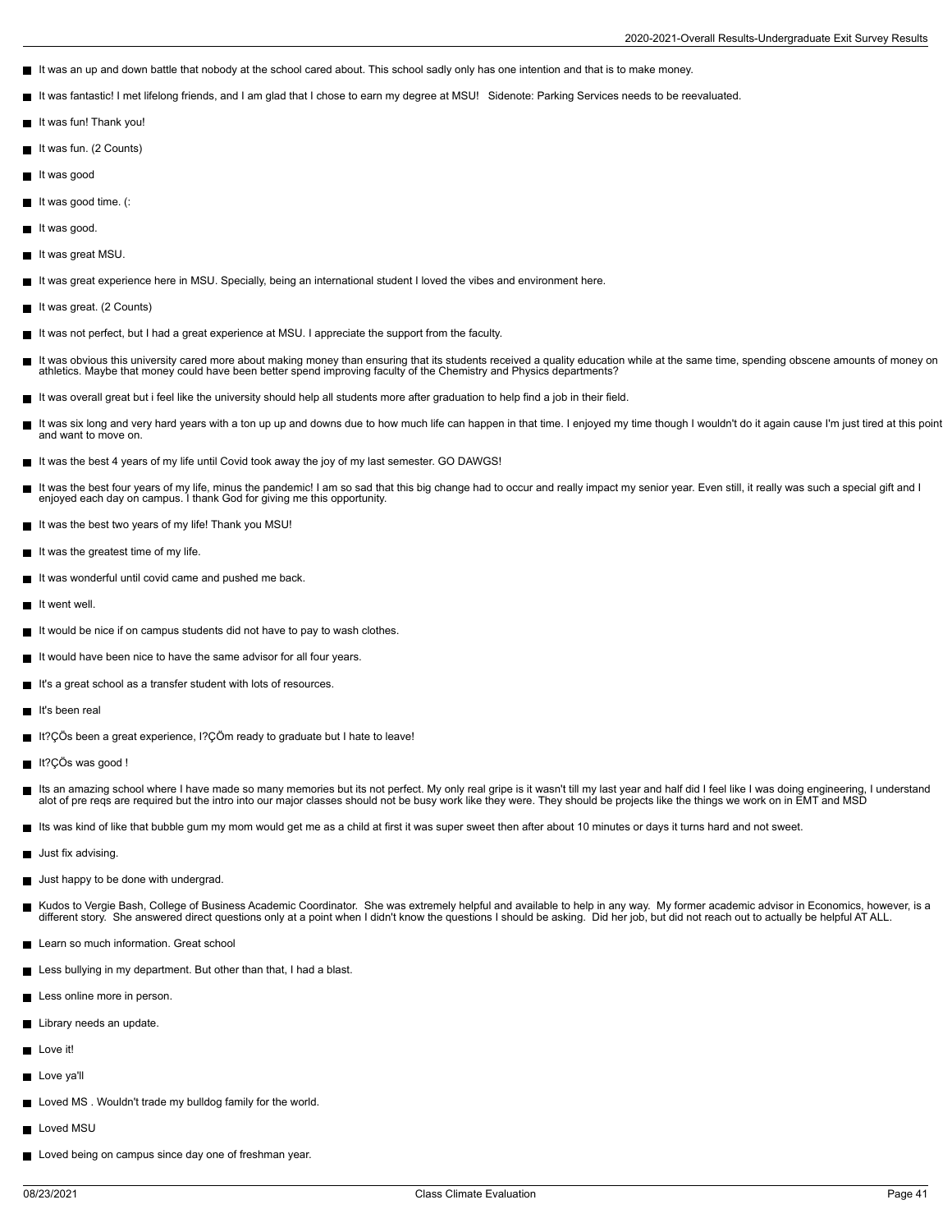- It was an up and down battle that nobody at the school cared about. This school sadly only has one intention and that is to make money.
- It was fantastic! I met lifelong friends, and I am glad that I chose to earn my degree at MSU!   Sidenote: Parking Services needs to be reevaluated.
- It was fun! Thank you!
- It was fun. (2 Counts)
- It was good
- It was good time. (:
- It was good.
- It was great MSU.
- It was great experience here in MSU. Specially, being an international student I loved the vibes and environment here.
- It was great. (2 Counts)
- It was not perfect, but I had a great experience at MSU. I appreciate the support from the faculty.
- It was obvious this university cared more about making money than ensuring that its students received a quality education while at the same time, spending obscene amounts of money on athletics. Maybe that money could have been better spend improving faculty of the Chemistry and Physics departments?
- It was overall great but i feel like the university should help all students more after graduation to help find a job in their field.
- It was six long and very hard years with a ton up up and downs due to how much life can happen in that time. I enjoyed my time though I wouldn't do it again cause I'm just tired at this point and want to move on.
- It was the best 4 years of my life until Covid took away the joy of my last semester. GO DAWGS!
- It was the best four years of my life, minus the pandemic! I am so sad that this big change had to occur and really impact my senior year. Even still, it really was such a special gift and I enjoyed each day on campus. I thank God for giving me this opportunity.
- It was the best two years of my life! Thank you MSU!
- It was the greatest time of my life.
- It was wonderful until covid came and pushed me back.
- It went well.
- It would be nice if on campus students did not have to pay to wash clothes.
- It would have been nice to have the same advisor for all four years.
- It's a great school as a transfer student with lots of resources.
- It's been real
- It?ÇÖs been a great experience, I?ÇÖm ready to graduate but I hate to leave!
- It?ÇÖs was good !
- Its an amazing school where I have made so many memories but its not perfect. My only real gripe is it wasn't till my last year and half did I feel like I was doing engineering, I understand alot of pre reqs are required but the intro into our major classes should not be busy work like they were. They should be projects like the things we work on in EMT and MSD
- Its was kind of like that bubble gum my mom would get me as a child at first it was super sweet then after about 10 minutes or days it turns hard and not sweet.
- Just fix advising.
- Just happy to be done with undergrad.
- Kudos to Vergie Bash, College of Business Academic Coordinator.  She was extremely helpful and available to help in any way.  My former academic advisor in Economics, however, is a different story.  She answered direct questions only at a point when I didn't know the questions I should be asking.  Did her job, but did not reach out to actually be helpful AT ALL.
- Learn so much information. Great school
- Less bullying in my department. But other than that, I had a blast.
- Less online more in person.
- Library needs an update.
- Love it!
- Love ya'll
- Loved MS . Wouldn't trade my bulldog family for the world.
- Loved MSU
- Loved being on campus since day one of freshman year.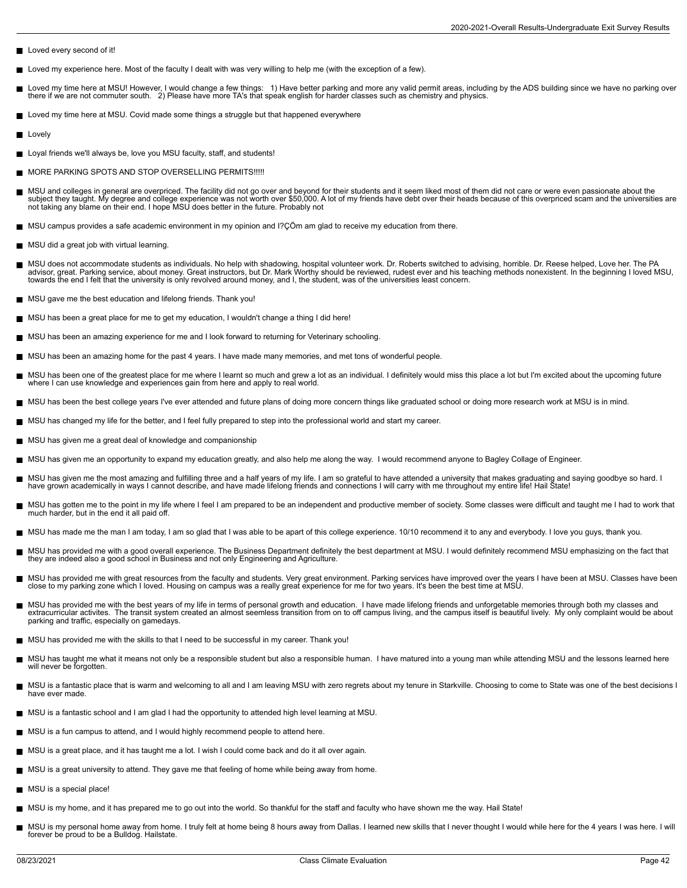- Loved every second of it!
- Loved my experience here. Most of the faculty I dealt with was very willing to help me (with the exception of a few).
- Loved my time here at MSU! However, I would change a few things: 1) Have better parking and more any valid permit areas, including by the ADS building since we have no parking over there if we are not commuter south. 2) Please have more TA's that speak english for harder classes such as chemistry and physics.
- Loved my time here at MSU. Covid made some things a struggle but that happened everywhere
- Lovely
- Loyal friends we'll always be, love you MSU faculty, staff, and students!
- MORE PARKING SPOTS AND STOP OVERSELLING PERMITS!!!!!
- MSU and colleges in general are overpriced. The facility did not go over and beyond for their students and it seem liked most of them did not care or were even passionate about the subject they taught. My degree and college experience was not worth over $50,000. A lot of my friends have debt over their heads because of this overpriced scam and the universities are not taking any blame on their end. I hope MSU does better in the future. Probably not
- MSU campus provides a safe academic environment in my opinion and I?ÇÖm am glad to receive my education from there.
- MSU did a great job with virtual learning.
- MSU does not accommodate students as individuals. No help with shadowing, hospital volunteer work. Dr. Roberts switched to advising, horrible. Dr. Reese helped, Love her. The PA advisor, great. Parking service, about money. Great instructors, but Dr. Mark Worthy should be reviewed, rudest ever and his teaching methods nonexistent. In the beginning I loved MSU, towards the end I felt that the university is only revolved around money, and I, the student, was of the universities least concern.
- MSU gave me the best education and lifelong friends. Thank you!
- MSU has been a great place for me to get my education, I wouldn't change a thing I did here!
- MSU has been an amazing experience for me and I look forward to returning for Veterinary schooling.
- MSU has been an amazing home for the past 4 years. I have made many memories, and met tons of wonderful people.
- MSU has been one of the greatest place for me where I learnt so much and grew a lot as an individual. I definitely would miss this place a lot but I'm excited about the upcoming future where I can use knowledge and experiences gain from here and apply to real world.
- MSU has been the best college years I've ever attended and future plans of doing more concern things like graduated school or doing more research work at MSU is in mind.
- MSU has changed my life for the better, and I feel fully prepared to step into the professional world and start my career.
- MSU has given me a great deal of knowledge and companionship
- MSU has given me an opportunity to expand my education greatly, and also help me along the way. I would recommend anyone to Bagley Collage of Engineer.
- MSU has given me the most amazing and fulfilling three and a half years of my life. I am so grateful to have attended a university that makes graduating and saying goodbye so hard. I have grown academically in ways I cannot describe, and have made lifelong friends and connections I will carry with me throughout my entire life! Hail State!
- MSU has gotten me to the point in my life where I feel I am prepared to be an independent and productive member of society. Some classes were difficult and taught me I had to work that much harder, but in the end it all paid off.
- MSU has made me the man I am today, I am so glad that I was able to be apart of this college experience. 10/10 recommend it to any and everybody. I love you guys, thank you.
- MSU has provided me with a good overall experience. The Business Department definitely the best department at MSU. I would definitely recommend MSU emphasizing on the fact that they are indeed also a good school in Business and not only Engineering and Agriculture.
- MSU has provided me with great resources from the faculty and students. Very great environment. Parking services have improved over the years I have been at MSU. Classes have been close to my parking zone which I loved. Housing on campus was a really great experience for me for two years. It's been the best time at MSU.
- MSU has provided me with the best years of my life in terms of personal growth and education. I have made lifelong friends and unforgetable memories through both my classes and extracurricular activites. The transit system created an almost seemless transition from on to off campus living, and the campus itself is beautiful lively. My only complaint would be about parking and traffic, especially on gamedays.
- MSU has provided me with the skills to that I need to be successful in my career. Thank you!
- MSU has taught me what it means not only be a responsible student but also a responsible human. I have matured into a young man while attending MSU and the lessons learned here will never be forgotten.
- MSU is a fantastic place that is warm and welcoming to all and I am leaving MSU with zero regrets about my tenure in Starkville. Choosing to come to State was one of the best decisions I have ever made.
- MSU is a fantastic school and I am glad I had the opportunity to attended high level learning at MSU.
- MSU is a fun campus to attend, and I would highly recommend people to attend here.
- MSU is a great place, and it has taught me a lot. I wish I could come back and do it all over again.
- MSU is a great university to attend. They gave me that feeling of home while being away from home.
- MSU is a special place!
- MSU is my home, and it has prepared me to go out into the world. So thankful for the staff and faculty who have shown me the way. Hail State!
- MSU is my personal home away from home. I truly felt at home being 8 hours away from Dallas. I learned new skills that I never thought I would while here for the 4 years I was here. I will forever be proud to be a Bulldog. Hailstate.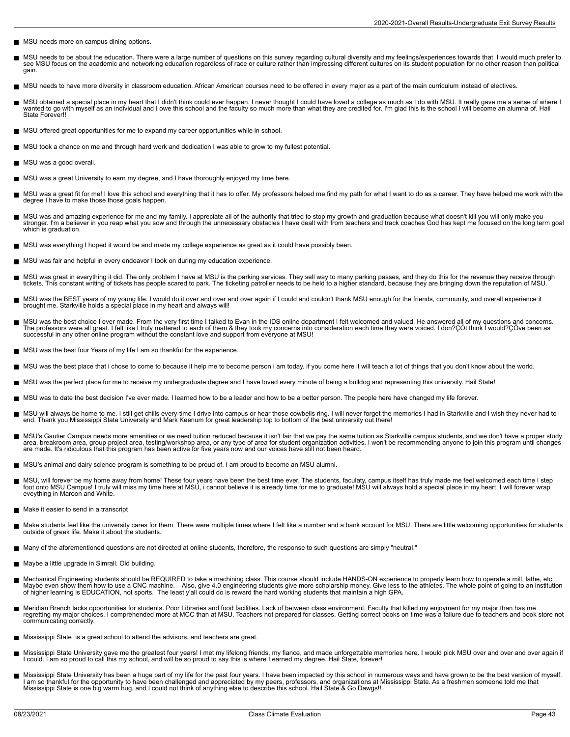- MSU needs more on campus dining options.
- MSU needs to be about the education. There were a large number of questions on this survey regarding cultural diversity and my feelings/experiences towards that. I would much prefer to see MSU focus on the academic and networking education regardless of race or culture rather than impressing different cultures on its student population for no other reason than political gain.
- MSU needs to have more diversity in classroom education. African American courses need to be offered in every major as a part of the main curriculum instead of electives.
- MSU obtained a special place in my heart that I didn't think could ever happen. I never thought I could have loved a college as much as I do with MSU. It really gave me a sense of where I wanted to go with myself as an individual and I owe this school and the faculty so much more than what they are credited for. I'm glad this is the school I will become an alumna of. Hail State Forever!!
- MSU offered great opportunities for me to expand my career opportunities while in school.
- MSU took a chance on me and through hard work and dedication I was able to grow to my fullest potential.
- MSU was a good overall.
- MSU was a great University to earn my degree, and I have thoroughly enjoyed my time here.
- MSU was a great fit for me! I love this school and everything that it has to offer. My professors helped me find my path for what I want to do as a career. They have helped me work with the degree I have to make those those goals happen.
- MSU was and amazing experience for me and my family. I appreciate all of the authority that tried to stop my growth and graduation because what doesn't kill you will only make you stronger. I'm a believer in you reap what you sow and through the unnecessary obstacles I have dealt with from teachers and track coaches God has kept me focused on the long term goal which is graduation.
- MSU was everything I hoped it would be and made my college experience as great as it could have possibly been.
- MSU was fair and helpful in every endeavor I took on during my education experience.
- MSU was great in everything it did. The only problem I have at MSU is the parking services. They sell way to many parking passes, and they do this for the revenue they receive through tickets. This constant writing of tickets has people scared to park. The ticketing patroller needs to be held to a higher standard, because they are bringing down the reputation of MSU.
- MSU was the BEST years of my young life. I would do it over and over and over again if I could and couldn't thank MSU enough for the friends, community, and overall experience it brought me. Starkville holds a special place in my heart and always will!
- MSU was the best choice I ever made. From the very first time I talked to Evan in the IDS online department I felt welcomed and valued. He answered all of my questions and concerns. The professors were all great. I felt like I truly mattered to each of them & they took my concerns into consideration each time they were voiced. I don?ÇÖt think I would?ÇÖve been as successful in any other online program without the constant love and support from everyone at MSU!
- MSU was the best four Years of my life I am so thankful for the experience.
- MSU was the best place that i chose to come to because it help me to become person i am today. if you come here it will teach a lot of things that you don't know about the world.
- MSU was the perfect place for me to receive my undergraduate degree and I have loved every minute of being a bulldog and representing this university. Hail State!
- MSU was to date the best decision I've ever made. I learned how to be a leader and how to be a better person. The people here have changed my life forever.
- MSU will always be home to me. I still get chills every-time I drive into campus or hear those cowbells ring. I will never forget the memories I had in Starkville and I wish they never had to end. Thank you Mississippi State University and Mark Keenum for great leadership top to bottom of the best university out there!
- MSU's Gautier Campus needs more amenities or we need tuition reduced because it isn't fair that we pay the same tuition as Starkville campus students, and we don't have a proper study area, breakroom area, group project area, testing/workshop area, or any type of area for student organization activities. I won't be recommending anyone to join this program until changes are made. It's ridiculous that this program has been active for five years now and our voices have still not been heard.
- MSU's animal and dairy science program is something to be proud of. I am proud to become an MSU alumni.
- MSU, will forever be my home away from home! These four years have been the best time ever. The students, faculaty, campus itself has truly made me feel welcomed each time I step foot onto MSU Campus! I truly will miss my time here at MSU, i cannot believe it is already time for me to graduate! MSU will always hold a special place in my heart. I will forever wrap eveything in Maroon and White.
- Make it easier to send in a transcript
- Make students feel like the university cares for them. There were multiple times where I felt like a number and a bank account for MSU. There are little welcoming opportunities for students outside of greek life. Make it about the students.
- Many of the aforementioned questions are not directed at online students, therefore, the response to such questions are simply "neutral."
- Maybe a little upgrade in Simrall. Old building.
- Mechanical Engineering students should be REQUIRED to take a machining class. This course should include HANDS-ON experience to properly learn how to operate a mill, lathe, etc. Maybe even show them how to use a CNC machine. Also, give 4.0 engineering students give more scholarship money. Give less to the athletes. The whole point of going to an institution of higher learning is EDUCATION, not sports. The least y'all could do is reward the hard working students that maintain a high GPA.
- Meridian Branch lacks opportunities for students. Poor Libraries and food facilities. Lack of between class environment. Faculty that killed my enjoyment for my major than has me regretting my major choices. I comprehended more at MCC than at MSU. Teachers not prepared for classes. Getting correct books on time was a failure due to teachers and book store not communicating correctly.
- Mississippi State is a great school to attend the advisors, and teachers are great.
- Mississippi State University gave me the greatest four years! I met my lifelong friends, my fiance, and made unforgettable memories here. I would pick MSU over and over and over again if I could. I am so proud to call this my school, and will be so proud to say this is where I earned my degree. Hail State, forever!
- Mississippi State University has been a huge part of my life for the past four years. I have been impacted by this school in numerous ways and have grown to be the best version of myself. I am so thankful for the opportunity to have been challenged and appreciated by my peers, professors, and organizations at Mississippi State. As a freshmen someone told me that Mississippi State is one big warm hug, and I could not think of anything else to describe this school. Hail State & Go Dawgs!!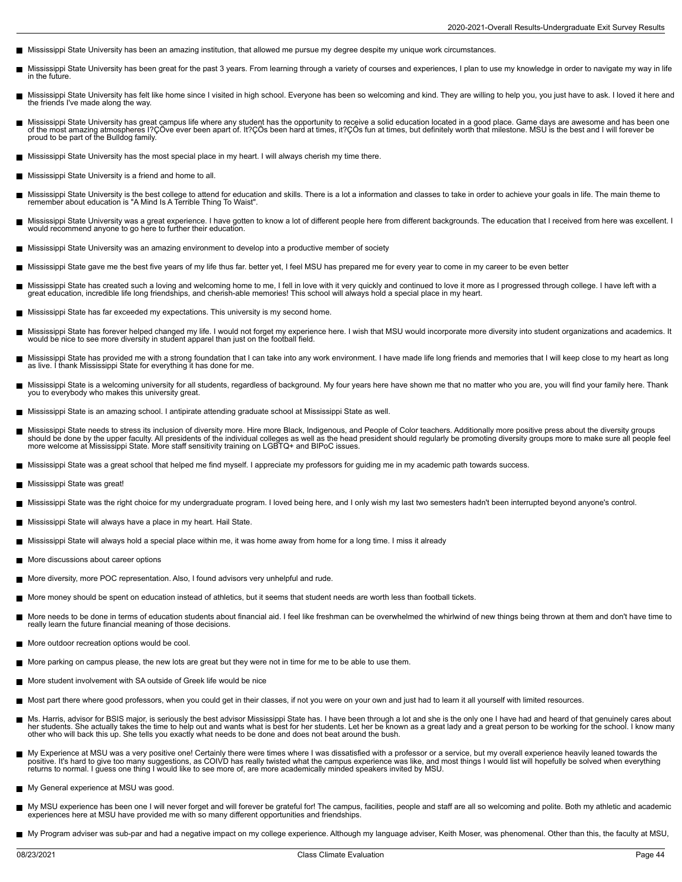- Mississippi State University has been an amazing institution, that allowed me pursue my degree despite my unique work circumstances.
- Mississippi State University has been great for the past 3 years. From learning through a variety of courses and experiences, I plan to use my knowledge in order to navigate my way in life in the future.
- Mississippi State University has felt like home since I visited in high school. Everyone has been so welcoming and kind. They are willing to help you, you just have to ask. I loved it here and the friends I've made along the way.
- Mississippi State University has great campus life where any student has the opportunity to receive a solid education located in a good place. Game days are awesome and has been one of the most amazing atmospheres I?ÇÖve ever been apart of. It?ÇÖs been hard at times, it?ÇÖs fun at times, but definitely worth that milestone. MSU is the best and I will forever be proud to be part of the Bulldog family.
- Mississippi State University has the most special place in my heart. I will always cherish my time there.
- Mississippi State University is a friend and home to all.
- Mississippi State University is the best college to attend for education and skills. There is a lot a information and classes to take in order to achieve your goals in life. The main theme to remember about education is "A Mind Is A Terrible Thing To Waist".
- Mississippi State University was a great experience. I have gotten to know a lot of different people here from different backgrounds. The education that I received from here was excellent. I would recommend anyone to go here to further their education.
- Mississippi State University was an amazing environment to develop into a productive member of society
- Mississippi State gave me the best five years of my life thus far. better yet, I feel MSU has prepared me for every year to come in my career to be even better
- Mississippi State has created such a loving and welcoming home to me, I fell in love with it very quickly and continued to love it more as I progressed through college. I have left with a great education, incredible life long friendships, and cherish-able memories! This school will always hold a special place in my heart.
- Mississippi State has far exceeded my expectations. This university is my second home.
- Mississippi State has forever helped changed my life. I would not forget my experience here. I wish that MSU would incorporate more diversity into student organizations and academics. It would be nice to see more diversity in student apparel than just on the football field.
- Mississippi State has provided me with a strong foundation that I can take into any work environment. I have made life long friends and memories that I will keep close to my heart as long as live. I thank Mississippi State for everything it has done for me.
- Mississippi State is a welcoming university for all students, regardless of background. My four years here have shown me that no matter who you are, you will find your family here. Thank you to everybody who makes this university great.
- Mississippi State is an amazing school. I antipirate attending graduate school at Mississippi State as well.
- Mississippi State needs to stress its inclusion of diversity more. Hire more Black, Indigenous, and People of Color teachers. Additionally more positive press about the diversity groups should be done by the upper faculty. All presidents of the individual colleges as well as the head president should regularly be promoting diversity groups more to make sure all people feel more welcome at Mississippi State. More staff sensitivity training on LGBTQ+ and BIPoC issues.
- Mississippi State was a great school that helped me find myself. I appreciate my professors for guiding me in my academic path towards success.
- Mississippi State was great!
- Mississippi State was the right choice for my undergraduate program. I loved being here, and I only wish my last two semesters hadn't been interrupted beyond anyone's control.
- Mississippi State will always have a place in my heart. Hail State.
- Mississippi State will always hold a special place within me, it was home away from home for a long time. I miss it already
- More discussions about career options
- More diversity, more POC representation. Also, I found advisors very unhelpful and rude.
- More money should be spent on education instead of athletics, but it seems that student needs are worth less than football tickets.
- More needs to be done in terms of education students about financial aid. I feel like freshman can be overwhelmed the whirlwind of new things being thrown at them and don't have time to really learn the future financial meaning of those decisions.
- More outdoor recreation options would be cool.
- More parking on campus please, the new lots are great but they were not in time for me to be able to use them.
- More student involvement with SA outside of Greek life would be nice
- Most part there where good professors, when you could get in their classes, if not you were on your own and just had to learn it all yourself with limited resources.
- Ms. Harris, advisor for BSIS major, is seriously the best advisor Mississippi State has. I have been through a lot and she is the only one I have had and heard of that genuinely cares about her students. She actually takes the time to help out and wants what is best for her students. Let her be known as a great lady and a great person to be working for the school. I know many other who will back this up. She tells you exactly what needs to be done and does not beat around the bush.
- My Experience at MSU was a very positive one! Certainly there were times where I was dissatisfied with a professor or a service, but my overall experience heavily leaned towards the positive. It's hard to give too many suggestions, as COIVD has really twisted what the campus experience was like, and most things I would list will hopefully be solved when everything returns to normal. I guess one thing I would like to see more of, are more academically minded speakers invited by MSU.
- My General experience at MSU was good.
- My MSU experience has been one I will never forget and will forever be grateful for! The campus, facilities, people and staff are all so welcoming and polite. Both my athletic and academic experiences here at MSU have provided me with so many different opportunities and friendships.
- My Program adviser was sub-par and had a negative impact on my college experience. Although my language adviser, Keith Moser, was phenomenal. Other than this, the faculty at MSU,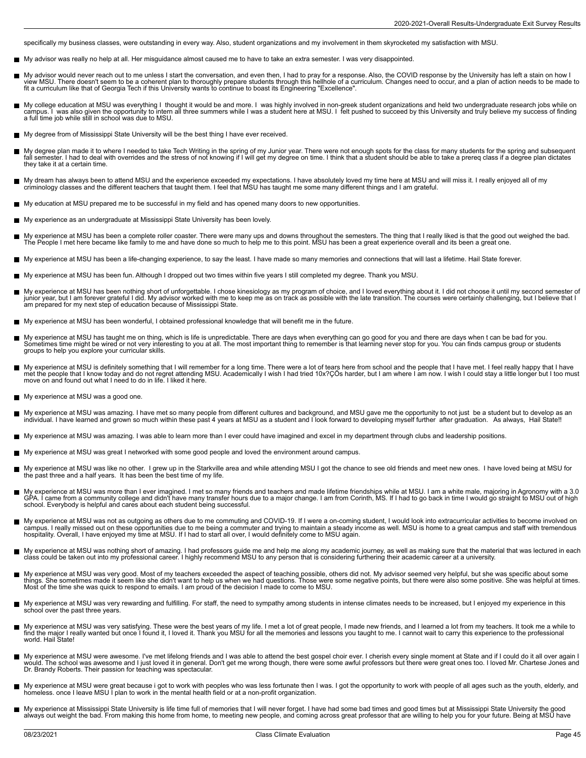specifically my business classes, were outstanding in every way. Also, student organizations and my involvement in them skyrocketed my satisfaction with MSU.

- My advisor was really no help at all. Her misguidance almost caused me to have to take an extra semester. I was very disappointed.
- My advisor would never reach out to me unless I start the conversation, and even then, I had to pray for a response. Also, the COVID response by the University has left a stain on how I view MSU. There doesn't seem to be a coherent plan to thoroughly prepare students through this hellhole of a curriculum. Changes need to occur, and a plan of action needs to be made to fit a curriculum like that of Georgia Tech if this University wants to continue to boast its Engineering "Excellence".
- My college education at MSU was everything I thought it would be and more. I was highly involved in non-greek student organizations and held two undergraduate research jobs while on campus. I was also given the opportunity to intern all three summers while I was a student here at MSU. I felt pushed to succeed by this University and truly believe my success of finding a full time job while still in school was due to MSU.
- My degree from of Mississippi State University will be the best thing I have ever received.
- My degree plan made it to where I needed to take Tech Writing in the spring of my Junior year. There were not enough spots for the class for many students for the spring and subsequent fall semester. I had to deal with overrides and the stress of not knowing if I will get my degree on time. I think that a student should be able to take a prereq class if a degree plan dictates they take it at a certain time.
- My dream has always been to attend MSU and the experience exceeded my expectations. I have absolutely loved my time here at MSU and will miss it. I really enjoyed all of my criminology classes and the different teachers that taught them. I feel that MSU has taught me some many different things and I am grateful.
- My education at MSU prepared me to be successful in my field and has opened many doors to new opportunities.
- My experience as an undergraduate at Mississippi State University has been lovely.
- My experience at MSU has been a complete roller coaster. There were many ups and downs throughout the semesters. The thing that I really liked is that the good out weighed the bad. The People I met here became like family to me and have done so much to help me to this point. MSU has been a great experience overall and its been a great one.
- My experience at MSU has been a life-changing experience, to say the least. I have made so many memories and connections that will last a lifetime. Hail State forever.
- My experience at MSU has been fun. Although I dropped out two times within five years I still completed my degree. Thank you MSU.
- My experience at MSU has been nothing short of unforgettable. I chose kinesiology as my program of choice, and I loved everything about it. I did not choose it until my second semester of junior year, but I am forever grateful I did. My advisor worked with me to keep me as on track as possible with the late transition. The courses were certainly challenging, but I believe that I am prepared for my next step of education because of Mississippi State.
- My experience at MSU has been wonderful, I obtained professional knowledge that will benefit me in the future.
- My experience at MSU has taught me on thing, which is life is unpredictable. There are days when everything can go good for you and there are days when t can be bad for you. Sometimes time might be wired or not very interesting to you at all. The most important thing to remember is that learning never stop for you. You can finds campus group or students groups to help you explore your curricular skills.
- My experience at MSU is definitely something that I will remember for a long time. There were a lot of tears here from school and the people that I have met. I feel really happy that I have met the people that I know today and do not regret attending MSU. Academically I wish I had tried 10x?ÇÖs harder, but I am where I am now. I wish I could stay a little longer but I too must move on and found out what I need to do in life. I liked it here.
- My experience at MSU was a good one.
- My experience at MSU was amazing. I have met so many people from different cultures and background, and MSU gave me the opportunity to not just be a student but to develop as an individual. I have learned and grown so much within these past 4 years at MSU as a student and I look forward to developing myself further after graduation. As always, Hail State!!
- My experience at MSU was amazing. I was able to learn more than I ever could have imagined and excel in my department through clubs and leadership positions.
- My experience at MSU was great I networked with some good people and loved the environment around campus.
- My experience at MSU was like no other. I grew up in the Starkville area and while attending MSU I got the chance to see old friends and meet new ones. I have loved being at MSU for the past three and a half years. It has been the best time of my life.
- My experience at MSU was more than I ever imagined. I met so many friends and teachers and made lifetime friendships while at MSU. I am a white male, majoring in Agronomy with a 3.0 GPA. I came from a community college and didn't have many transfer hours due to a major change. I am from Corinth, MS. If I had to go back in time I would go straight to MSU out of high school. Everybody is helpful and cares about each student being successful.
- My experience at MSU was not as outgoing as others due to me commuting and COVID-19. If I were a on-coming student, I would look into extracurricular activities to become involved on campus. I really missed out on these opportunities due to me being a commuter and trying to maintain a steady income as well. MSU is home to a great campus and staff with tremendous hospitality. Overall, I have enjoyed my time at MSU. If I had to start all over, I would definitely come to MSU again.
- My experience at MSU was nothing short of amazing. I had professors guide me and help me along my academic journey, as well as making sure that the material that was lectured in each class could be taken out into my professional career. I highly recommend MSU to any person that is considering furthering their academic career at a university.
- My experience at MSU was very good. Most of my teachers exceeded the aspect of teaching possible, others did not. My advisor seemed very helpful, but she was specific about some things. She sometimes made it seem like she didn't want to help us when we had questions. Those were some negative points, but there were also some positive. She was helpful at times. Most of the time she was quick to respond to emails. I am proud of the decision I made to come to MSU.
- My experience at MSU was very rewarding and fulfilling. For staff, the need to sympathy among students in intense climates needs to be increased, but I enjoyed my experience in this school over the past three years.
- My experience at MSU was very satisfying. These were the best years of my life. I met a lot of great people, I made new friends, and I learned a lot from my teachers. It took me a while to find the major I really wanted but once I found it, I loved it. Thank you MSU for all the memories and lessons you taught to me. I cannot wait to carry this experience to the professional world. Hail State!
- My experience at MSU were awesome. I've met lifelong friends and I was able to attend the best gospel choir ever. I cherish every single moment at State and if I could do it all over again I would. The school was awesome and I just loved it in general. Don't get me wrong though, there were some awful professors but there were great ones too. I loved Mr. Chartese Jones and Dr. Brandy Roberts. Their passion for teaching was spectacular.
- My experience at MSU were great because i got to work with peoples who was less fortunate then I was. I got the opportunity to work with people of all ages such as the youth, elderly, and homeless. once I leave MSU I plan to work in the mental health field or at a non-profit organization.
- My experience at Mississippi State University is life time full of memories that I will never forget. I have had some bad times and good times but at Mississippi State University the good always out weight the bad. From making this home from home, to meeting new people, and coming across great professor that are willing to help you for your future. Being at MSU have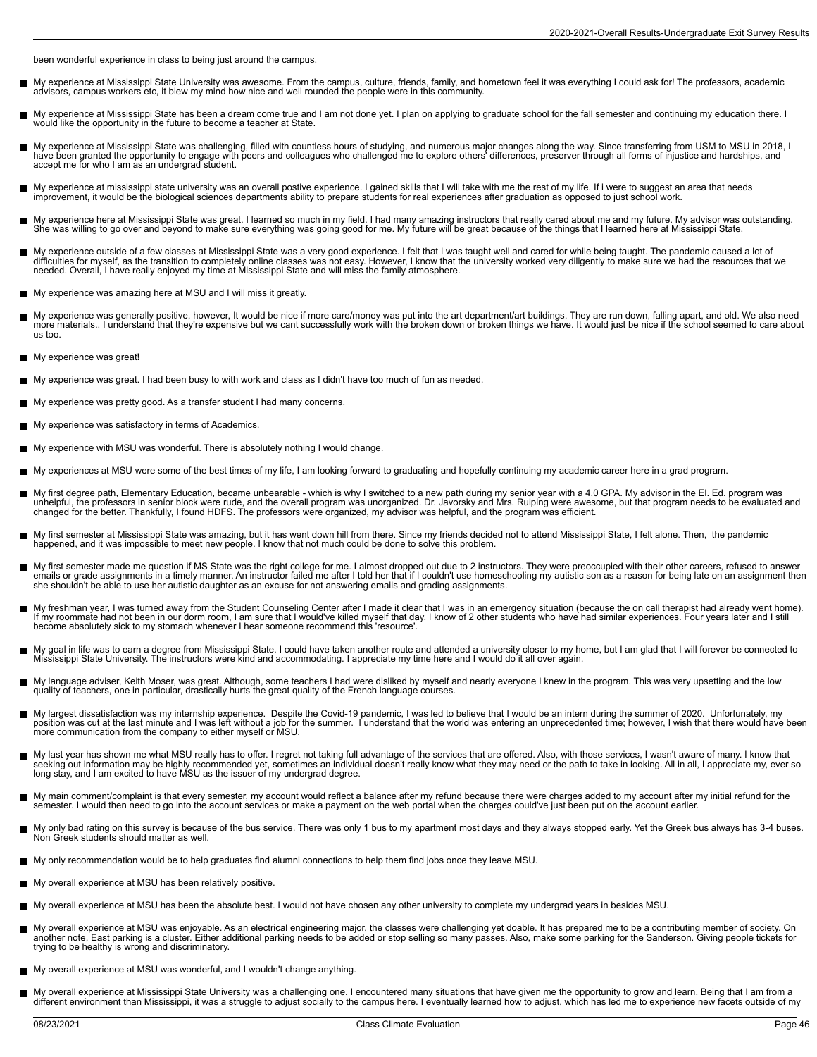been wonderful experience in class to being just around the campus.

- My experience at Mississippi State University was awesome. From the campus, culture, friends, family, and hometown feel it was everything I could ask for! The professors, academic advisors, campus workers etc, it blew my mind how nice and well rounded the people were in this community.
- My experience at Mississippi State has been a dream come true and I am not done yet. I plan on applying to graduate school for the fall semester and continuing my education there. I would like the opportunity in the future to become a teacher at State.
- My experience at Mississippi State was challenging, filled with countless hours of studying, and numerous major changes along the way. Since transferring from USM to MSU in 2018, I have been granted the opportunity to engage with peers and colleagues who challenged me to explore others' differences, preserver through all forms of injustice and hardships, and accept me for who I am as an undergrad student.
- My experience at mississippi state university was an overall postive experience. I gained skills that I will take with me the rest of my life. If i were to suggest an area that needs improvement, it would be the biological sciences departments ability to prepare students for real experiences after graduation as opposed to just school work.
- My experience here at Mississippi State was great. I learned so much in my field. I had many amazing instructors that really cared about me and my future. My advisor was outstanding. She was willing to go over and beyond to make sure everything was going good for me. My future will be great because of the things that I learned here at Mississippi State.
- My experience outside of a few classes at Mississippi State was a very good experience. I felt that I was taught well and cared for while being taught. The pandemic caused a lot of difficulties for myself, as the transition to completely online classes was not easy. However, I know that the university worked very diligently to make sure we had the resources that we needed. Overall, I have really enjoyed my time at Mississippi State and will miss the family atmosphere.
- My experience was amazing here at MSU and I will miss it greatly.
- My experience was generally positive, however, It would be nice if more care/money was put into the art department/art buildings. They are run down, falling apart, and old. We also need more materials.. I understand that they're expensive but we cant successfully work with the broken down or broken things we have. It would just be nice if the school seemed to care about us too.
- My experience was great!
- My experience was great. I had been busy to with work and class as I didn't have too much of fun as needed.
- My experience was pretty good. As a transfer student I had many concerns.
- My experience was satisfactory in terms of Academics.
- My experience with MSU was wonderful. There is absolutely nothing I would change.
- My experiences at MSU were some of the best times of my life, I am looking forward to graduating and hopefully continuing my academic career here in a grad program.
- My first degree path, Elementary Education, became unbearable - which is why I switched to a new path during my senior year with a 4.0 GPA. My advisor in the El. Ed. program was unhelpful, the professors in senior block were rude, and the overall program was unorganized. Dr. Javorsky and Mrs. Ruiping were awesome, but that program needs to be evaluated and changed for the better. Thankfully, I found HDFS. The professors were organized, my advisor was helpful, and the program was efficient.
- My first semester at Mississippi State was amazing, but it has went down hill from there. Since my friends decided not to attend Mississippi State, I felt alone. Then, the pandemic happened, and it was impossible to meet new people. I know that not much could be done to solve this problem.
- My first semester made me question if MS State was the right college for me. I almost dropped out due to 2 instructors. They were preoccupied with their other careers, refused to answer emails or grade assignments in a timely manner. An instructor failed me after I told her that if I couldn't use homeschooling my autistic son as a reason for being late on an assignment then she shouldn't be able to use her autistic daughter as an excuse for not answering emails and grading assignments.
- My freshman year, I was turned away from the Student Counseling Center after I made it clear that I was in an emergency situation (because the on call therapist had already went home). If my roommate had not been in our dorm room, I am sure that I would've killed myself that day. I know of 2 other students who have had similar experiences. Four years later and I still become absolutely sick to my stomach whenever I hear someone recommend this 'resource'.
- My goal in life was to earn a degree from Mississippi State. I could have taken another route and attended a university closer to my home, but I am glad that I will forever be connected to Mississippi State University. The instructors were kind and accommodating. I appreciate my time here and I would do it all over again.
- My language adviser, Keith Moser, was great. Although, some teachers I had were disliked by myself and nearly everyone I knew in the program. This was very upsetting and the low quality of teachers, one in particular, drastically hurts the great quality of the French language courses.
- My largest dissatisfaction was my internship experience. Despite the Covid-19 pandemic, I was led to believe that I would be an intern during the summer of 2020. Unfortunately, my position was cut at the last minute and I was left without a job for the summer. I understand that the world was entering an unprecedented time; however, I wish that there would have been more communication from the company to either myself or MSU.
- My last year has shown me what MSU really has to offer. I regret not taking full advantage of the services that are offered. Also, with those services, I wasn't aware of many. I know that seeking out information may be highly recommended yet, sometimes an individual doesn't really know what they may need or the path to take in looking. All in all, I appreciate my, ever so long stay, and I am excited to have MSU as the issuer of my undergrad degree.
- My main comment/complaint is that every semester, my account would reflect a balance after my refund because there were charges added to my account after my initial refund for the semester. I would then need to go into the account services or make a payment on the web portal when the charges could've just been put on the account earlier.
- My only bad rating on this survey is because of the bus service. There was only 1 bus to my apartment most days and they always stopped early. Yet the Greek bus always has 3-4 buses. Non Greek students should matter as well.
- My only recommendation would be to help graduates find alumni connections to help them find jobs once they leave MSU.
- My overall experience at MSU has been relatively positive.
- My overall experience at MSU has been the absolute best. I would not have chosen any other university to complete my undergrad years in besides MSU.
- My overall experience at MSU was enjoyable. As an electrical engineering major, the classes were challenging yet doable. It has prepared me to be a contributing member of society. On another note, East parking is a cluster. Either additional parking needs to be added or stop selling so many passes. Also, make some parking for the Sanderson. Giving people tickets for trying to be healthy is wrong and discriminatory.
- My overall experience at MSU was wonderful, and I wouldn't change anything.
- My overall experience at Mississippi State University was a challenging one. I encountered many situations that have given me the opportunity to grow and learn. Being that I am from a different environment than Mississippi, it was a struggle to adjust socially to the campus here. I eventually learned how to adjust, which has led me to experience new facets outside of my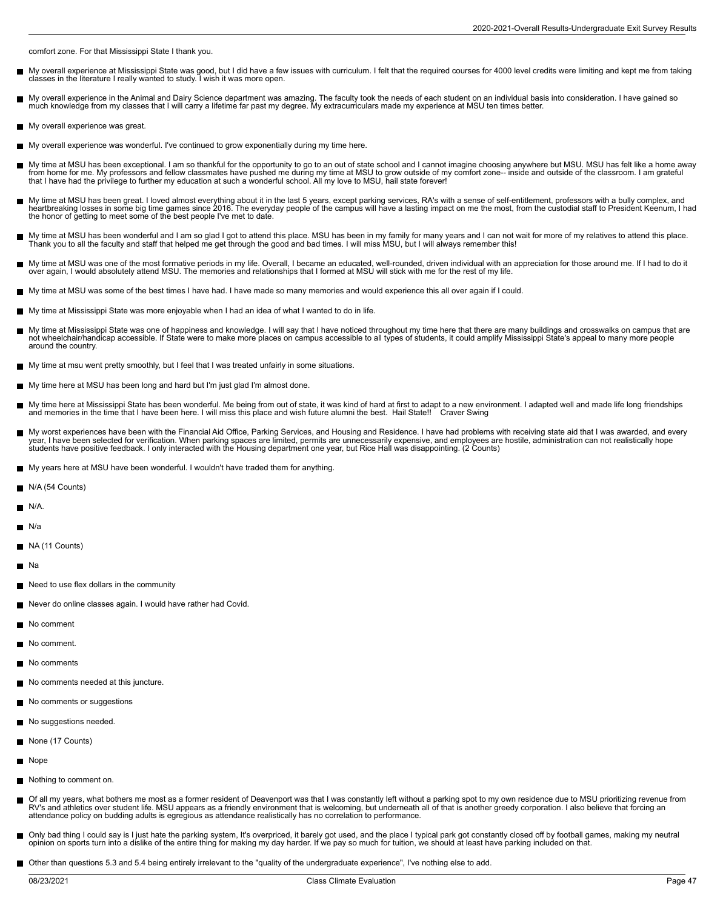comfort zone. For that Mississippi State I thank you.

- My overall experience at Mississippi State was good, but I did have a few issues with curriculum. I felt that the required courses for 4000 level credits were limiting and kept me from taking classes in the literature I really wanted to study. I wish it was more open.
- My overall experience in the Animal and Dairy Science department was amazing. The faculty took the needs of each student on an individual basis into consideration. I have gained so much knowledge from my classes that I will carry a lifetime far past my degree. My extracurriculars made my experience at MSU ten times better.
- My overall experience was great.
- My overall experience was wonderful. I've continued to grow exponentially during my time here.
- My time at MSU has been exceptional. I am so thankful for the opportunity to go to an out of state school and I cannot imagine choosing anywhere but MSU. MSU has felt like a home away from home for me. My professors and fellow classmates have pushed me during my time at MSU to grow outside of my comfort zone-- inside and outside of the classroom. I am grateful that I have had the privilege to further my education at such a wonderful school. All my love to MSU, hail state forever!
- My time at MSU has been great. I loved almost everything about it in the last 5 years, except parking services, RA's with a sense of self-entitlement, professors with a bully complex, and heartbreaking losses in some big time games since 2016. The everyday people of the campus will have a lasting impact on me the most, from the custodial staff to President Keenum, I had the honor of getting to meet some of the best people I've met to date.
- My time at MSU has been wonderful and I am so glad I got to attend this place. MSU has been in my family for many years and I can not wait for more of my relatives to attend this place. Thank you to all the faculty and staff that helped me get through the good and bad times. I will miss MSU, but I will always remember this!
- My time at MSU was one of the most formative periods in my life. Overall, I became an educated, well-rounded, driven individual with an appreciation for those around me. If I had to do it over again, I would absolutely attend MSU. The memories and relationships that I formed at MSU will stick with me for the rest of my life.
- My time at MSU was some of the best times I have had. I have made so many memories and would experience this all over again if I could.
- My time at Mississippi State was more enjoyable when I had an idea of what I wanted to do in life.
- My time at Mississippi State was one of happiness and knowledge. I will say that I have noticed throughout my time here that there are many buildings and crosswalks on campus that are not wheelchair/handicap accessible. If State were to make more places on campus accessible to all types of students, it could amplify Mississippi State's appeal to many more people around the country.
- My time at msu went pretty smoothly, but I feel that I was treated unfairly in some situations.
- My time here at MSU has been long and hard but I'm just glad I'm almost done.
- My time here at Mississippi State has been wonderful. Me being from out of state, it was kind of hard at first to adapt to a new environment. I adapted well and made life long friendships and memories in the time that I have been here. I will miss this place and wish future alumni the best. Hail State!! Craver Swing
- My worst experiences have been with the Financial Aid Office, Parking Services, and Housing and Residence. I have had problems with receiving state aid that I was awarded, and every year, I have been selected for verification. When parking spaces are limited, permits are unnecessarily expensive, and employees are hostile, administration can not realistically hope students have positive feedback. I only interacted with the Housing department one year, but Rice Hall was disappointing. (2 Counts)
- My years here at MSU have been wonderful. I wouldn't have traded them for anything.
- N/A (54 Counts)
- N/A.
- N/a
- NA (11 Counts)
- Na
- Need to use flex dollars in the community
- Never do online classes again. I would have rather had Covid.
- No comment
- No comment.
- No comments
- No comments needed at this juncture.
- No comments or suggestions
- No suggestions needed.
- None (17 Counts)
- Nope
- Nothing to comment on.
- Of all my years, what bothers me most as a former resident of Deavenport was that I was constantly left without a parking spot to my own residence due to MSU prioritizing revenue from RV's and athletics over student life. MSU appears as a friendly environment that is welcoming, but underneath all of that is another greedy corporation. I also believe that forcing an attendance policy on budding adults is egregious as attendance realistically has no correlation to performance.
- Only bad thing I could say is I just hate the parking system, It's overpriced, it barely got used, and the place I typical park got constantly closed off by football games, making my neutral opinion on sports turn into a dislike of the entire thing for making my day harder. If we pay so much for tuition, we should at least have parking included on that.
- Other than questions 5.3 and 5.4 being entirely irrelevant to the "quality of the undergraduate experience", I've nothing else to add.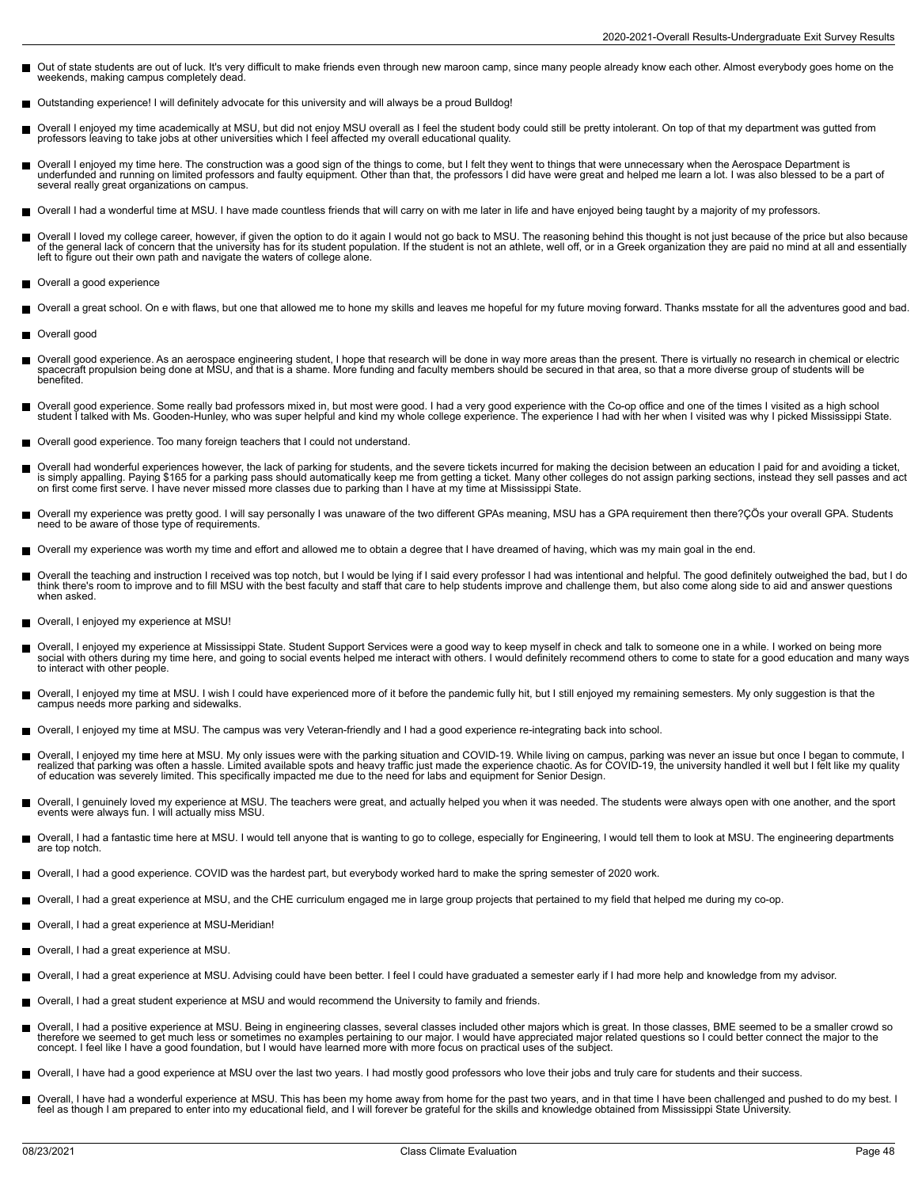- Out of state students are out of luck. It's very difficult to make friends even through new maroon camp, since many people already know each other. Almost everybody goes home on the weekends, making campus completely dead.
- Outstanding experience! I will definitely advocate for this university and will always be a proud Bulldog!
- Overall I enjoyed my time academically at MSU, but did not enjoy MSU overall as I feel the student body could still be pretty intolerant. On top of that my department was gutted from professors leaving to take jobs at other universities which I feel affected my overall educational quality.
- Overall I enjoyed my time here. The construction was a good sign of the things to come, but I felt they went to things that were unnecessary when the Aerospace Department is underfunded and running on limited professors and faulty equipment. Other than that, the professors I did have were great and helped me learn a lot. I was also blessed to be a part of several really great organizations on campus.
- Overall I had a wonderful time at MSU. I have made countless friends that will carry on with me later in life and have enjoyed being taught by a majority of my professors.
- Overall I loved my college career, however, if given the option to do it again I would not go back to MSU. The reasoning behind this thought is not just because of the price but also because of the general lack of concern that the university has for its student population. If the student is not an athlete, well off, or in a Greek organization they are paid no mind at all and essentially left to figure out their own path and navigate the waters of college alone.
- Overall a good experience
- Overall a great school. On e with flaws, but one that allowed me to hone my skills and leaves me hopeful for my future moving forward. Thanks msstate for all the adventures good and bad.
- Overall good
- Overall good experience. As an aerospace engineering student, I hope that research will be done in way more areas than the present. There is virtually no research in chemical or electric spacecraft propulsion being done at MSU, and that is a shame. More funding and faculty members should be secured in that area, so that a more diverse group of students will be benefited.
- Overall good experience. Some really bad professors mixed in, but most were good. I had a very good experience with the Co-op office and one of the times I visited as a high school student I talked with Ms. Gooden-Hunley, who was super helpful and kind my whole college experience. The experience I had with her when I visited was why I picked Mississippi State.
- Overall good experience. Too many foreign teachers that I could not understand.
- Overall had wonderful experiences however, the lack of parking for students, and the severe tickets incurred for making the decision between an education I paid for and avoiding a ticket, is simply appalling. Paying $165 for a parking pass should automatically keep me from getting a ticket. Many other colleges do not assign parking sections, instead they sell passes and act on first come first serve. I have never missed more classes due to parking than I have at my time at Mississippi State.
- Overall my experience was pretty good. I will say personally I was unaware of the two different GPAs meaning, MSU has a GPA requirement then there?ÇÖs your overall GPA. Students need to be aware of those type of requirements.
- Overall my experience was worth my time and effort and allowed me to obtain a degree that I have dreamed of having, which was my main goal in the end.
- Overall the teaching and instruction I received was top notch, but I would be lying if I said every professor I had was intentional and helpful. The good definitely outweighed the bad, but I do think there's room to improve and to fill MSU with the best faculty and staff that care to help students improve and challenge them, but also come along side to aid and answer questions when asked.
- Overall, I enjoyed my experience at MSU!
- Overall, I enjoyed my experience at Mississippi State. Student Support Services were a good way to keep myself in check and talk to someone one in a while. I worked on being more social with others during my time here, and going to social events helped me interact with others. I would definitely recommend others to come to state for a good education and many ways to interact with other people.
- Overall, I enjoyed my time at MSU. I wish I could have experienced more of it before the pandemic fully hit, but I still enjoyed my remaining semesters. My only suggestion is that the campus needs more parking and sidewalks.
- Overall, I enjoyed my time at MSU. The campus was very Veteran-friendly and I had a good experience re-integrating back into school.
- Overall, I enjoyed my time here at MSU. My only issues were with the parking situation and COVID-19. While living on campus, parking was never an issue but once I began to commute, I realized that parking was often a hassle. Limited available spots and heavy traffic just made the experience chaotic. As for COVID-19, the university handled it well but I felt like my quality of education was severely limited. This specifically impacted me due to the need for labs and equipment for Senior Design.
- Overall, I genuinely loved my experience at MSU. The teachers were great, and actually helped you when it was needed. The students were always open with one another, and the sport events were always fun. I will actually miss MSU.
- Overall, I had a fantastic time here at MSU. I would tell anyone that is wanting to go to college, especially for Engineering, I would tell them to look at MSU. The engineering departments are top notch.
- Overall, I had a good experience. COVID was the hardest part, but everybody worked hard to make the spring semester of 2020 work.
- Overall, I had a great experience at MSU, and the CHE curriculum engaged me in large group projects that pertained to my field that helped me during my co-op.
- Overall, I had a great experience at MSU-Meridian!
- Overall, I had a great experience at MSU.
- Overall, I had a great experience at MSU. Advising could have been better. I feel I could have graduated a semester early if I had more help and knowledge from my advisor.
- Overall, I had a great student experience at MSU and would recommend the University to family and friends.
- Overall, I had a positive experience at MSU. Being in engineering classes, several classes included other majors which is great. In those classes, BME seemed to be a smaller crowd so therefore we seemed to get much less or sometimes no examples pertaining to our major. I would have appreciated major related questions so I could better connect the major to the concept. I feel like I have a good foundation, but I would have learned more with more focus on practical uses of the subject.
- Overall, I have had a good experience at MSU over the last two years. I had mostly good professors who love their jobs and truly care for students and their success.
- Overall, I have had a wonderful experience at MSU. This has been my home away from home for the past two years, and in that time I have been challenged and pushed to do my best. I feel as though I am prepared to enter into my educational field, and I will forever be grateful for the skills and knowledge obtained from Mississippi State University.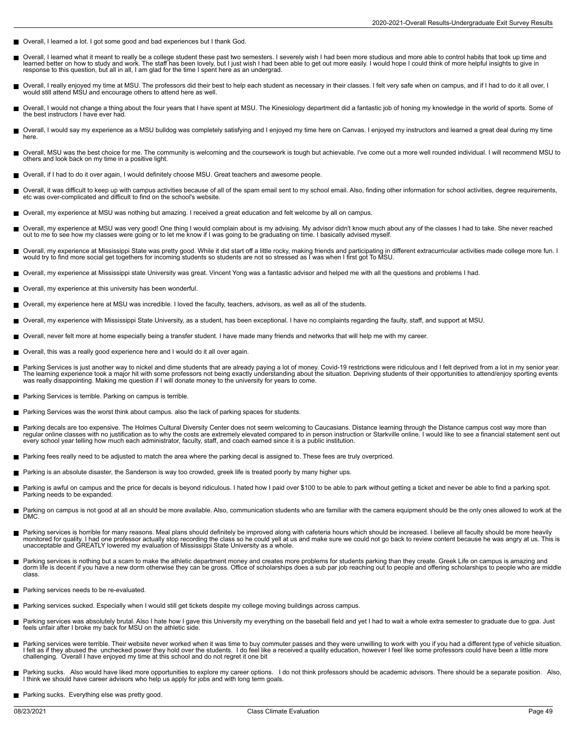- Overall, I learned a lot. I got some good and bad experiences but I thank God.
- Overall, I learned what it meant to really be a college student these past two semesters. I severely wish I had been more studious and more able to control habits that took up time and learned better on how to study and work. The staff has been lovely, but I just wish I had been able to get out more easily. I would hope I could think of more helpful insights to give in response to this question, but all in all, I am glad for the time I spent here as an undergrad.
- Overall, I really enjoyed my time at MSU. The professors did their best to help each student as necessary in their classes. I felt very safe when on campus, and if I had to do it all over, I would still attend MSU and encourage others to attend here as well.
- Overall, I would not change a thing about the four years that I have spent at MSU. The Kinesiology department did a fantastic job of honing my knowledge in the world of sports. Some of the best instructors I have ever had.
- Overall, I would say my experience as a MSU bulldog was completely satisfying and I enjoyed my time here on Canvas. I enjoyed my instructors and learned a great deal during my time here.
- Overall, MSU was the best choice for me. The community is welcoming and the coursework is tough but achievable. I've come out a more well rounded individual. I will recommend MSU to others and look back on my time in a positive light.
- Overall, if I had to do it over again, I would definitely choose MSU. Great teachers and awesome people.
- Overall, it was difficult to keep up with campus activities because of all of the spam email sent to my school email. Also, finding other information for school activities, degree requirements, etc was over-complicated and difficult to find on the school's website.
- Overall, my experience at MSU was nothing but amazing. I received a great education and felt welcome by all on campus.
- Overall, my experience at MSU was very good! One thing I would complain about is my advising. My advisor didn't know much about any of the classes I had to take. She never reached out to me to see how my classes were going or to let me know if I was going to be graduating on time. I basically advised myself.
- Overall, my experience at Mississippi State was pretty good. While it did start off a little rocky, making friends and participating in different extracurricular activities made college more fun. I would try to find more social get togethers for incoming students so students are not so stressed as I was when I first got To MSU.
- Overall, my experience at Mississippi state University was great. Vincent Yong was a fantastic advisor and helped me with all the questions and problems I had.
- Overall, my experience at this university has been wonderful.
- Overall, my experience here at MSU was incredible. I loved the faculty, teachers, advisors, as well as all of the students.
- Overall, my experience with Mississippi State University, as a student, has been exceptional. I have no complaints regarding the faulty, staff, and support at MSU.
- Overall, never felt more at home especially being a transfer student. I have made many friends and networks that will help me with my career.
- Overall, this was a really good experience here and I would do it all over again.
- Parking Services is just another way to nickel and dime students that are already paying a lot of money. Covid-19 restrictions were ridiculous and I felt deprived from a lot in my senior year. The learning experience took a major hit with some professors not being exactly understanding about the situation. Depriving students of their opportunities to attend/enjoy sporting events was really disappointing. Making me question if I will donate money to the university for years to come.
- Parking Services is terrible. Parking on campus is terrible.
- Parking Services was the worst think about campus. also the lack of parking spaces for students.
- Parking decals are too expensive. The Holmes Cultural Diversity Center does not seem welcoming to Caucasians. Distance learning through the Distance campus cost way more than regular online classes with no justification as to why the costs are extremely elevated compared to in person instruction or Starkville online. I would like to see a financial statement sent out every school year telling how much each administrator, faculty, staff, and coach earned since it is a public institution.
- Parking fees really need to be adjusted to match the area where the parking decal is assigned to. These fees are truly overpriced.
- Parking is an absolute disaster, the Sanderson is way too crowded, greek life is treated poorly by many higher ups.
- Parking is awful on campus and the price for decals is beyond ridiculous. I hated how I paid over $100 to be able to park without getting a ticket and never be able to find a parking spot. Parking needs to be expanded.
- Parking on campus is not good at all an should be more available. Also, communication students who are familiar with the camera equipment should be the only ones allowed to work at the DMC.
- Parking services is horrible for many reasons. Meal plans should definitely be improved along with cafeteria hours which should be increased. I believe all faculty should be more heavily monitored for quality. I had one professor actually stop recording the class so he could yell at us and make sure we could not go back to review content because he was angry at us. This is unacceptable and GREATLY lowered my evaluation of Mississippi State University as a whole.
- Parking services is nothing but a scam to make the athletic department money and creates more problems for students parking than they create. Greek Life on campus is amazing and dorm life is decent if you have a new dorm otherwise they can be gross. Office of scholarships does a sub par job reaching out to people and offering scholarships to people who are middle class.
- Parking services needs to be re-evaluated.
- Parking services sucked. Especially when I would still get tickets despite my college moving buildings across campus.
- Parking services was absolutely brutal. Also I hate how I gave this University my everything on the baseball field and yet I had to wait a whole extra semester to graduate due to gpa. Just feels unfair after I broke my back for MSU on the athletic side.
- Parking services were terrible. Their website never worked when it was time to buy commuter passes and they were unwilling to work with you if you had a different type of vehicle situation. I felt as if they abused the unchecked power they hold over the students. I do feel like a received a quality education, however I feel like some professors could have been a little more challenging. Overall I have enjoyed my time at this school and do not regret it one bit
- Parking sucks. Also would have liked more opportunities to explore my career options. I do not think professors should be academic advisors. There should be a separate position. Also, I think we should have career advisors who help us apply for jobs and with long term goals.
- Parking sucks. Everything else was pretty good.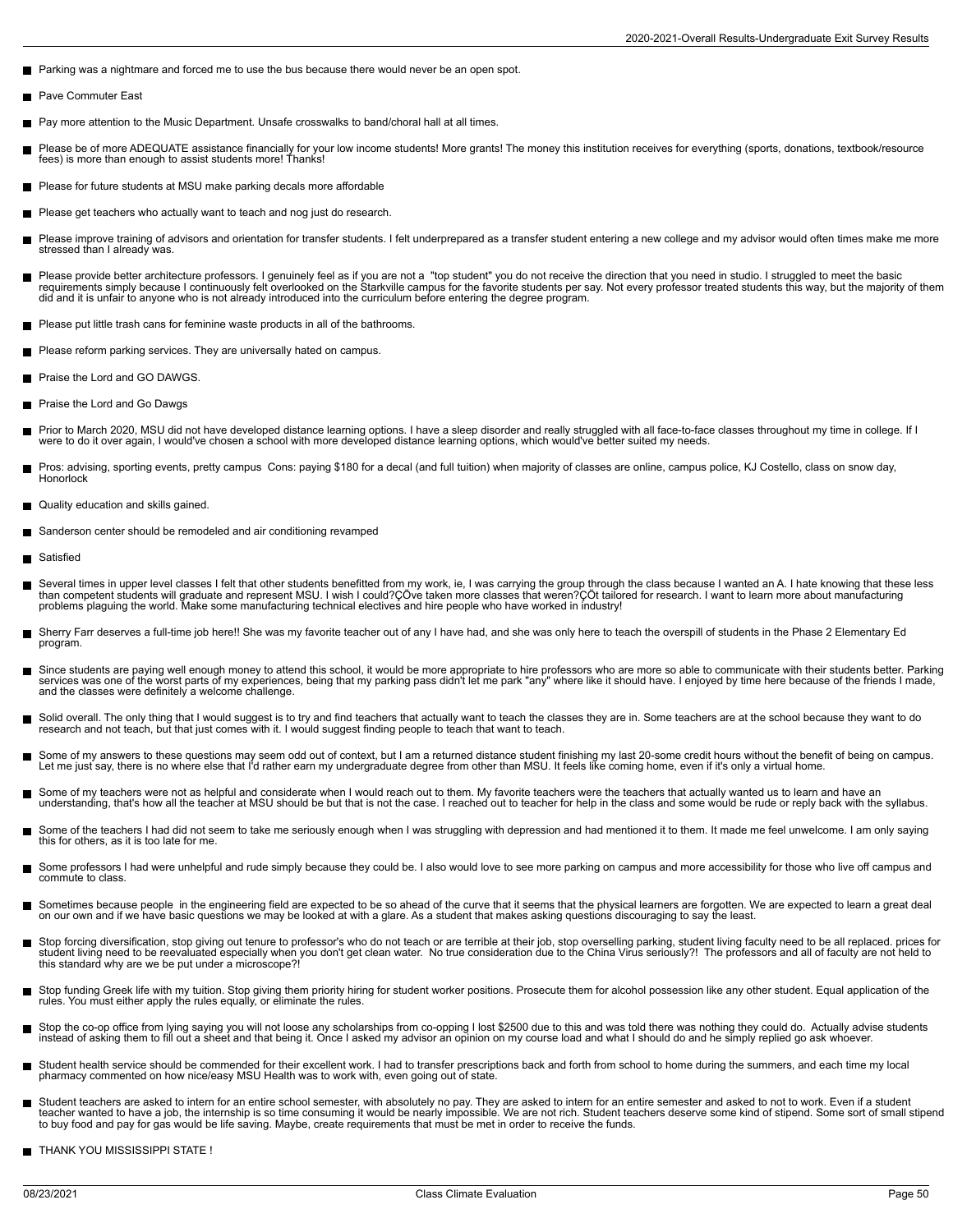- Parking was a nightmare and forced me to use the bus because there would never be an open spot.
- Pave Commuter East
- Pay more attention to the Music Department. Unsafe crosswalks to band/choral hall at all times.
- Please be of more ADEQUATE assistance financially for your low income students! More grants! The money this institution receives for everything (sports, donations, textbook/resource fees) is more than enough to assist students more! Thanks!
- Please for future students at MSU make parking decals more affordable
- Please get teachers who actually want to teach and nog just do research.
- Please improve training of advisors and orientation for transfer students. I felt underprepared as a transfer student entering a new college and my advisor would often times make me more stressed than I already was.
- Please provide better architecture professors. I genuinely feel as if you are not a "top student" you do not receive the direction that you need in studio. I struggled to meet the basic requirements simply because I continuously felt overlooked on the Starkville campus for the favorite students per say. Not every professor treated students this way, but the majority of them did and it is unfair to anyone who is not already introduced into the curriculum before entering the degree program.
- Please put little trash cans for feminine waste products in all of the bathrooms.
- Please reform parking services. They are universally hated on campus.
- Praise the Lord and GO DAWGS.
- Praise the Lord and Go Dawgs
- Prior to March 2020, MSU did not have developed distance learning options. I have a sleep disorder and really struggled with all face-to-face classes throughout my time in college. If I were to do it over again, I would've chosen a school with more developed distance learning options, which would've better suited my needs.
- Pros: advising, sporting events, pretty campus Cons: paying $180 for a decal (and full tuition) when majority of classes are online, campus police, KJ Costello, class on snow day, Honorlock
- Quality education and skills gained.
- Sanderson center should be remodeled and air conditioning revamped
- Satisfied
- Several times in upper level classes I felt that other students benefitted from my work, ie, I was carrying the group through the class because I wanted an A. I hate knowing that these less than competent students will graduate and represent MSU. I wish I could?ÇÖve taken more classes that weren?ÇÖt tailored for research. I want to learn more about manufacturing problems plaguing the world. Make some manufacturing technical electives and hire people who have worked in industry!
- Sherry Farr deserves a full-time job here!! She was my favorite teacher out of any I have had, and she was only here to teach the overspill of students in the Phase 2 Elementary Ed program.
- Since students are paying well enough money to attend this school, it would be more appropriate to hire professors who are more so able to communicate with their students better. Parking services was one of the worst parts of my experiences, being that my parking pass didn't let me park "any" where like it should have. I enjoyed by time here because of the friends I made, and the classes were definitely a welcome challenge.
- Solid overall. The only thing that I would suggest is to try and find teachers that actually want to teach the classes they are in. Some teachers are at the school because they want to do research and not teach, but that just comes with it. I would suggest finding people to teach that want to teach.
- Some of my answers to these questions may seem odd out of context, but I am a returned distance student finishing my last 20-some credit hours without the benefit of being on campus. Let me just say, there is no where else that I'd rather earn my undergraduate degree from other than MSU. It feels like coming home, even if it's only a virtual home.
- Some of my teachers were not as helpful and considerate when I would reach out to them. My favorite teachers were the teachers that actually wanted us to learn and have an understanding, that's how all the teacher at MSU should be but that is not the case. I reached out to teacher for help in the class and some would be rude or reply back with the syllabus.
- Some of the teachers I had did not seem to take me seriously enough when I was struggling with depression and had mentioned it to them. It made me feel unwelcome. I am only saying this for others, as it is too late for me.
- Some professors I had were unhelpful and rude simply because they could be. I also would love to see more parking on campus and more accessibility for those who live off campus and commute to class.
- Sometimes because people in the engineering field are expected to be so ahead of the curve that it seems that the physical learners are forgotten. We are expected to learn a great deal on our own and if we have basic questions we may be looked at with a glare. As a student that makes asking questions discouraging to say the least.
- Stop forcing diversification, stop giving out tenure to professor's who do not teach or are terrible at their job, stop overselling parking, student living faculty need to be all replaced. prices for student living need to be reevaluated especially when you don't get clean water. No true consideration due to the China Virus seriously?! The professors and all of faculty are not held to this standard why are we be put under a microscope?!
- Stop funding Greek life with my tuition. Stop giving them priority hiring for student worker positions. Prosecute them for alcohol possession like any other student. Equal application of the rules. You must either apply the rules equally, or eliminate the rules.
- Stop the co-op office from lying saying you will not loose any scholarships from co-opping I lost $2500 due to this and was told there was nothing they could do. Actually advise students instead of asking them to fill out a sheet and that being it. Once I asked my advisor an opinion on my course load and what I should do and he simply replied go ask whoever.
- Student health service should be commended for their excellent work. I had to transfer prescriptions back and forth from school to home during the summers, and each time my local pharmacy commented on how nice/easy MSU Health was to work with, even going out of state.
- Student teachers are asked to intern for an entire school semester, with absolutely no pay. They are asked to intern for an entire semester and asked to not to work. Even if a student teacher wanted to have a job, the internship is so time consuming it would be nearly impossible. We are not rich. Student teachers deserve some kind of stipend. Some sort of small stipend to buy food and pay for gas would be life saving. Maybe, create requirements that must be met in order to receive the funds.
- THANK YOU MISSISSIPPI STATE !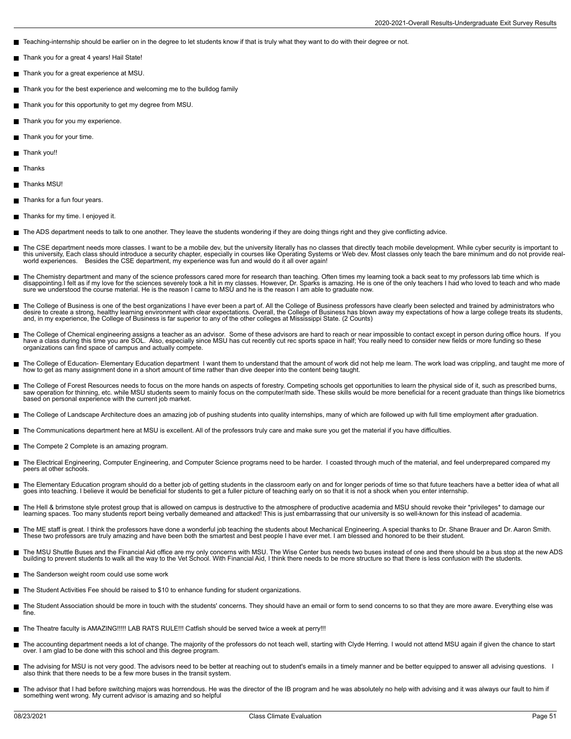- Teaching-internship should be earlier on in the degree to let students know if that is truly what they want to do with their degree or not.
- Thank you for a great 4 years! Hail State!
- Thank you for a great experience at MSU.
- Thank you for the best experience and welcoming me to the bulldog family
- Thank you for this opportunity to get my degree from MSU.
- Thank you for you my experience.
- Thank you for your time.
- Thank you!!
- Thanks
- Thanks MSU!
- Thanks for a fun four years.
- Thanks for my time. I enjoyed it.
- The ADS department needs to talk to one another. They leave the students wondering if they are doing things right and they give conflicting advice.
- The CSE department needs more classes. I want to be a mobile dev, but the university literally has no classes that directly teach mobile development. While cyber security is important to this university, Each class should introduce a security chapter, especially in courses like Operating Systems or Web dev. Most classes only teach the bare minimum and do not provide real-world experiences. Besides the CSE department, my experience was fun and would do it all over again!
- The Chemistry department and many of the science professors cared more for research than teaching. Often times my learning took a back seat to my professors lab time which is disappointing.I felt as if my love for the sciences severely took a hit in my classes. However, Dr. Sparks is amazing. He is one of the only teachers I had who loved to teach and who made sure we understood the course material. He is the reason I came to MSU and he is the reason I am able to graduate now.
- The College of Business is one of the best organizations I have ever been a part of. All the College of Business professors have clearly been selected and trained by administrators who desire to create a strong, healthy learning environment with clear expectations. Overall, the College of Business has blown away my expectations of how a large college treats its students, and, in my experience, the College of Business is far superior to any of the other colleges at Mississippi State. (2 Counts)
- The College of Chemical engineering assigns a teacher as an advisor. Some of these advisors are hard to reach or near impossible to contact except in person during office hours. If you have a class during this time you are SOL. Also, especially since MSU has cut recently cut rec sports space in half; You really need to consider new fields or more funding so these organizations can find space of campus and actually compete.
- The College of Education- Elementary Education department I want them to understand that the amount of work did not help me learn. The work load was crippling, and taught me more of how to get as many assignment done in a short amount of time rather than dive deeper into the content being taught.
- The College of Forest Resources needs to focus on the more hands on aspects of forestry. Competing schools get opportunities to learn the physical side of it, such as prescribed burns, saw operation for thinning, etc. while MSU students seem to mainly focus on the computer/math side. These skills would be more beneficial for a recent graduate than things like biometrics based on personal experience with the current job market.
- The College of Landscape Architecture does an amazing job of pushing students into quality internships, many of which are followed up with full time employment after graduation.
- The Communications department here at MSU is excellent. All of the professors truly care and make sure you get the material if you have difficulties.
- The Compete 2 Complete is an amazing program.
- The Electrical Engineering, Computer Engineering, and Computer Science programs need to be harder. I coasted through much of the material, and feel underprepared compared my peers at other schools.
- The Elementary Education program should do a better job of getting students in the classroom early on and for longer periods of time so that future teachers have a better idea of what all goes into teaching. I believe it would be beneficial for students to get a fuller picture of teaching early on so that it is not a shock when you enter internship.
- The Hell & brimstone style protest group that is allowed on campus is destructive to the atmosphere of productive academia and MSU should revoke their *privileges* to damage our learning spaces. Too many students report being verbally demeaned and attacked! This is just embarrassing that our university is so well-known for this instead of academia.
- The ME staff is great. I think the professors have done a wonderful job teaching the students about Mechanical Engineering. A special thanks to Dr. Shane Brauer and Dr. Aaron Smith. These two professors are truly amazing and have been both the smartest and best people I have ever met. I am blessed and honored to be their student.
- The MSU Shuttle Buses and the Financial Aid office are my only concerns with MSU. The Wise Center bus needs two buses instead of one and there should be a bus stop at the new ADS building to prevent students to walk all the way to the Vet School. With Financial Aid, I think there needs to be more structure so that there is less confusion with the students.
- The Sanderson weight room could use some work
- The Student Activities Fee should be raised to $10 to enhance funding for student organizations.
- The Student Association should be more in touch with the students' concerns. They should have an email or form to send concerns to so that they are more aware. Everything else was fine.
- The Theatre faculty is AMAZING!!!!! LAB RATS RULE!!! Catfish should be served twice a week at perry!!!
- The accounting department needs a lot of change. The majority of the professors do not teach well, starting with Clyde Herring. I would not attend MSU again if given the chance to start over. I am glad to be done with this school and this degree program.
- The advising for MSU is not very good. The advisors need to be better at reaching out to student's emails in a timely manner and be better equipped to answer all advising questions. I also think that there needs to be a few more buses in the transit system.
- The advisor that I had before switching majors was horrendous. He was the director of the IB program and he was absolutely no help with advising and it was always our fault to him if something went wrong. My current advisor is amazing and so helpful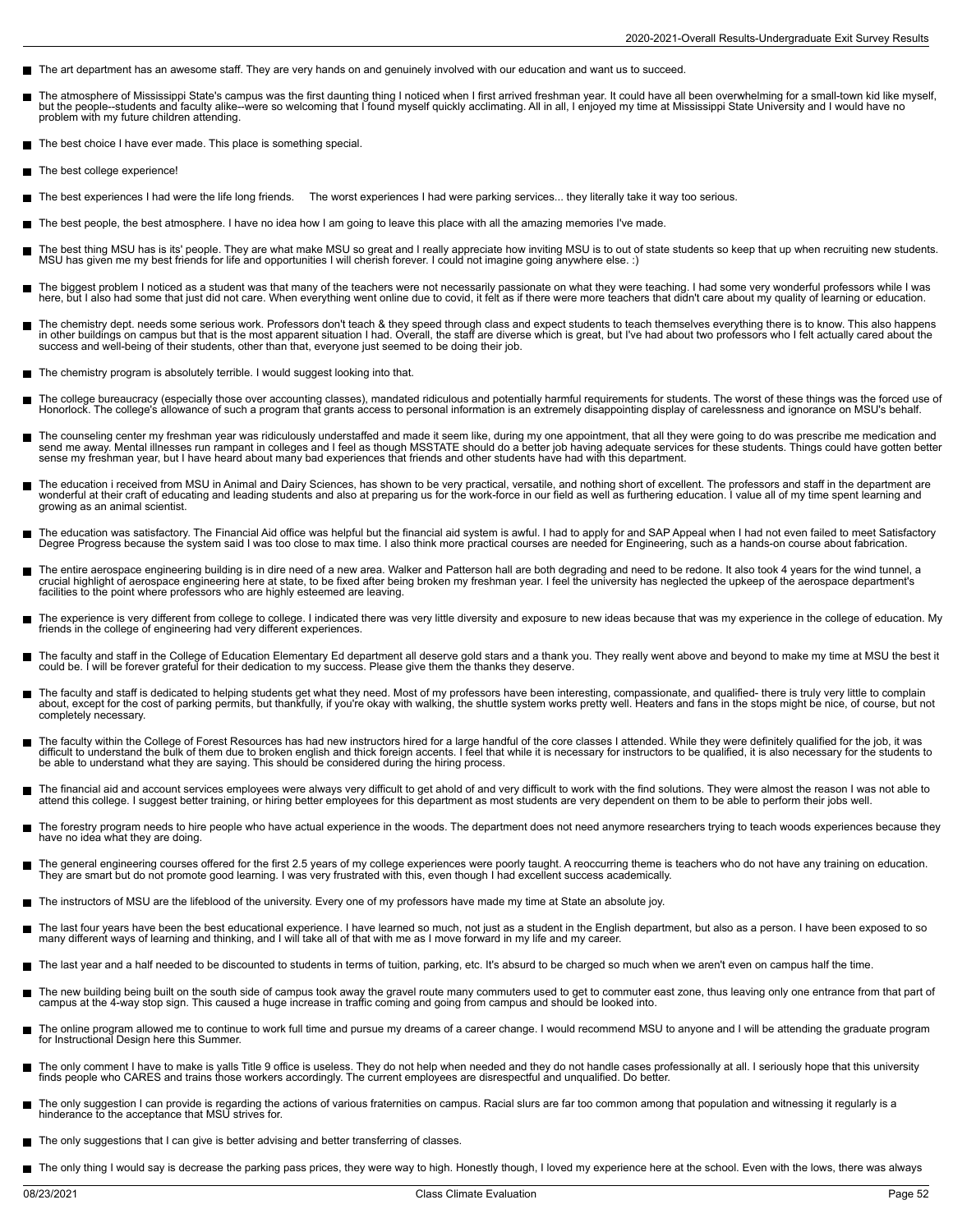- The art department has an awesome staff. They are very hands on and genuinely involved with our education and want us to succeed.
- The atmosphere of Mississippi State's campus was the first daunting thing I noticed when I first arrived freshman year. It could have all been overwhelming for a small-town kid like myself, but the people--students and faculty alike--were so welcoming that I found myself quickly acclimating. All in all, I enjoyed my time at Mississippi State University and I would have no problem with my future children attending.
- The best choice I have ever made. This place is something special.
- The best college experience!
- The best experiences I had were the life long friends.     The worst experiences I had were parking services... they literally take it way too serious.
- The best people, the best atmosphere. I have no idea how I am going to leave this place with all the amazing memories I've made.
- The best thing MSU has is its' people. They are what make MSU so great and I really appreciate how inviting MSU is to out of state students so keep that up when recruiting new students. MSU has given me my best friends for life and opportunities I will cherish forever. I could not imagine going anywhere else. :)
- The biggest problem I noticed as a student was that many of the teachers were not necessarily passionate on what they were teaching. I had some very wonderful professors while I was here, but I also had some that just did not care. When everything went online due to covid, it felt as if there were more teachers that didn't care about my quality of learning or education.
- The chemistry dept. needs some serious work. Professors don't teach & they speed through class and expect students to teach themselves everything there is to know. This also happens in other buildings on campus but that is the most apparent situation I had. Overall, the staff are diverse which is great, but I've had about two professors who I felt actually cared about the success and well-being of their students, other than that, everyone just seemed to be doing their job.
- The chemistry program is absolutely terrible. I would suggest looking into that.
- The college bureaucracy (especially those over accounting classes), mandated ridiculous and potentially harmful requirements for students. The worst of these things was the forced use of Honorlock. The college's allowance of such a program that grants access to personal information is an extremely disappointing display of carelessness and ignorance on MSU's behalf.
- The counseling center my freshman year was ridiculously understaffed and made it seem like, during my one appointment, that all they were going to do was prescribe me medication and send me away. Mental illnesses run rampant in colleges and I feel as though MSSTATE should do a better job having adequate services for these students. Things could have gotten better sense my freshman year, but I have heard about many bad experiences that friends and other students have had with this department.
- The education i received from MSU in Animal and Dairy Sciences, has shown to be very practical, versatile, and nothing short of excellent. The professors and staff in the department are wonderful at their craft of educating and leading students and also at preparing us for the work-force in our field as well as furthering education. I value all of my time spent learning and growing as an animal scientist.
- The education was satisfactory. The Financial Aid office was helpful but the financial aid system is awful. I had to apply for and SAP Appeal when I had not even failed to meet Satisfactory Degree Progress because the system said I was too close to max time. I also think more practical courses are needed for Engineering, such as a hands-on course about fabrication.
- The entire aerospace engineering building is in dire need of a new area. Walker and Patterson hall are both degrading and need to be redone. It also took 4 years for the wind tunnel, a crucial highlight of aerospace engineering here at state, to be fixed after being broken my freshman year. I feel the university has neglected the upkeep of the aerospace department's facilities to the point where professors who are highly esteemed are leaving.
- The experience is very different from college to college. I indicated there was very little diversity and exposure to new ideas because that was my experience in the college of education. My friends in the college of engineering had very different experiences.
- The faculty and staff in the College of Education Elementary Ed department all deserve gold stars and a thank you. They really went above and beyond to make my time at MSU the best it could be. I will be forever grateful for their dedication to my success. Please give them the thanks they deserve.
- The faculty and staff is dedicated to helping students get what they need. Most of my professors have been interesting, compassionate, and qualified- there is truly very little to complain about, except for the cost of parking permits, but thankfully, if you're okay with walking, the shuttle system works pretty well. Heaters and fans in the stops might be nice, of course, but not completely necessary.
- The faculty within the College of Forest Resources has had new instructors hired for a large handful of the core classes I attended. While they were definitely qualified for the job, it was difficult to understand the bulk of them due to broken english and thick foreign accents. I feel that while it is necessary for instructors to be qualified, it is also necessary for the students to be able to understand what they are saying. This should be considered during the hiring process.
- The financial aid and account services employees were always very difficult to get ahold of and very difficult to work with the find solutions. They were almost the reason I was not able to attend this college. I suggest better training, or hiring better employees for this department as most students are very dependent on them to be able to perform their jobs well.
- The forestry program needs to hire people who have actual experience in the woods. The department does not need anymore researchers trying to teach woods experiences because they have no idea what they are doing.
- The general engineering courses offered for the first 2.5 years of my college experiences were poorly taught. A reoccurring theme is teachers who do not have any training on education. They are smart but do not promote good learning. I was very frustrated with this, even though I had excellent success academically.
- The instructors of MSU are the lifeblood of the university. Every one of my professors have made my time at State an absolute joy.
- The last four years have been the best educational experience. I have learned so much, not just as a student in the English department, but also as a person. I have been exposed to so many different ways of learning and thinking, and I will take all of that with me as I move forward in my life and my career.
- The last year and a half needed to be discounted to students in terms of tuition, parking, etc. It's absurd to be charged so much when we aren't even on campus half the time.
- The new building being built on the south side of campus took away the gravel route many commuters used to get to commuter east zone, thus leaving only one entrance from that part of campus at the 4-way stop sign. This caused a huge increase in traffic coming and going from campus and should be looked into.
- The online program allowed me to continue to work full time and pursue my dreams of a career change. I would recommend MSU to anyone and I will be attending the graduate program for Instructional Design here this Summer.
- The only comment I have to make is yalls Title 9 office is useless. They do not help when needed and they do not handle cases professionally at all. I seriously hope that this university finds people who CARES and trains those workers accordingly. The current employees are disrespectful and unqualified. Do better.
- The only suggestion I can provide is regarding the actions of various fraternities on campus. Racial slurs are far too common among that population and witnessing it regularly is a hinderance to the acceptance that MSU strives for.
- The only suggestions that I can give is better advising and better transferring of classes.
- The only thing I would say is decrease the parking pass prices, they were way to high. Honestly though, I loved my experience here at the school. Even with the lows, there was always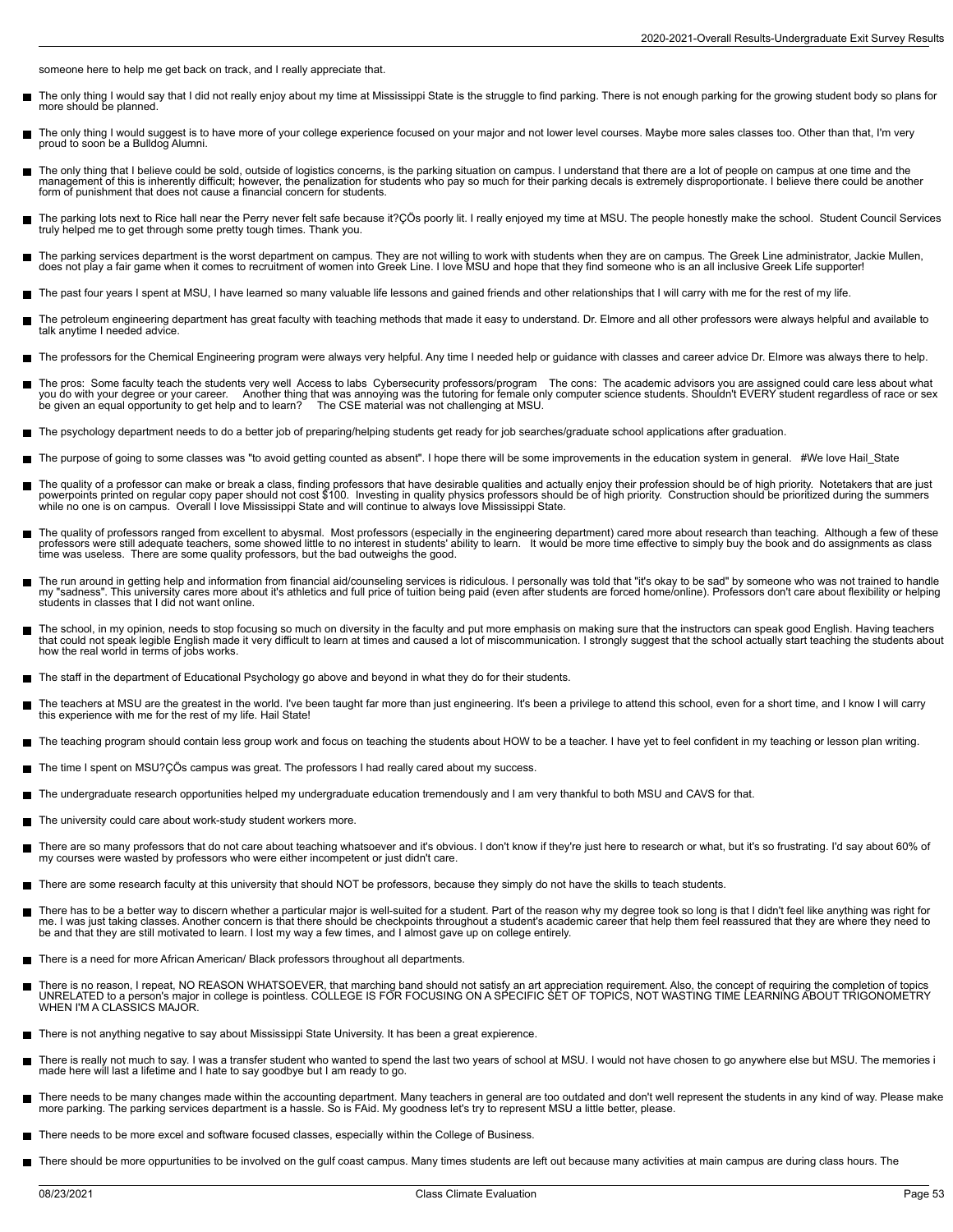someone here to help me get back on track, and I really appreciate that.

- The only thing I would say that I did not really enjoy about my time at Mississippi State is the struggle to find parking. There is not enough parking for the growing student body so plans for more should be planned.
- The only thing I would suggest is to have more of your college experience focused on your major and not lower level courses. Maybe more sales classes too. Other than that, I'm very proud to soon be a Bulldog Alumni.
- The only thing that I believe could be sold, outside of logistics concerns, is the parking situation on campus. I understand that there are a lot of people on campus at one time and the management of this is inherently difficult; however, the penalization for students who pay so much for their parking decals is extremely disproportionate. I believe there could be another form of punishment that does not cause a financial concern for students.
- The parking lots next to Rice hall near the Perry never felt safe because it?ÇÖs poorly lit. I really enjoyed my time at MSU. The people honestly make the school. Student Council Services truly helped me to get through some pretty tough times. Thank you.
- The parking services department is the worst department on campus. They are not willing to work with students when they are on campus. The Greek Line administrator, Jackie Mullen, does not play a fair game when it comes to recruitment of women into Greek Line. I love MSU and hope that they find someone who is an all inclusive Greek Life supporter!
- The past four years I spent at MSU, I have learned so many valuable life lessons and gained friends and other relationships that I will carry with me for the rest of my life.
- The petroleum engineering department has great faculty with teaching methods that made it easy to understand. Dr. Elmore and all other professors were always helpful and available to talk anytime I needed advice.
- The professors for the Chemical Engineering program were always very helpful. Any time I needed help or guidance with classes and career advice Dr. Elmore was always there to help.
- The pros: Some faculty teach the students very well Access to labs Cybersecurity professors/program The cons: The academic advisors you are assigned could care less about what you do with your degree or your career. Another thing that was annoying was the tutoring for female only computer science students. Shouldn't EVERY student regardless of race or sex be given an equal opportunity to get help and to learn? The CSE material was not challenging at MSU.
- The psychology department needs to do a better job of preparing/helping students get ready for job searches/graduate school applications after graduation.
- The purpose of going to some classes was "to avoid getting counted as absent". I hope there will be some improvements in the education system in general. #We love Hail_State
- The quality of a professor can make or break a class, finding professors that have desirable qualities and actually enjoy their profession should be of high priority. Notetakers that are just powerpoints printed on regular copy paper should not cost $100. Investing in quality physics professors should be of high priority. Construction should be prioritized during the summers while no one is on campus. Overall I love Mississippi State and will continue to always love Mississippi State.
- The quality of professors ranged from excellent to abysmal. Most professors (especially in the engineering department) cared more about research than teaching. Although a few of these professors were still adequate teachers, some showed little to no interest in students' ability to learn. It would be more time effective to simply buy the book and do assignments as class time was useless. There are some quality professors, but the bad outweighs the good.
- The run around in getting help and information from financial aid/counseling services is ridiculous. I personally was told that "it's okay to be sad" by someone who was not trained to handle my "sadness". This university cares more about it's athletics and full price of tuition being paid (even after students are forced home/online). Professors don't care about flexibility or helping students in classes that I did not want online.
- The school, in my opinion, needs to stop focusing so much on diversity in the faculty and put more emphasis on making sure that the instructors can speak good English. Having teachers that could not speak legible English made it very difficult to learn at times and caused a lot of miscommunication. I strongly suggest that the school actually start teaching the students about how the real world in terms of jobs works.
- The staff in the department of Educational Psychology go above and beyond in what they do for their students.
- The teachers at MSU are the greatest in the world. I've been taught far more than just engineering. It's been a privilege to attend this school, even for a short time, and I know I will carry this experience with me for the rest of my life. Hail State!
- The teaching program should contain less group work and focus on teaching the students about HOW to be a teacher. I have yet to feel confident in my teaching or lesson plan writing.
- The time I spent on MSU?ÇÖs campus was great. The professors I had really cared about my success.
- The undergraduate research opportunities helped my undergraduate education tremendously and I am very thankful to both MSU and CAVS for that.
- The university could care about work-study student workers more.
- There are so many professors that do not care about teaching whatsoever and it's obvious. I don't know if they're just here to research or what, but it's so frustrating. I'd say about 60% of my courses were wasted by professors who were either incompetent or just didn't care.
- There are some research faculty at this university that should NOT be professors, because they simply do not have the skills to teach students.
- There has to be a better way to discern whether a particular major is well-suited for a student. Part of the reason why my degree took so long is that I didn't feel like anything was right for me. I was just taking classes. Another concern is that there should be checkpoints throughout a student's academic career that help them feel reassured that they are where they need to be and that they are still motivated to learn. I lost my way a few times, and I almost gave up on college entirely.
- There is a need for more African American/ Black professors throughout all departments.
- There is no reason, I repeat, NO REASON WHATSOEVER, that marching band should not satisfy an art appreciation requirement. Also, the concept of requiring the completion of topics UNRELATED to a person's major in college is pointless. COLLEGE IS FOR FOCUSING ON A SPECIFIC SET OF TOPICS, NOT WASTING TIME LEARNING ABOUT TRIGONOMETRY WHEN I'M A CLASSICS MAJOR.
- There is not anything negative to say about Mississippi State University. It has been a great expierence.
- There is really not much to say. I was a transfer student who wanted to spend the last two years of school at MSU. I would not have chosen to go anywhere else but MSU. The memories i made here will last a lifetime and I hate to say goodbye but I am ready to go.
- There needs to be many changes made within the accounting department. Many teachers in general are too outdated and don't well represent the students in any kind of way. Please make more parking. The parking services department is a hassle. So is FAid. My goodness let's try to represent MSU a little better, please.
- There needs to be more excel and software focused classes, especially within the College of Business.
- There should be more oppurtunities to be involved on the gulf coast campus. Many times students are left out because many activities at main campus are during class hours. The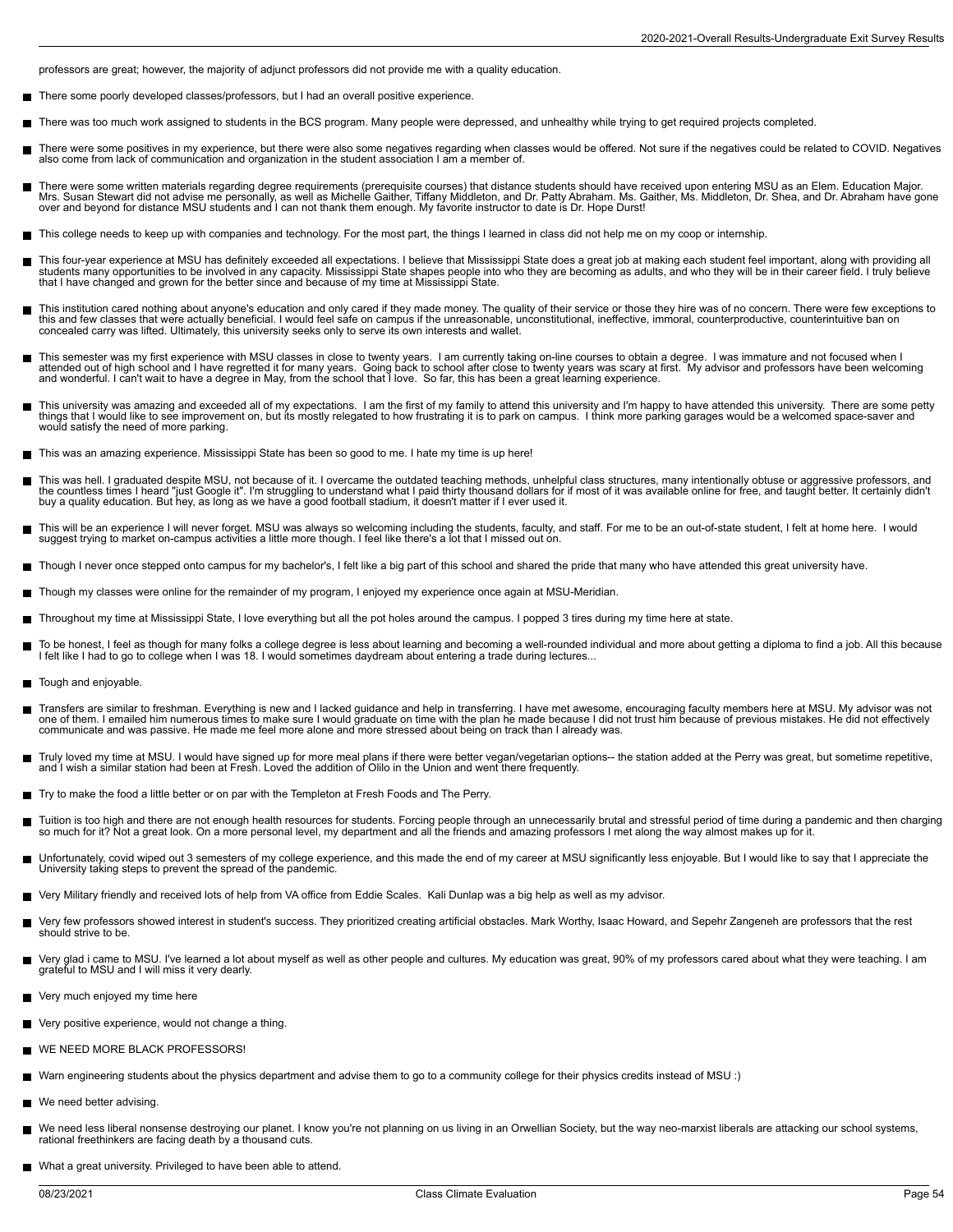professors are great; however, the majority of adjunct professors did not provide me with a quality education.

- There some poorly developed classes/professors, but I had an overall positive experience.
- There was too much work assigned to students in the BCS program. Many people were depressed, and unhealthy while trying to get required projects completed.
- There were some positives in my experience, but there were also some negatives regarding when classes would be offered. Not sure if the negatives could be related to COVID. Negatives also come from lack of communication and organization in the student association I am a member of.
- There were some written materials regarding degree requirements (prerequisite courses) that distance students should have received upon entering MSU as an Elem. Education Major. Mrs. Susan Stewart did not advise me personally, as well as Michelle Gaither, Tiffany Middleton, and Dr. Patty Abraham. Ms. Gaither, Ms. Middleton, Dr. Shea, and Dr. Abraham have gone over and beyond for distance MSU students and I can not thank them enough. My favorite instructor to date is Dr. Hope Durst!
- This college needs to keep up with companies and technology. For the most part, the things I learned in class did not help me on my coop or internship.
- This four-year experience at MSU has definitely exceeded all expectations. I believe that Mississippi State does a great job at making each student feel important, along with providing all students many opportunities to be involved in any capacity. Mississippi State shapes people into who they are becoming as adults, and who they will be in their career field. I truly believe that I have changed and grown for the better since and because of my time at Mississippi State.
- This institution cared nothing about anyone's education and only cared if they made money. The quality of their service or those they hire was of no concern. There were few exceptions to this and few classes that were actually beneficial. I would feel safe on campus if the unreasonable, unconstitutional, ineffective, immoral, counterproductive, counterintuitive ban on concealed carry was lifted. Ultimately, this university seeks only to serve its own interests and wallet.
- This semester was my first experience with MSU classes in close to twenty years. I am currently taking on-line courses to obtain a degree. I was immature and not focused when I attended out of high school and I have regretted it for many years. Going back to school after close to twenty years was scary at first. My advisor and professors have been welcoming and wonderful. I can't wait to have a degree in May, from the school that I love. So far, this has been a great learning experience.
- This university was amazing and exceeded all of my expectations. I am the first of my family to attend this university and I'm happy to have attended this university. There are some petty things that I would like to see improvement on, but its mostly relegated to how frustrating it is to park on campus. I think more parking garages would be a welcomed space-saver and would satisfy the need of more parking.
- This was an amazing experience. Mississippi State has been so good to me. I hate my time is up here!
- This was hell. I graduated despite MSU, not because of it. I overcame the outdated teaching methods, unhelpful class structures, many intentionally obtuse or aggressive professors, and the countless times I heard "just Google it". I'm struggling to understand what I paid thirty thousand dollars for if most of it was available online for free, and taught better. It certainly didn't buy a quality education. But hey, as long as we have a good football stadium, it doesn't matter if I ever used it.
- This will be an experience I will never forget. MSU was always so welcoming including the students, faculty, and staff. For me to be an out-of-state student, I felt at home here. I would suggest trying to market on-campus activities a little more though. I feel like there's a lot that I missed out on.
- Though I never once stepped onto campus for my bachelor's, I felt like a big part of this school and shared the pride that many who have attended this great university have.
- Though my classes were online for the remainder of my program, I enjoyed my experience once again at MSU-Meridian.
- Throughout my time at Mississippi State, I love everything but all the pot holes around the campus. I popped 3 tires during my time here at state.
- To be honest, I feel as though for many folks a college degree is less about learning and becoming a well-rounded individual and more about getting a diploma to find a job. All this because I felt like I had to go to college when I was 18. I would sometimes daydream about entering a trade during lectures...
- Tough and enjoyable.
- Transfers are similar to freshman. Everything is new and I lacked guidance and help in transferring. I have met awesome, encouraging faculty members here at MSU. My advisor was not one of them. I emailed him numerous times to make sure I would graduate on time with the plan he made because I did not trust him because of previous mistakes. He did not effectively communicate and was passive. He made me feel more alone and more stressed about being on track than I already was.
- Truly loved my time at MSU. I would have signed up for more meal plans if there were better vegan/vegetarian options-- the station added at the Perry was great, but sometime repetitive, and I wish a similar station had been at Fresh. Loved the addition of Olilo in the Union and went there frequently.
- Try to make the food a little better or on par with the Templeton at Fresh Foods and The Perry.
- Tuition is too high and there are not enough health resources for students. Forcing people through an unnecessarily brutal and stressful period of time during a pandemic and then charging so much for it? Not a great look. On a more personal level, my department and all the friends and amazing professors I met along the way almost makes up for it.
- Unfortunately, covid wiped out 3 semesters of my college experience, and this made the end of my career at MSU significantly less enjoyable. But I would like to say that I appreciate the University taking steps to prevent the spread of the pandemic.
- Very Military friendly and received lots of help from VA office from Eddie Scales. Kali Dunlap was a big help as well as my advisor.
- Very few professors showed interest in student's success. They prioritized creating artificial obstacles. Mark Worthy, Isaac Howard, and Sepehr Zangeneh are professors that the rest should strive to be.
- Very glad i came to MSU. I've learned a lot about myself as well as other people and cultures. My education was great, 90% of my professors cared about what they were teaching. I am grateful to MSU and I will miss it very dearly.
- Very much enjoyed my time here
- Very positive experience, would not change a thing.
- WE NEED MORE BLACK PROFESSORS!
- Warn engineering students about the physics department and advise them to go to a community college for their physics credits instead of MSU :)
- We need better advising.
- We need less liberal nonsense destroying our planet. I know you're not planning on us living in an Orwellian Society, but the way neo-marxist liberals are attacking our school systems, rational freethinkers are facing death by a thousand cuts.
- What a great university. Privileged to have been able to attend.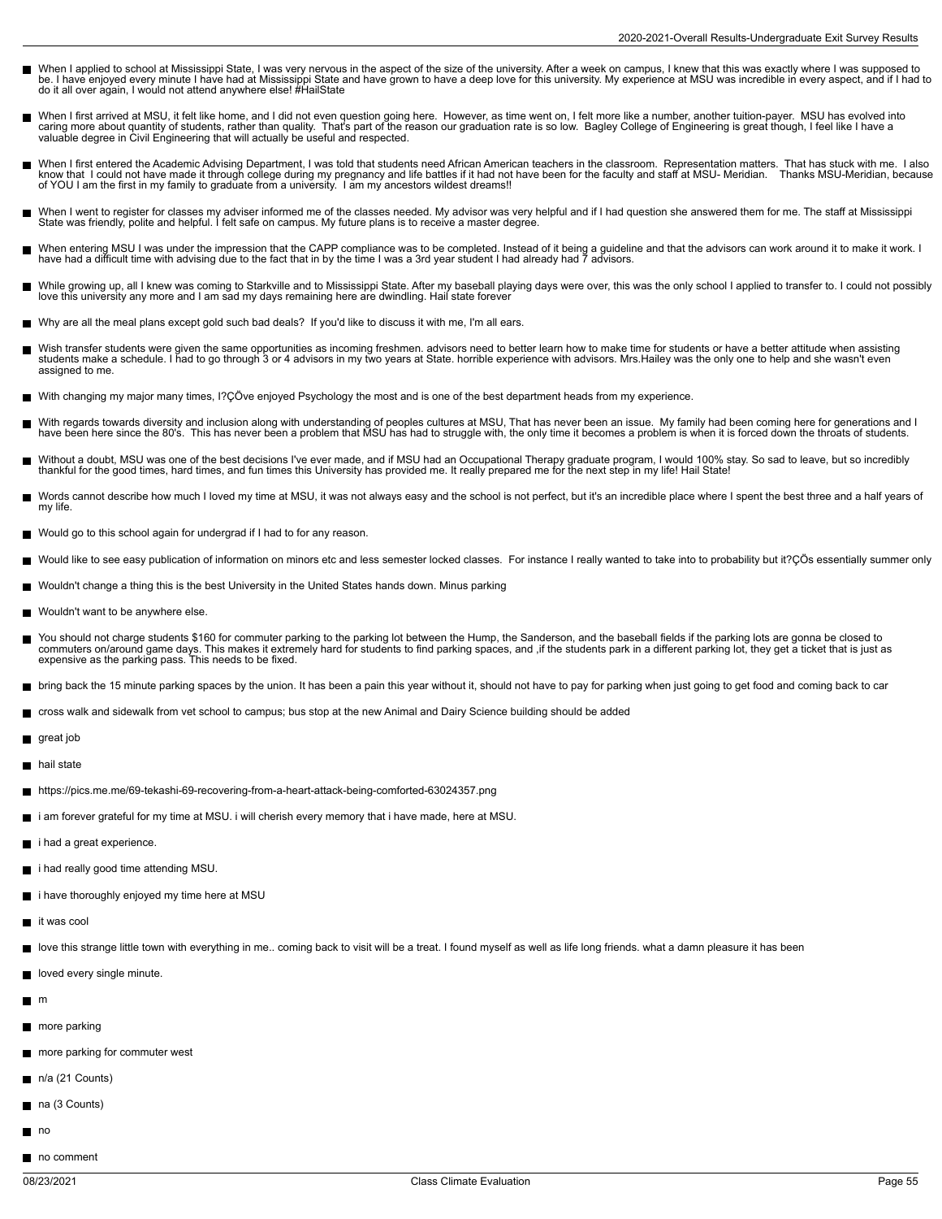- When I applied to school at Mississippi State, I was very nervous in the aspect of the size of the university. After a week on campus, I knew that this was exactly where I was supposed to be. I have enjoyed every minute I have had at Mississippi State and have grown to have a deep love for this university. My experience at MSU was incredible in every aspect, and if I had to do it all over again, I would not attend anywhere else! #HailState
- When I first arrived at MSU, it felt like home, and I did not even question going here. However, as time went on, I felt more like a number, another tuition-payer. MSU has evolved into caring more about quantity of students, rather than quality. That's part of the reason our graduation rate is so low. Bagley College of Engineering is great though, I feel like I have a valuable degree in Civil Engineering that will actually be useful and respected.
- When I first entered the Academic Advising Department, I was told that students need African American teachers in the classroom. Representation matters. That has stuck with me. I also know that I could not have made it through college during my pregnancy and life battles if it had not have been for the faculty and staff at MSU- Meridian. Thanks MSU-Meridian, because of YOU I am the first in my family to graduate from a university. I am my ancestors wildest dreams!!
- When I went to register for classes my adviser informed me of the classes needed. My advisor was very helpful and if I had question she answered them for me. The staff at Mississippi State was friendly, polite and helpful. I felt safe on campus. My future plans is to receive a master degree.
- When entering MSU I was under the impression that the CAPP compliance was to be completed. Instead of it being a guideline and that the advisors can work around it to make it work. I have had a difficult time with advising due to the fact that in by the time I was a 3rd year student I had already had 7 advisors.
- While growing up, all I knew was coming to Starkville and to Mississippi State. After my baseball playing days were over, this was the only school I applied to transfer to. I could not possibly love this university any more and I am sad my days remaining here are dwindling. Hail state forever
- Why are all the meal plans except gold such bad deals? If you'd like to discuss it with me, I'm all ears.
- Wish transfer students were given the same opportunities as incoming freshmen. advisors need to better learn how to make time for students or have a better attitude when assisting students make a schedule. I had to go through 3 or 4 advisors in my two years at State. horrible experience with advisors. Mrs.Hailey was the only one to help and she wasn't even assigned to me.
- With changing my major many times, I?ÇÖve enjoyed Psychology the most and is one of the best department heads from my experience.
- With regards towards diversity and inclusion along with understanding of peoples cultures at MSU, That has never been an issue. My family had been coming here for generations and I have been here since the 80's. This has never been a problem that MSU has had to struggle with, the only time it becomes a problem is when it is forced down the throats of students.
- Without a doubt, MSU was one of the best decisions I've ever made, and if MSU had an Occupational Therapy graduate program, I would 100% stay. So sad to leave, but so incredibly thankful for the good times, hard times, and fun times this University has provided me. It really prepared me for the next step in my life! Hail State!
- Words cannot describe how much I loved my time at MSU, it was not always easy and the school is not perfect, but it's an incredible place where I spent the best three and a half years of my life.
- Would go to this school again for undergrad if I had to for any reason.
- Would like to see easy publication of information on minors etc and less semester locked classes. For instance I really wanted to take into to probability but it?ÇÖs essentially summer only
- Wouldn't change a thing this is the best University in the United States hands down. Minus parking
- Wouldn't want to be anywhere else.
- You should not charge students $160 for commuter parking to the parking lot between the Hump, the Sanderson, and the baseball fields if the parking lots are gonna be closed to commuters on/around game days. This makes it extremely hard for students to find parking spaces, and ,if the students park in a different parking lot, they get a ticket that is just as expensive as the parking pass. This needs to be fixed.
- bring back the 15 minute parking spaces by the union. It has been a pain this year without it, should not have to pay for parking when just going to get food and coming back to car
- cross walk and sidewalk from vet school to campus; bus stop at the new Animal and Dairy Science building should be added
- great job
- hail state
- https://pics.me.me/69-tekashi-69-recovering-from-a-heart-attack-being-comforted-63024357.png
- i am forever grateful for my time at MSU. i will cherish every memory that i have made, here at MSU.
- i had a great experience.
- i had really good time attending MSU.
- i have thoroughly enjoyed my time here at MSU
- it was cool
- love this strange little town with everything in me.. coming back to visit will be a treat. I found myself as well as life long friends. what a damn pleasure it has been
- loved every single minute.
- m
- more parking
- more parking for commuter west
- n/a (21 Counts)
- na (3 Counts)
- no
- no comment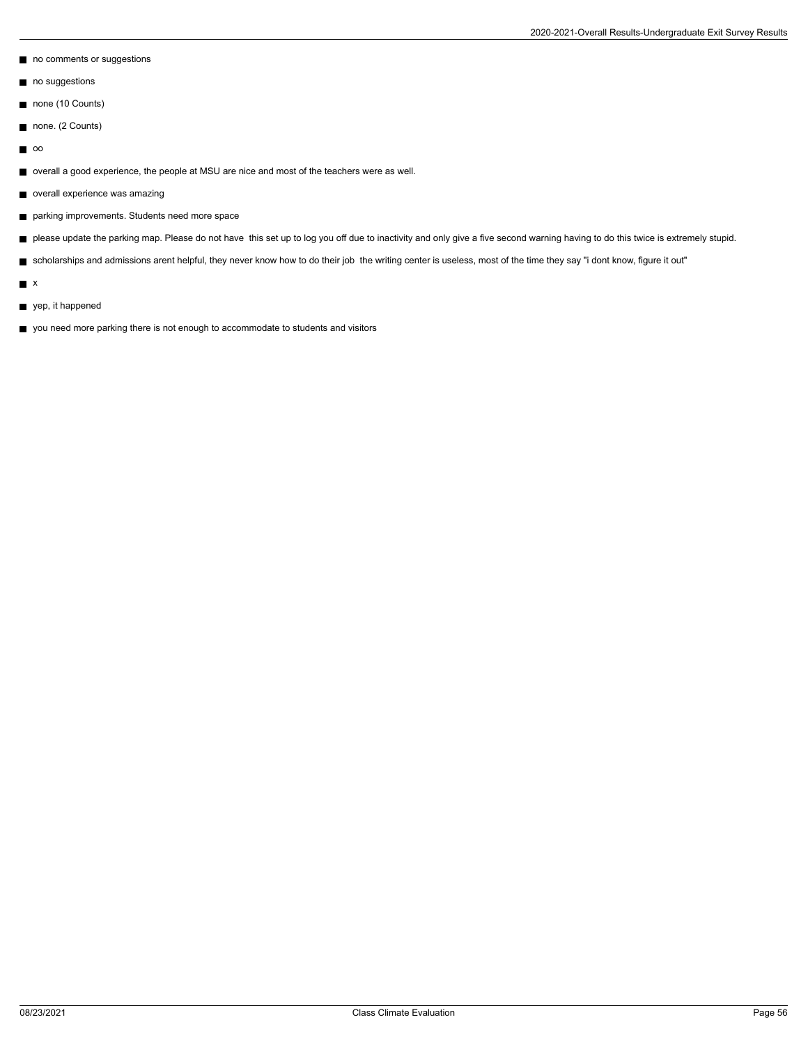- no comments or suggestions
- no suggestions
- none (10 Counts)
- none. (2 Counts)
- oo
- overall a good experience, the people at MSU are nice and most of the teachers were as well.
- overall experience was amazing
- parking improvements. Students need more space
- please update the parking map. Please do not have this set up to log you off due to inactivity and only give a five second warning having to do this twice is extremely stupid.
- scholarships and admissions arent helpful, they never know how to do their job the writing center is useless, most of the time they say "i dont know, figure it out"
- x
- yep, it happened
- you need more parking there is not enough to accommodate to students and visitors